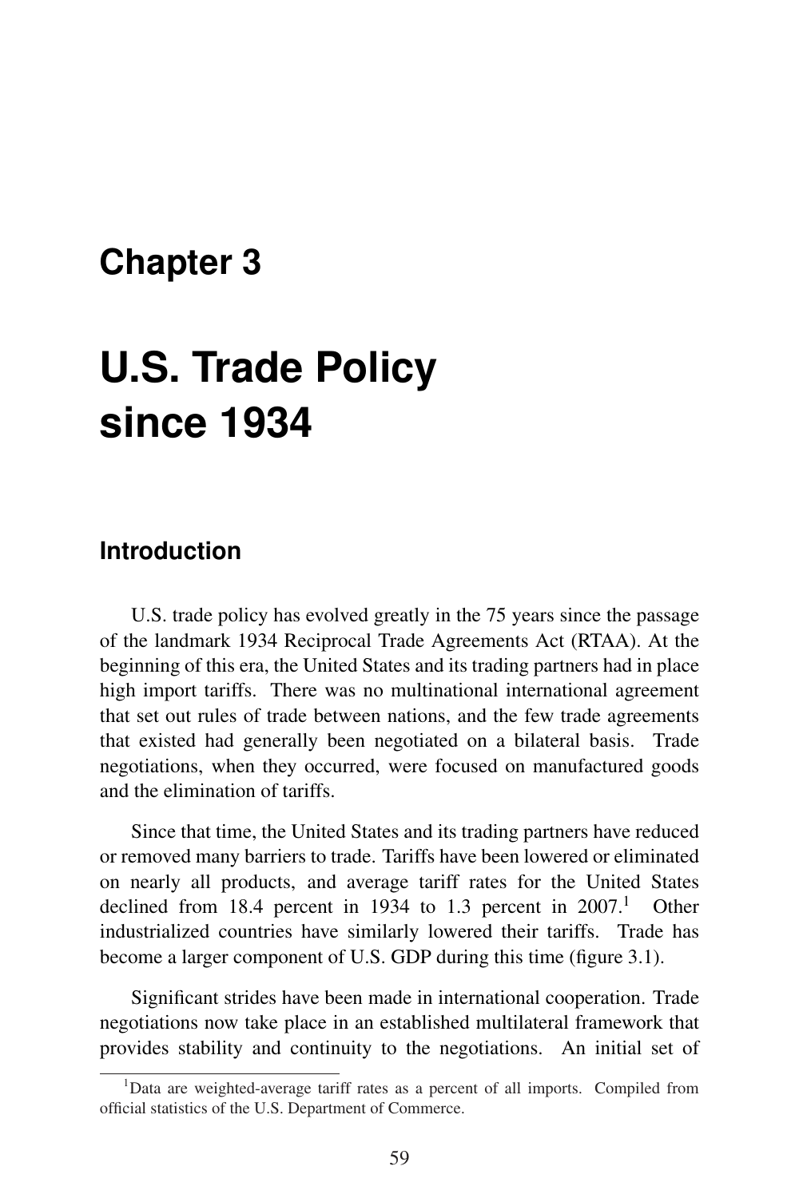# Chapter 3

# U.S. Trade Policy since 1934

## Introduction

U.S. trade policy has evolved greatly in the 75 years since the passage of the landmark 1934 Reciprocal Trade Agreements Act (RTAA). At the beginning of this era, the United States and its trading partners had in place high import tariffs. There was no multinational international agreement that set out rules of trade between nations, and the few trade agreements that existed had generally been negotiated on a bilateral basis. Trade negotiations, when they occurred, were focused on manufactured goods and the elimination of tariffs.

Since that time, the United States and its trading partners have reduced or removed many barriers to trade. Tariffs have been lowered or eliminated on nearly all products, and average tariff rates for the United States declined from 18.4 percent in 1934 to 1.3 percent in 2007.[1] Other industrialized countries have similarly lowered their tariffs. Trade has become a larger component of U.S. GDP during this time (figure 3.1).

Significant strides have been made in international cooperation. Trade negotiations now take place in an established multilateral framework that provides stability and continuity to the negotiations. An initial set of

[1] Data are weighted-average tariff rates as a percent of all imports. Compiled from official statistics of the U.S. Department of Commerce.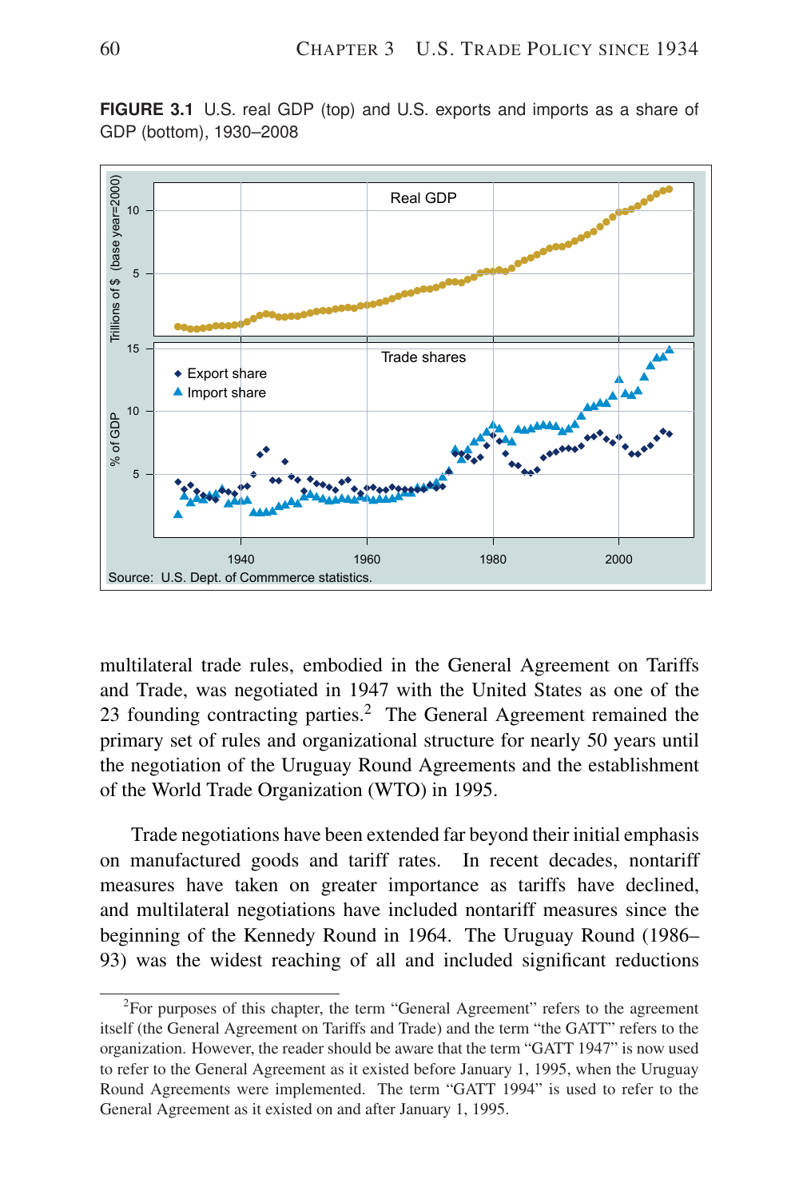**FIGURE 3.1** U.S. real GDP (top) and U.S. exports and imports as a share of GDP (bottom), 1930–2008

Source: U.S. Dept. of Commmerce statistics.

multilateral trade rules, embodied in the General Agreement on Tariffs and Trade, was negotiated in 1947 with the United States as one of the 23 founding contracting parties.[2] The General Agreement remained the primary set of rules and organizational structure for nearly 50 years until the negotiation of the Uruguay Round Agreements and the establishment of the World Trade Organization (WTO) in 1995.

Trade negotiations have been extended far beyond their initial emphasis on manufactured goods and tariff rates. In recent decades, nontariff measures have taken on greater importance as tariffs have declined, and multilateral negotiations have included nontariff measures since the beginning of the Kennedy Round in 1964. The Uruguay Round (1986–93) was the widest reaching of all and included significant reductions

[2]For purposes of this chapter, the term "General Agreement" refers to the agreement itself (the General Agreement on Tariffs and Trade) and the term "the GATT" refers to the organization. However, the reader should be aware that the term "GATT 1947" is now used to refer to the General Agreement as it existed before January 1, 1995, when the Uruguay Round Agreements were implemented. The term "GATT 1994" is used to refer to the General Agreement as it existed on and after January 1, 1995.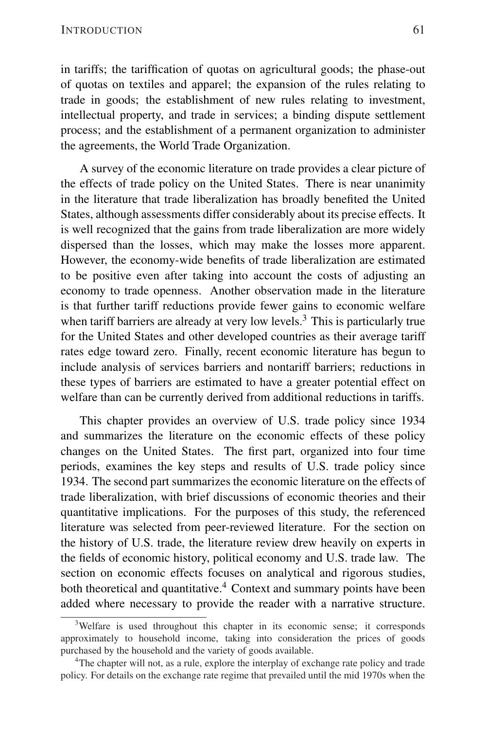in tariffs; the tariffication of quotas on agricultural goods; the phase-out of quotas on textiles and apparel; the expansion of the rules relating to trade in goods; the establishment of new rules relating to investment, intellectual property, and trade in services; a binding dispute settlement process; and the establishment of a permanent organization to administer the agreements, the World Trade Organization.

A survey of the economic literature on trade provides a clear picture of the effects of trade policy on the United States. There is near unanimity in the literature that trade liberalization has broadly benefited the United States, although assessments differ considerably about its precise effects. It is well recognized that the gains from trade liberalization are more widely dispersed than the losses, which may make the losses more apparent. However, the economy-wide benefits of trade liberalization are estimated to be positive even after taking into account the costs of adjusting an economy to trade openness. Another observation made in the literature is that further tariff reductions provide fewer gains to economic welfare when tariff barriers are already at very low levels.[3] This is particularly true for the United States and other developed countries as their average tariff rates edge toward zero. Finally, recent economic literature has begun to include analysis of services barriers and nontariff barriers; reductions in these types of barriers are estimated to have a greater potential effect on welfare than can be currently derived from additional reductions in tariffs.

This chapter provides an overview of U.S. trade policy since 1934 and summarizes the literature on the economic effects of these policy changes on the United States. The first part, organized into four time periods, examines the key steps and results of U.S. trade policy since 1934. The second part summarizes the economic literature on the effects of trade liberalization, with brief discussions of economic theories and their quantitative implications. For the purposes of this study, the referenced literature was selected from peer-reviewed literature. For the section on the history of U.S. trade, the literature review drew heavily on experts in the fields of economic history, political economy and U.S. trade law. The section on economic effects focuses on analytical and rigorous studies, both theoretical and quantitative.[4] Context and summary points have been added where necessary to provide the reader with a narrative structure.

[3] Welfare is used throughout this chapter in its economic sense; it corresponds approximately to household income, taking into consideration the prices of goods purchased by the household and the variety of goods available.

[4] The chapter will not, as a rule, explore the interplay of exchange rate policy and trade policy. For details on the exchange rate regime that prevailed until the mid 1970s when the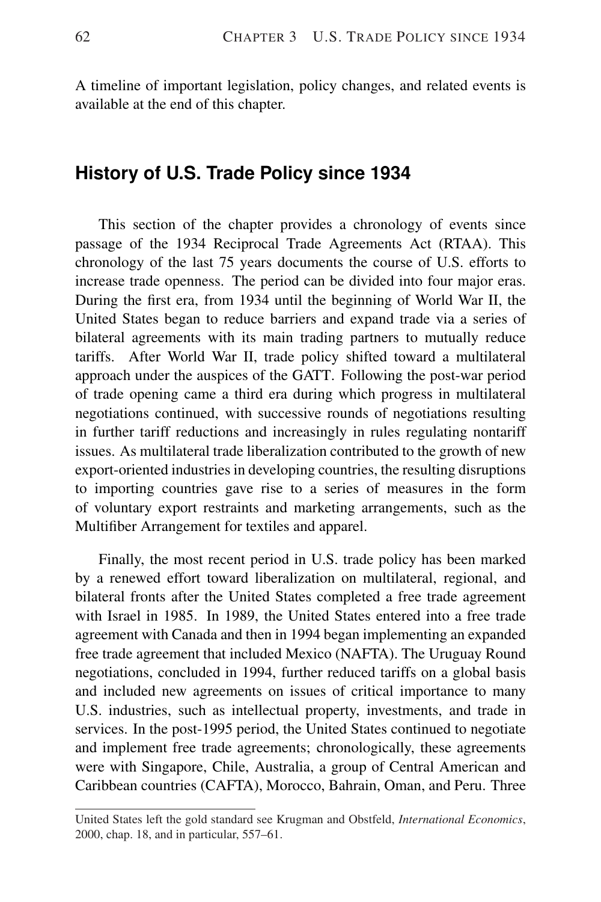A timeline of important legislation, policy changes, and related events is available at the end of this chapter.

## History of U.S. Trade Policy since 1934

This section of the chapter provides a chronology of events since passage of the 1934 Reciprocal Trade Agreements Act (RTAA). This chronology of the last 75 years documents the course of U.S. efforts to increase trade openness. The period can be divided into four major eras. During the first era, from 1934 until the beginning of World War II, the United States began to reduce barriers and expand trade via a series of bilateral agreements with its main trading partners to mutually reduce tariffs. After World War II, trade policy shifted toward a multilateral approach under the auspices of the GATT. Following the post-war period of trade opening came a third era during which progress in multilateral negotiations continued, with successive rounds of negotiations resulting in further tariff reductions and increasingly in rules regulating nontariff issues. As multilateral trade liberalization contributed to the growth of new export-oriented industries in developing countries, the resulting disruptions to importing countries gave rise to a series of measures in the form of voluntary export restraints and marketing arrangements, such as the Multifiber Arrangement for textiles and apparel.

Finally, the most recent period in U.S. trade policy has been marked by a renewed effort toward liberalization on multilateral, regional, and bilateral fronts after the United States completed a free trade agreement with Israel in 1985. In 1989, the United States entered into a free trade agreement with Canada and then in 1994 began implementing an expanded free trade agreement that included Mexico (NAFTA). The Uruguay Round negotiations, concluded in 1994, further reduced tariffs on a global basis and included new agreements on issues of critical importance to many U.S. industries, such as intellectual property, investments, and trade in services. In the post-1995 period, the United States continued to negotiate and implement free trade agreements; chronologically, these agreements were with Singapore, Chile, Australia, a group of Central American and Caribbean countries (CAFTA), Morocco, Bahrain, Oman, and Peru. Three

United States left the gold standard see Krugman and Obstfeld, *International Economics*, 2000, chap. 18, and in particular, 557–61.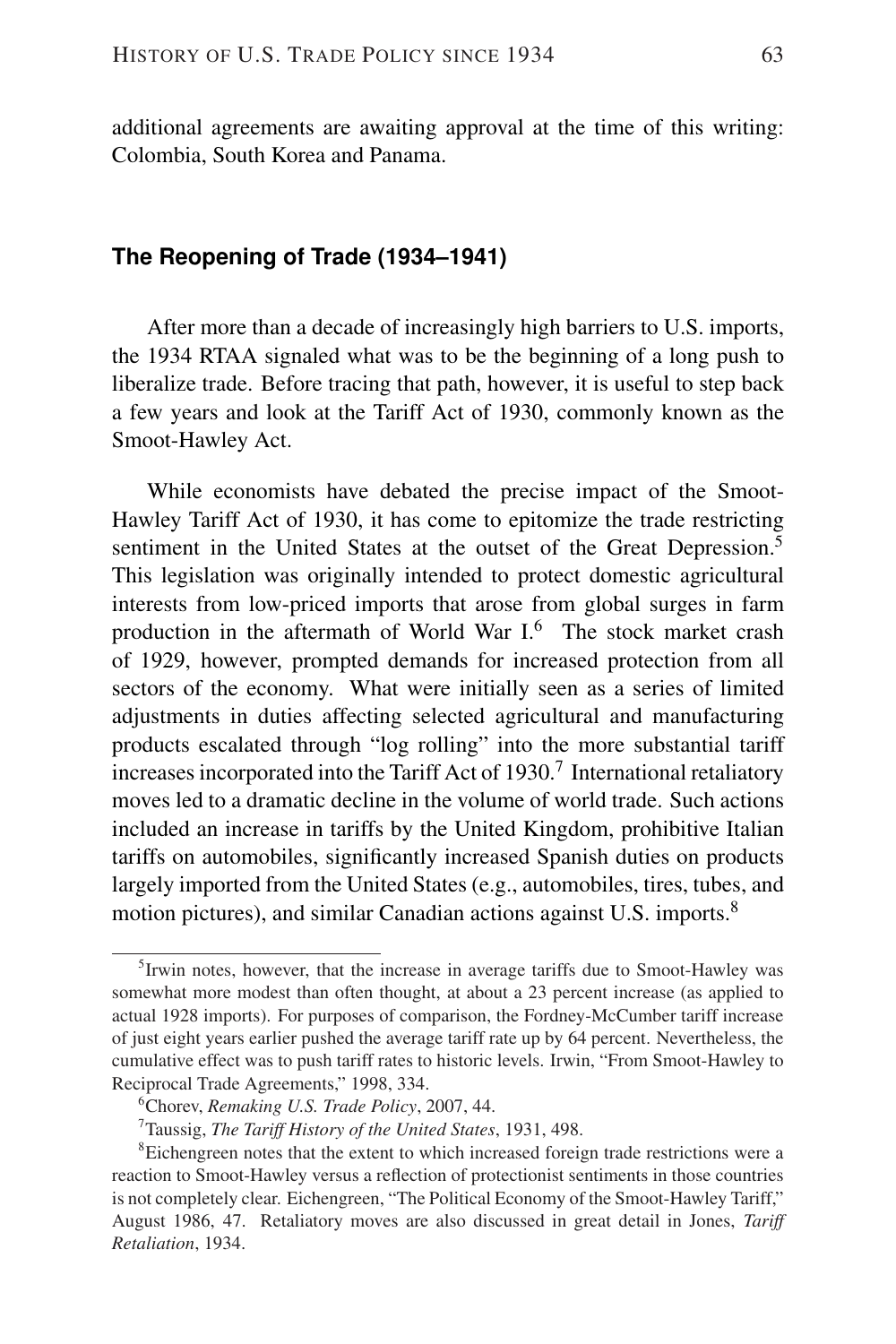additional agreements are awaiting approval at the time of this writing: Colombia, South Korea and Panama.

## The Reopening of Trade (1934–1941)

After more than a decade of increasingly high barriers to U.S. imports, the 1934 RTAA signaled what was to be the beginning of a long push to liberalize trade. Before tracing that path, however, it is useful to step back a few years and look at the Tariff Act of 1930, commonly known as the Smoot-Hawley Act.

While economists have debated the precise impact of the Smoot-Hawley Tariff Act of 1930, it has come to epitomize the trade restricting sentiment in the United States at the outset of the Great Depression.[5] This legislation was originally intended to protect domestic agricultural interests from low-priced imports that arose from global surges in farm production in the aftermath of World War I.[6] The stock market crash of 1929, however, prompted demands for increased protection from all sectors of the economy. What were initially seen as a series of limited adjustments in duties affecting selected agricultural and manufacturing products escalated through "log rolling" into the more substantial tariff increases incorporated into the Tariff Act of 1930.[7] International retaliatory moves led to a dramatic decline in the volume of world trade. Such actions included an increase in tariffs by the United Kingdom, prohibitive Italian tariffs on automobiles, significantly increased Spanish duties on products largely imported from the United States (e.g., automobiles, tires, tubes, and motion pictures), and similar Canadian actions against U.S. imports.[8]

---

[5] Irwin notes, however, that the increase in average tariffs due to Smoot-Hawley was somewhat more modest than often thought, at about a 23 percent increase (as applied to actual 1928 imports). For purposes of comparison, the Fordney-McCumber tariff increase of just eight years earlier pushed the average tariff rate up by 64 percent. Nevertheless, the cumulative effect was to push tariff rates to historic levels. Irwin, "From Smoot-Hawley to Reciprocal Trade Agreements," 1998, 334.

[6] Chorev, *Remaking U.S. Trade Policy*, 2007, 44.

[7] Taussig, *The Tariff History of the United States*, 1931, 498.

[8] Eichengreen notes that the extent to which increased foreign trade restrictions were a reaction to Smoot-Hawley versus a reflection of protectionist sentiments in those countries is not completely clear. Eichengreen, "The Political Economy of the Smoot-Hawley Tariff," August 1986, 47. Retaliatory moves are also discussed in great detail in Jones, *Tariff Retaliation*, 1934.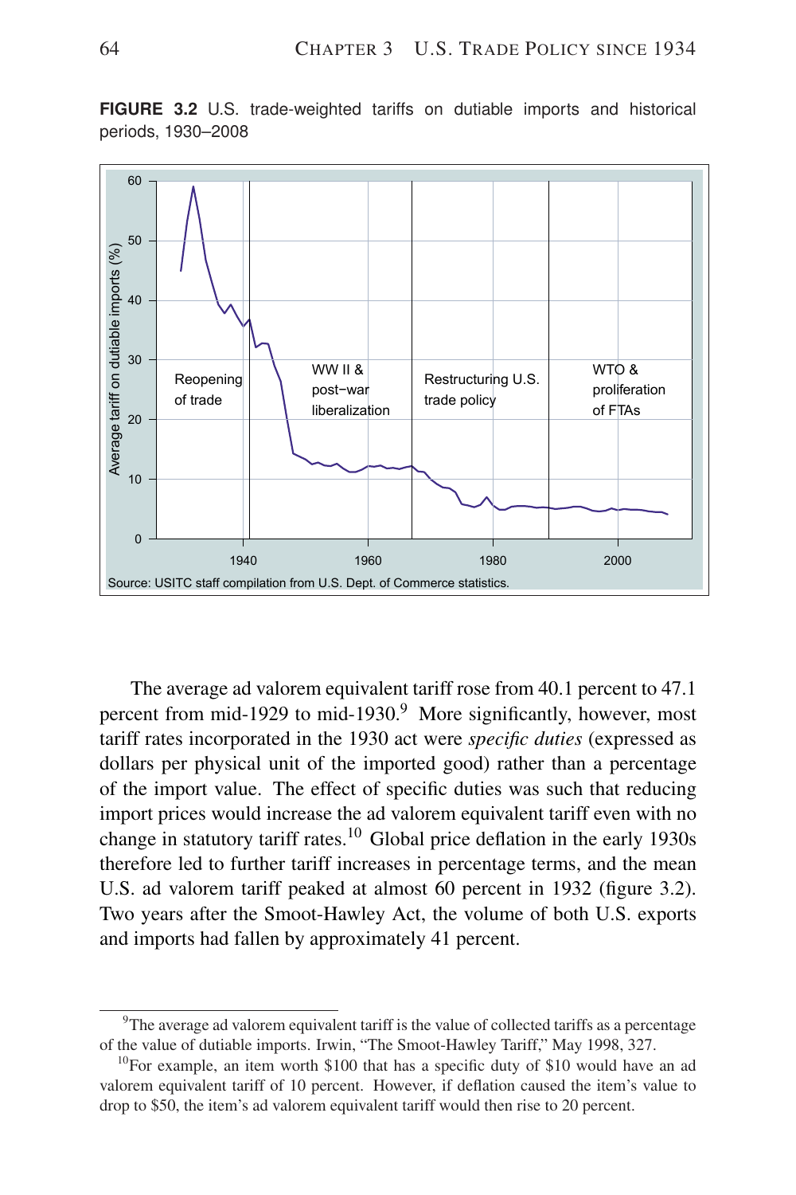**FIGURE 3.2** U.S. trade-weighted tariffs on dutiable imports and historical periods, 1930–2008

Source: USITC staff compilation from U.S. Dept. of Commerce statistics.

The average ad valorem equivalent tariff rose from 40.1 percent to 47.1 percent from mid-1929 to mid-1930.[9] More significantly, however, most tariff rates incorporated in the 1930 act were *specific duties* (expressed as dollars per physical unit of the imported good) rather than a percentage of the import value. The effect of specific duties was such that reducing import prices would increase the ad valorem equivalent tariff even with no change in statutory tariff rates.[10] Global price deflation in the early 1930s therefore led to further tariff increases in percentage terms, and the mean U.S. ad valorem tariff peaked at almost 60 percent in 1932 (figure 3.2). Two years after the Smoot-Hawley Act, the volume of both U.S. exports and imports had fallen by approximately 41 percent.

---

[9]The average ad valorem equivalent tariff is the value of collected tariffs as a percentage of the value of dutiable imports. Irwin, "The Smoot-Hawley Tariff," May 1998, 327.

[10]For example, an item worth $100 that has a specific duty of $10 would have an ad valorem equivalent tariff of 10 percent. However, if deflation caused the item's value to drop to $50, the item's ad valorem equivalent tariff would then rise to 20 percent.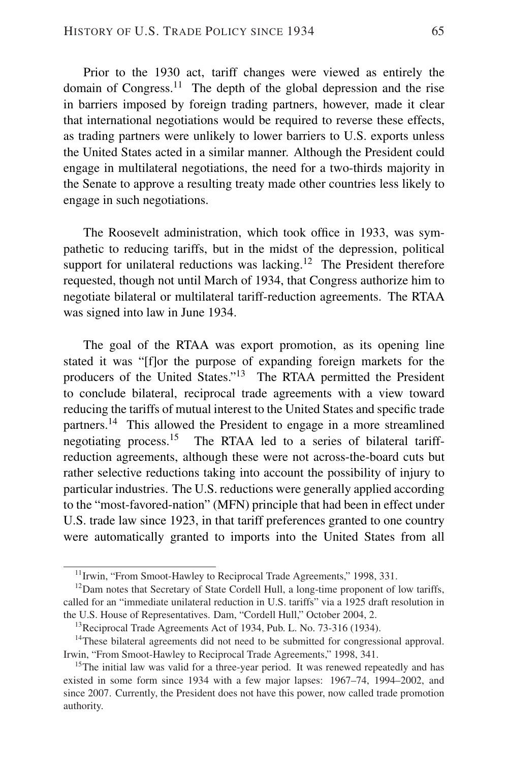Prior to the 1930 act, tariff changes were viewed as entirely the domain of Congress.[11] The depth of the global depression and the rise in barriers imposed by foreign trading partners, however, made it clear that international negotiations would be required to reverse these effects, as trading partners were unlikely to lower barriers to U.S. exports unless the United States acted in a similar manner. Although the President could engage in multilateral negotiations, the need for a two-thirds majority in the Senate to approve a resulting treaty made other countries less likely to engage in such negotiations.

The Roosevelt administration, which took office in 1933, was sympathetic to reducing tariffs, but in the midst of the depression, political support for unilateral reductions was lacking.[12] The President therefore requested, though not until March of 1934, that Congress authorize him to negotiate bilateral or multilateral tariff-reduction agreements. The RTAA was signed into law in June 1934.

The goal of the RTAA was export promotion, as its opening line stated it was "[f]or the purpose of expanding foreign markets for the producers of the United States."[13] The RTAA permitted the President to conclude bilateral, reciprocal trade agreements with a view toward reducing the tariffs of mutual interest to the United States and specific trade partners.[14] This allowed the President to engage in a more streamlined negotiating process.[15] The RTAA led to a series of bilateral tariff-reduction agreements, although these were not across-the-board cuts but rather selective reductions taking into account the possibility of injury to particular industries. The U.S. reductions were generally applied according to the "most-favored-nation" (MFN) principle that had been in effect under U.S. trade law since 1923, in that tariff preferences granted to one country were automatically granted to imports into the United States from all

[11] Irwin, "From Smoot-Hawley to Reciprocal Trade Agreements," 1998, 331.

[12] Dam notes that Secretary of State Cordell Hull, a long-time proponent of low tariffs, called for an "immediate unilateral reduction in U.S. tariffs" via a 1925 draft resolution in the U.S. House of Representatives. Dam, "Cordell Hull," October 2004, 2.

[13] Reciprocal Trade Agreements Act of 1934, Pub. L. No. 73-316 (1934).

[14] These bilateral agreements did not need to be submitted for congressional approval. Irwin, "From Smoot-Hawley to Reciprocal Trade Agreements," 1998, 341.

[15] The initial law was valid for a three-year period. It was renewed repeatedly and has existed in some form since 1934 with a few major lapses: 1967–74, 1994–2002, and since 2007. Currently, the President does not have this power, now called trade promotion authority.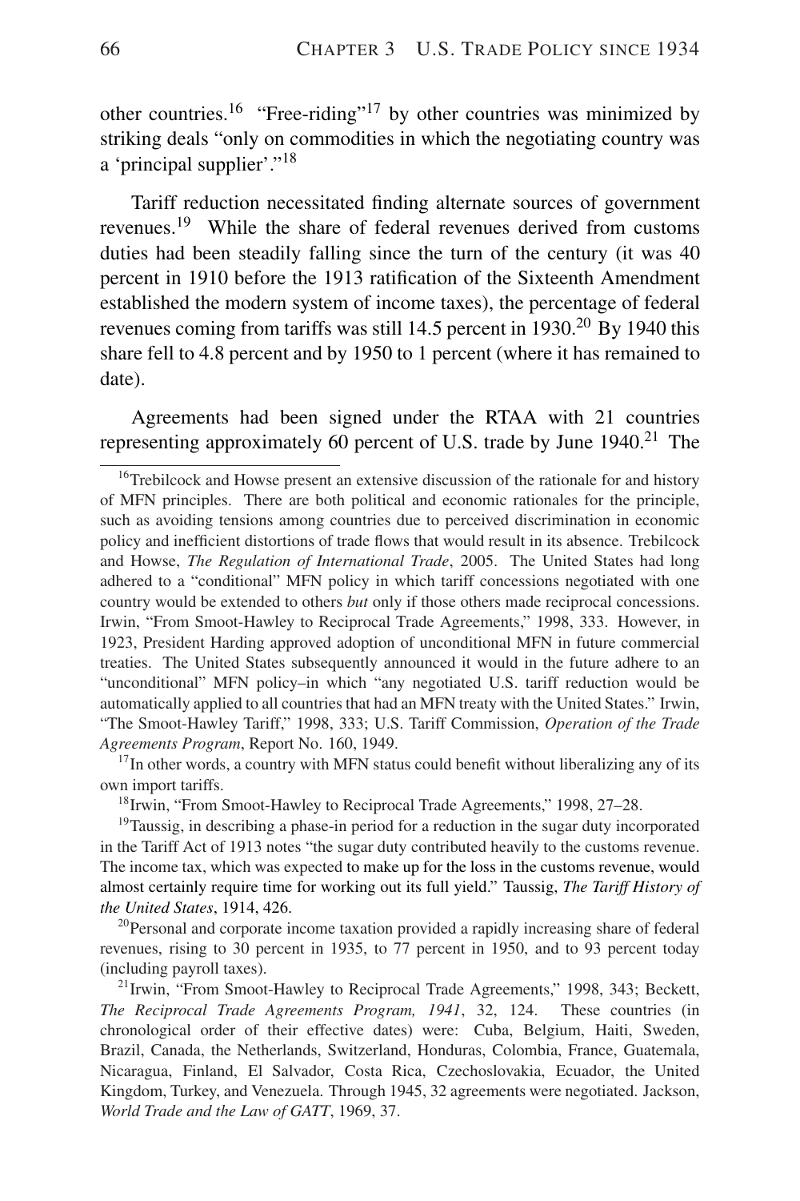other countries.[16] "Free-riding"[17] by other countries was minimized by striking deals "only on commodities in which the negotiating country was a 'principal supplier'."[18]

Tariff reduction necessitated finding alternate sources of government revenues.[19] While the share of federal revenues derived from customs duties had been steadily falling since the turn of the century (it was 40 percent in 1910 before the 1913 ratification of the Sixteenth Amendment established the modern system of income taxes), the percentage of federal revenues coming from tariffs was still 14.5 percent in 1930.[20] By 1940 this share fell to 4.8 percent and by 1950 to 1 percent (where it has remained to date).

Agreements had been signed under the RTAA with 21 countries representing approximately 60 percent of U.S. trade by June 1940.[21] The

---

[16]Trebilcock and Howse present an extensive discussion of the rationale for and history of MFN principles. There are both political and economic rationales for the principle, such as avoiding tensions among countries due to perceived discrimination in economic policy and inefficient distortions of trade flows that would result in its absence. Trebilcock and Howse, *The Regulation of International Trade*, 2005. The United States had long adhered to a "conditional" MFN policy in which tariff concessions negotiated with one country would be extended to others *but* only if those others made reciprocal concessions. Irwin, "From Smoot-Hawley to Reciprocal Trade Agreements," 1998, 333. However, in 1923, President Harding approved adoption of unconditional MFN in future commercial treaties. The United States subsequently announced it would in the future adhere to an "unconditional" MFN policy–in which "any negotiated U.S. tariff reduction would be automatically applied to all countries that had an MFN treaty with the United States." Irwin, "The Smoot-Hawley Tariff," 1998, 333; U.S. Tariff Commission, *Operation of the Trade Agreements Program*, Report No. 160, 1949.

[17]In other words, a country with MFN status could benefit without liberalizing any of its own import tariffs.

[18]Irwin, "From Smoot-Hawley to Reciprocal Trade Agreements," 1998, 27–28.

[19]Taussig, in describing a phase-in period for a reduction in the sugar duty incorporated in the Tariff Act of 1913 notes "the sugar duty contributed heavily to the customs revenue. The income tax, which was expected to make up for the loss in the customs revenue, would almost certainly require time for working out its full yield." Taussig, *The Tariff History of the United States*, 1914, 426.

[20]Personal and corporate income taxation provided a rapidly increasing share of federal revenues, rising to 30 percent in 1935, to 77 percent in 1950, and to 93 percent today (including payroll taxes).

[21]Irwin, "From Smoot-Hawley to Reciprocal Trade Agreements," 1998, 343; Beckett, *The Reciprocal Trade Agreements Program, 1941*, 32, 124. These countries (in chronological order of their effective dates) were: Cuba, Belgium, Haiti, Sweden, Brazil, Canada, the Netherlands, Switzerland, Honduras, Colombia, France, Guatemala, Nicaragua, Finland, El Salvador, Costa Rica, Czechoslovakia, Ecuador, the United Kingdom, Turkey, and Venezuela. Through 1945, 32 agreements were negotiated. Jackson, *World Trade and the Law of GATT*, 1969, 37.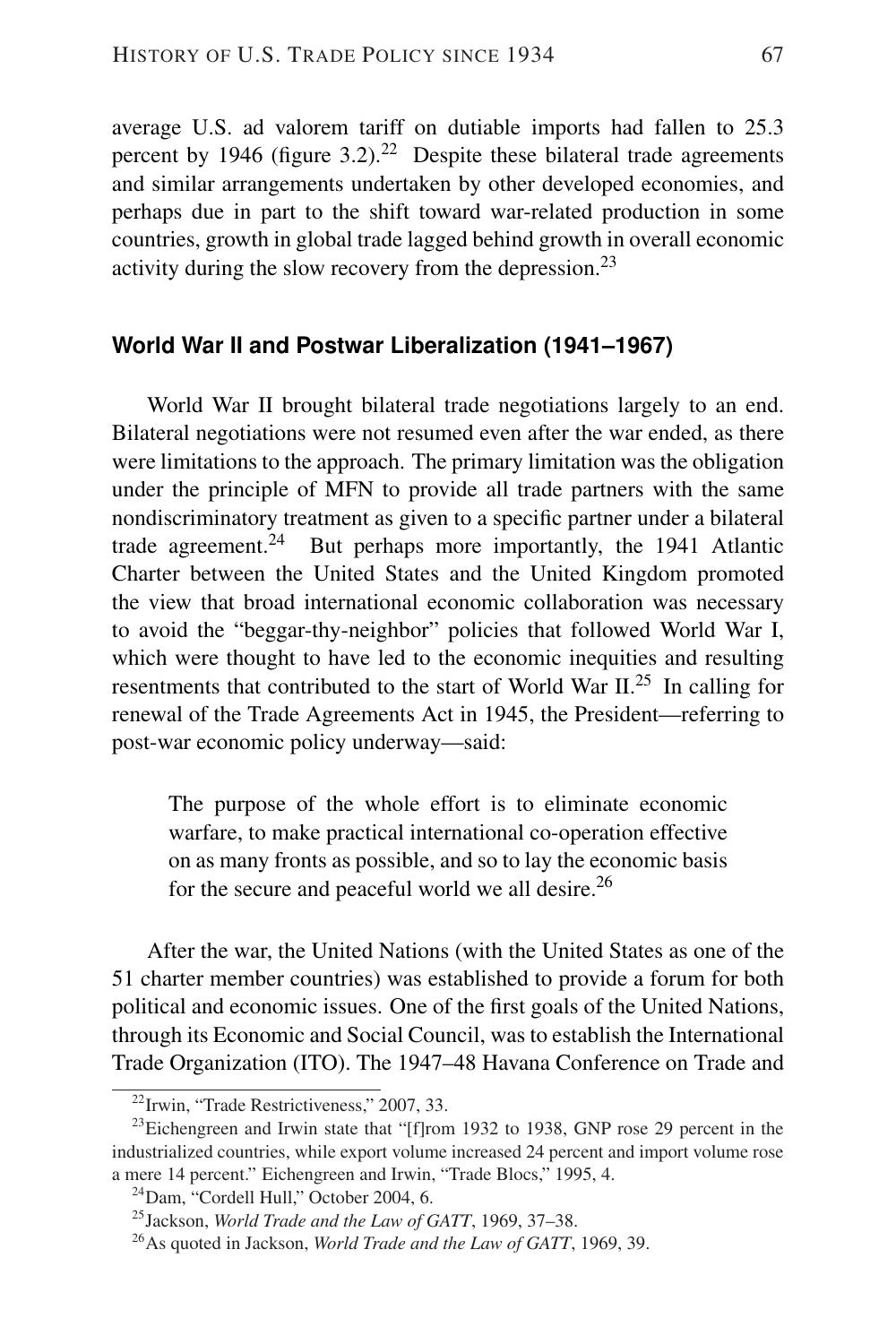average U.S. ad valorem tariff on dutiable imports had fallen to 25.3 percent by 1946 (figure 3.2).[22] Despite these bilateral trade agreements and similar arrangements undertaken by other developed economies, and perhaps due in part to the shift toward war-related production in some countries, growth in global trade lagged behind growth in overall economic activity during the slow recovery from the depression.[23]

### World War II and Postwar Liberalization (1941–1967)

World War II brought bilateral trade negotiations largely to an end. Bilateral negotiations were not resumed even after the war ended, as there were limitations to the approach. The primary limitation was the obligation under the principle of MFN to provide all trade partners with the same nondiscriminatory treatment as given to a specific partner under a bilateral trade agreement.[24] But perhaps more importantly, the 1941 Atlantic Charter between the United States and the United Kingdom promoted the view that broad international economic collaboration was necessary to avoid the "beggar-thy-neighbor" policies that followed World War I, which were thought to have led to the economic inequities and resulting resentments that contributed to the start of World War II.[25] In calling for renewal of the Trade Agreements Act in 1945, the President—referring to post-war economic policy underway—said:

> The purpose of the whole effort is to eliminate economic warfare, to make practical international co-operation effective on as many fronts as possible, and so to lay the economic basis for the secure and peaceful world we all desire.[26]

After the war, the United Nations (with the United States as one of the 51 charter member countries) was established to provide a forum for both political and economic issues. One of the first goals of the United Nations, through its Economic and Social Council, was to establish the International Trade Organization (ITO). The 1947–48 Havana Conference on Trade and

---

[22] Irwin, "Trade Restrictiveness," 2007, 33.

[23] Eichengreen and Irwin state that "[f]rom 1932 to 1938, GNP rose 29 percent in the industrialized countries, while export volume increased 24 percent and import volume rose a mere 14 percent." Eichengreen and Irwin, "Trade Blocs," 1995, 4.

[24] Dam, "Cordell Hull," October 2004, 6.

[25] Jackson, *World Trade and the Law of GATT*, 1969, 37–38.

[26] As quoted in Jackson, *World Trade and the Law of GATT*, 1969, 39.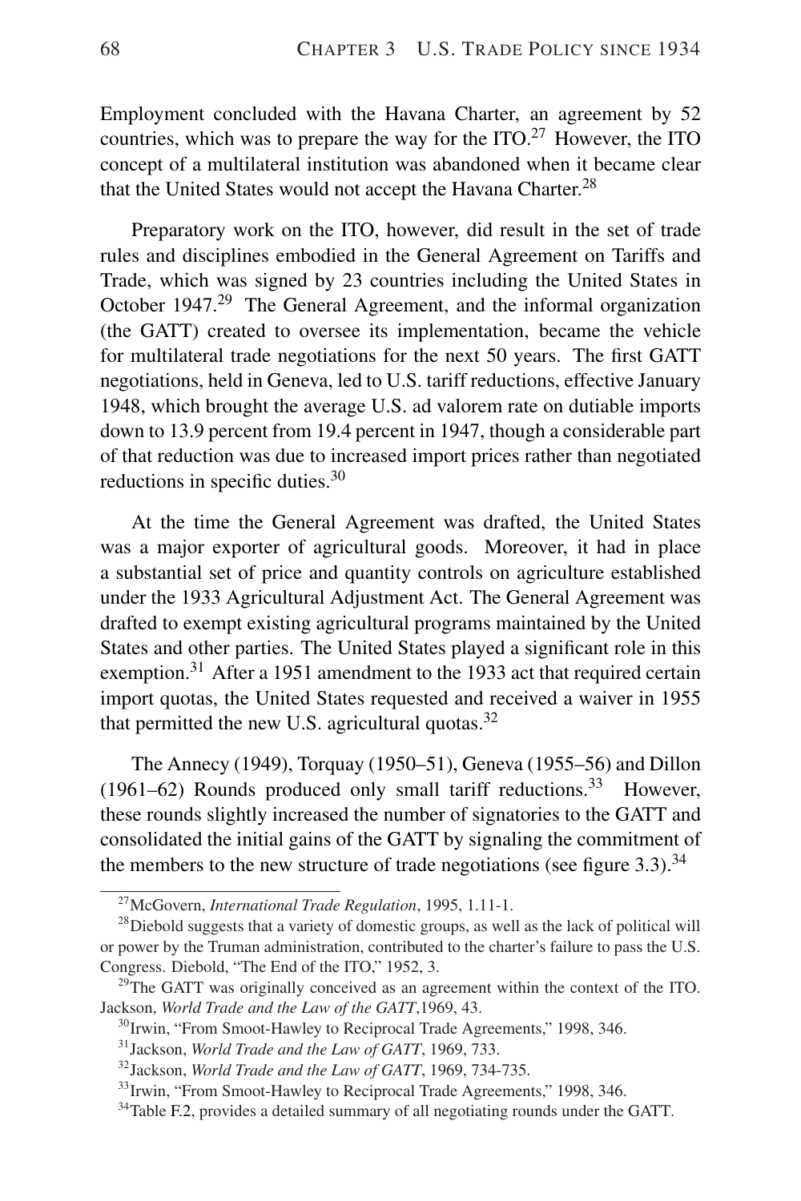Employment concluded with the Havana Charter, an agreement by 52 countries, which was to prepare the way for the ITO.[27] However, the ITO concept of a multilateral institution was abandoned when it became clear that the United States would not accept the Havana Charter.[28]

Preparatory work on the ITO, however, did result in the set of trade rules and disciplines embodied in the General Agreement on Tariffs and Trade, which was signed by 23 countries including the United States in October 1947.[29] The General Agreement, and the informal organization (the GATT) created to oversee its implementation, became the vehicle for multilateral trade negotiations for the next 50 years. The first GATT negotiations, held in Geneva, led to U.S. tariff reductions, effective January 1948, which brought the average U.S. ad valorem rate on dutiable imports down to 13.9 percent from 19.4 percent in 1947, though a considerable part of that reduction was due to increased import prices rather than negotiated reductions in specific duties.[30]

At the time the General Agreement was drafted, the United States was a major exporter of agricultural goods. Moreover, it had in place a substantial set of price and quantity controls on agriculture established under the 1933 Agricultural Adjustment Act. The General Agreement was drafted to exempt existing agricultural programs maintained by the United States and other parties. The United States played a significant role in this exemption.[31] After a 1951 amendment to the 1933 act that required certain import quotas, the United States requested and received a waiver in 1955 that permitted the new U.S. agricultural quotas.[32]

The Annecy (1949), Torquay (1950–51), Geneva (1955–56) and Dillon (1961–62) Rounds produced only small tariff reductions.[33] However, these rounds slightly increased the number of signatories to the GATT and consolidated the initial gains of the GATT by signaling the commitment of the members to the new structure of trade negotiations (see figure 3.3).[34]

---

[27] McGovern, *International Trade Regulation*, 1995, 1.11-1.

[28] Diebold suggests that a variety of domestic groups, as well as the lack of political will or power by the Truman administration, contributed to the charter's failure to pass the U.S. Congress. Diebold, "The End of the ITO," 1952, 3.

[29] The GATT was originally conceived as an agreement within the context of the ITO. Jackson, *World Trade and the Law of the GATT*,1969, 43.

[30] Irwin, "From Smoot-Hawley to Reciprocal Trade Agreements," 1998, 346.

[31] Jackson, *World Trade and the Law of GATT*, 1969, 733.

[32] Jackson, *World Trade and the Law of GATT*, 1969, 734-735.

[33] Irwin, "From Smoot-Hawley to Reciprocal Trade Agreements," 1998, 346.

[34] Table F.2, provides a detailed summary of all negotiating rounds under the GATT.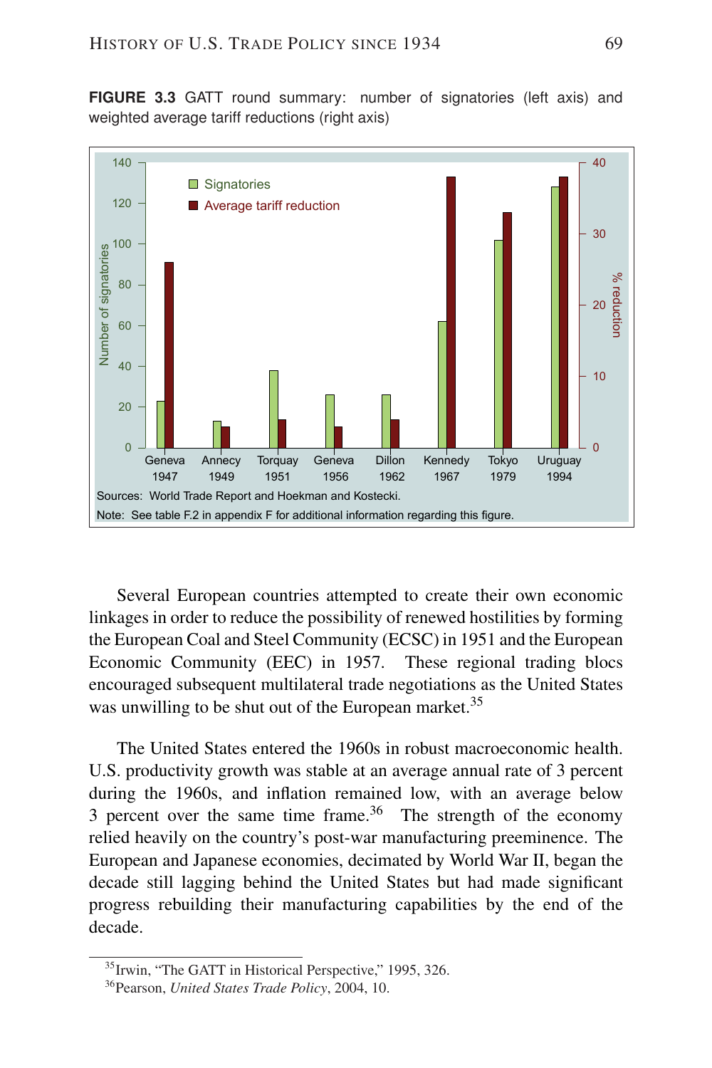**FIGURE 3.3** GATT round summary: number of signatories (left axis) and weighted average tariff reductions (right axis)

Sources: World Trade Report and Hoekman and Kostecki.

Note: See table F.2 in appendix F for additional information regarding this figure.

Several European countries attempted to create their own economic linkages in order to reduce the possibility of renewed hostilities by forming the European Coal and Steel Community (ECSC) in 1951 and the European Economic Community (EEC) in 1957. These regional trading blocs encouraged subsequent multilateral trade negotiations as the United States was unwilling to be shut out of the European market.[35]

The United States entered the 1960s in robust macroeconomic health. U.S. productivity growth was stable at an average annual rate of 3 percent during the 1960s, and inflation remained low, with an average below 3 percent over the same time frame.[36] The strength of the economy relied heavily on the country's post-war manufacturing preeminence. The European and Japanese economies, decimated by World War II, began the decade still lagging behind the United States but had made significant progress rebuilding their manufacturing capabilities by the end of the decade.

---

[35] Irwin, "The GATT in Historical Perspective," 1995, 326.

[36] Pearson, *United States Trade Policy*, 2004, 10.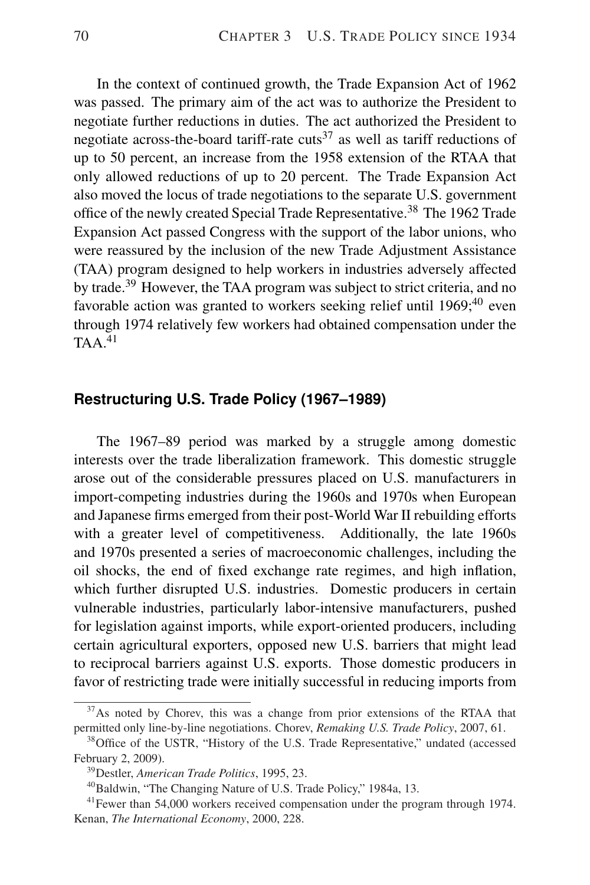In the context of continued growth, the Trade Expansion Act of 1962 was passed. The primary aim of the act was to authorize the President to negotiate further reductions in duties. The act authorized the President to negotiate across-the-board tariff-rate cuts[37] as well as tariff reductions of up to 50 percent, an increase from the 1958 extension of the RTAA that only allowed reductions of up to 20 percent. The Trade Expansion Act also moved the locus of trade negotiations to the separate U.S. government office of the newly created Special Trade Representative.[38] The 1962 Trade Expansion Act passed Congress with the support of the labor unions, who were reassured by the inclusion of the new Trade Adjustment Assistance (TAA) program designed to help workers in industries adversely affected by trade.[39] However, the TAA program was subject to strict criteria, and no favorable action was granted to workers seeking relief until 1969;[40] even through 1974 relatively few workers had obtained compensation under the TAA.[41]

## Restructuring U.S. Trade Policy (1967–1989)

The 1967–89 period was marked by a struggle among domestic interests over the trade liberalization framework. This domestic struggle arose out of the considerable pressures placed on U.S. manufacturers in import-competing industries during the 1960s and 1970s when European and Japanese firms emerged from their post-World War II rebuilding efforts with a greater level of competitiveness. Additionally, the late 1960s and 1970s presented a series of macroeconomic challenges, including the oil shocks, the end of fixed exchange rate regimes, and high inflation, which further disrupted U.S. industries. Domestic producers in certain vulnerable industries, particularly labor-intensive manufacturers, pushed for legislation against imports, while export-oriented producers, including certain agricultural exporters, opposed new U.S. barriers that might lead to reciprocal barriers against U.S. exports. Those domestic producers in favor of restricting trade were initially successful in reducing imports from

---

[37] As noted by Chorev, this was a change from prior extensions of the RTAA that permitted only line-by-line negotiations. Chorev, *Remaking U.S. Trade Policy*, 2007, 61.

[38] Office of the USTR, "History of the U.S. Trade Representative," undated (accessed February 2, 2009).

[39] Destler, *American Trade Politics*, 1995, 23.

[40] Baldwin, "The Changing Nature of U.S. Trade Policy," 1984a, 13.

[41] Fewer than 54,000 workers received compensation under the program through 1974. Kenan, *The International Economy*, 2000, 228.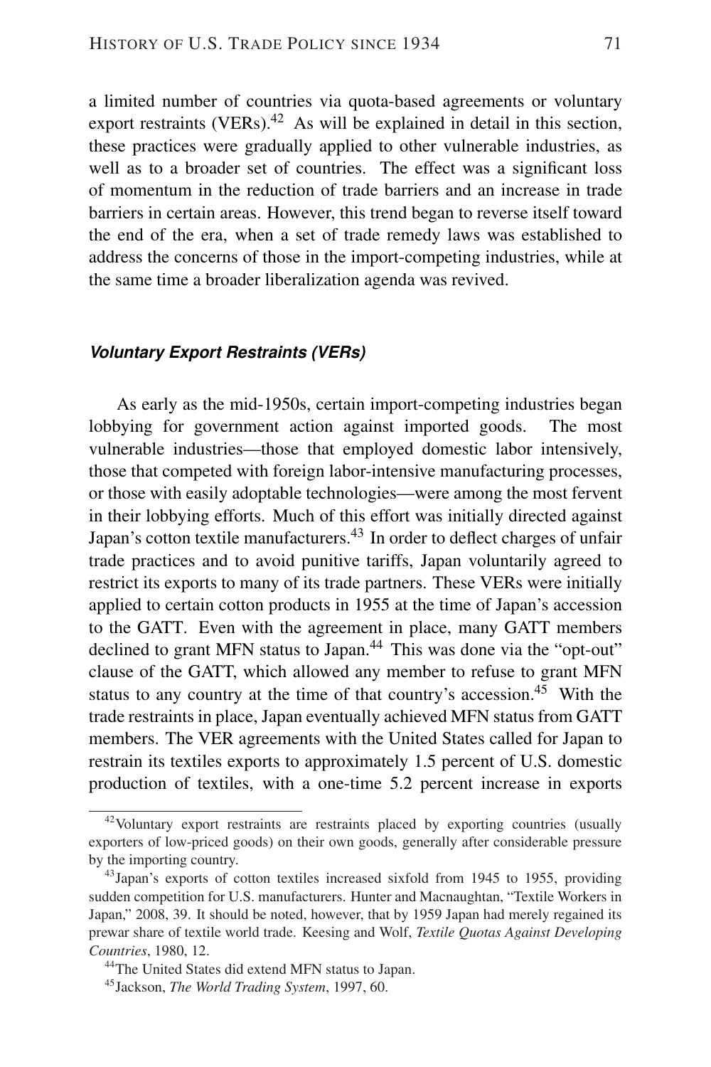a limited number of countries via quota-based agreements or voluntary export restraints (VERs).[42] As will be explained in detail in this section, these practices were gradually applied to other vulnerable industries, as well as to a broader set of countries. The effect was a significant loss of momentum in the reduction of trade barriers and an increase in trade barriers in certain areas. However, this trend began to reverse itself toward the end of the era, when a set of trade remedy laws was established to address the concerns of those in the import-competing industries, while at the same time a broader liberalization agenda was revived.

### *Voluntary Export Restraints (VERs)*

As early as the mid-1950s, certain import-competing industries began lobbying for government action against imported goods. The most vulnerable industries—those that employed domestic labor intensively, those that competed with foreign labor-intensive manufacturing processes, or those with easily adoptable technologies—were among the most fervent in their lobbying efforts. Much of this effort was initially directed against Japan's cotton textile manufacturers.[43] In order to deflect charges of unfair trade practices and to avoid punitive tariffs, Japan voluntarily agreed to restrict its exports to many of its trade partners. These VERs were initially applied to certain cotton products in 1955 at the time of Japan's accession to the GATT. Even with the agreement in place, many GATT members declined to grant MFN status to Japan.[44] This was done via the "opt-out" clause of the GATT, which allowed any member to refuse to grant MFN status to any country at the time of that country's accession.[45] With the trade restraints in place, Japan eventually achieved MFN status from GATT members. The VER agreements with the United States called for Japan to restrain its textiles exports to approximately 1.5 percent of U.S. domestic production of textiles, with a one-time 5.2 percent increase in exports

---

[42] Voluntary export restraints are restraints placed by exporting countries (usually exporters of low-priced goods) on their own goods, generally after considerable pressure by the importing country.

[43] Japan's exports of cotton textiles increased sixfold from 1945 to 1955, providing sudden competition for U.S. manufacturers. Hunter and Macnaughtan, "Textile Workers in Japan," 2008, 39. It should be noted, however, that by 1959 Japan had merely regained its prewar share of textile world trade. Keesing and Wolf, *Textile Quotas Against Developing Countries*, 1980, 12.

[44] The United States did extend MFN status to Japan.

[45] Jackson, *The World Trading System*, 1997, 60.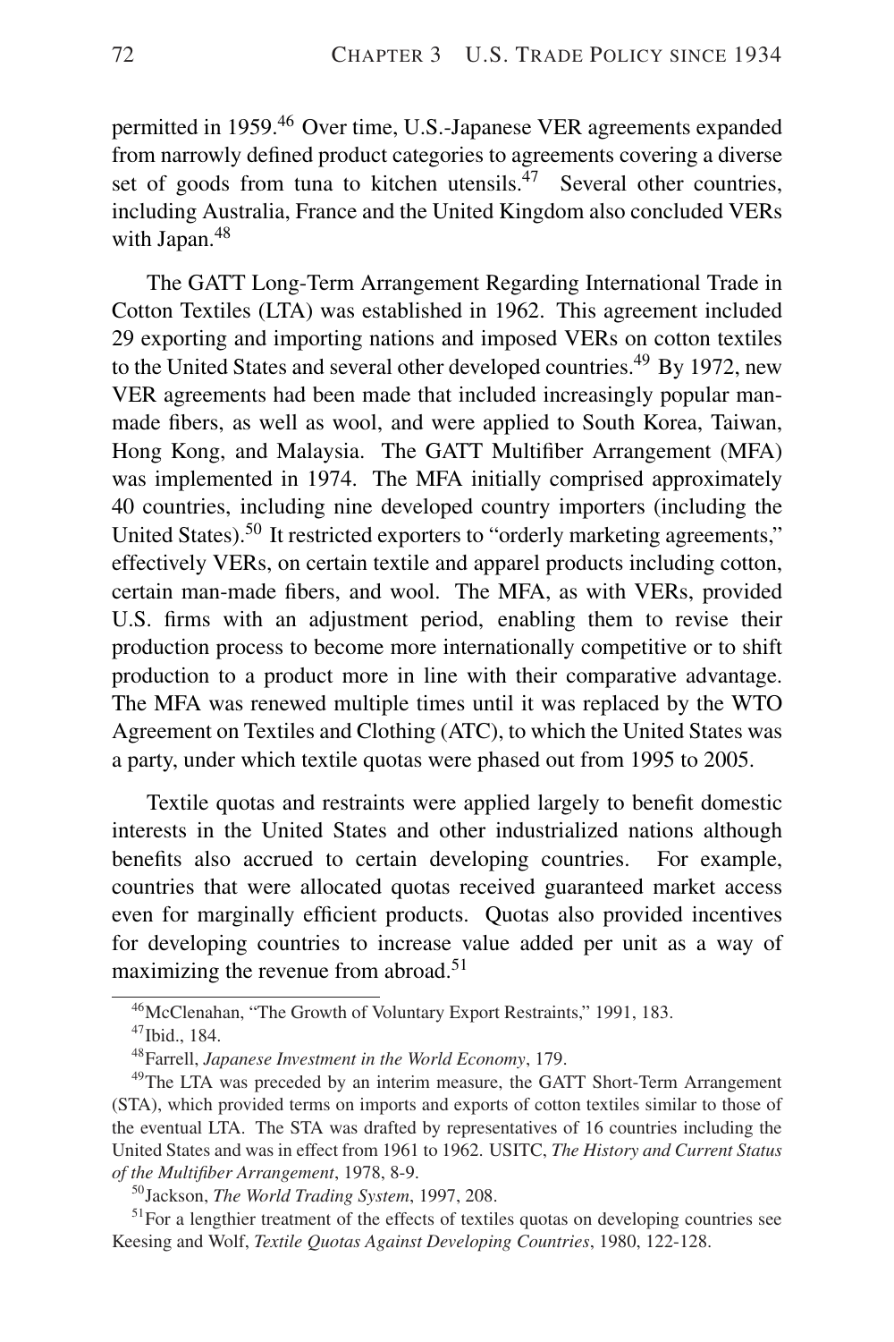permitted in 1959.[46] Over time, U.S.-Japanese VER agreements expanded from narrowly defined product categories to agreements covering a diverse set of goods from tuna to kitchen utensils.[47] Several other countries, including Australia, France and the United Kingdom also concluded VERs with Japan.[48]

The GATT Long-Term Arrangement Regarding International Trade in Cotton Textiles (LTA) was established in 1962. This agreement included 29 exporting and importing nations and imposed VERs on cotton textiles to the United States and several other developed countries.[49] By 1972, new VER agreements had been made that included increasingly popular man-made fibers, as well as wool, and were applied to South Korea, Taiwan, Hong Kong, and Malaysia. The GATT Multifiber Arrangement (MFA) was implemented in 1974. The MFA initially comprised approximately 40 countries, including nine developed country importers (including the United States).[50] It restricted exporters to "orderly marketing agreements," effectively VERs, on certain textile and apparel products including cotton, certain man-made fibers, and wool. The MFA, as with VERs, provided U.S. firms with an adjustment period, enabling them to revise their production process to become more internationally competitive or to shift production to a product more in line with their comparative advantage. The MFA was renewed multiple times until it was replaced by the WTO Agreement on Textiles and Clothing (ATC), to which the United States was a party, under which textile quotas were phased out from 1995 to 2005.

Textile quotas and restraints were applied largely to benefit domestic interests in the United States and other industrialized nations although benefits also accrued to certain developing countries. For example, countries that were allocated quotas received guaranteed market access even for marginally efficient products. Quotas also provided incentives for developing countries to increase value added per unit as a way of maximizing the revenue from abroad.[51]

---

[46] McClenahan, "The Growth of Voluntary Export Restraints," 1991, 183.

[47] Ibid., 184.

[48] Farrell, *Japanese Investment in the World Economy*, 179.

[49] The LTA was preceded by an interim measure, the GATT Short-Term Arrangement (STA), which provided terms on imports and exports of cotton textiles similar to those of the eventual LTA. The STA was drafted by representatives of 16 countries including the United States and was in effect from 1961 to 1962. USITC, *The History and Current Status of the Multifiber Arrangement*, 1978, 8-9.

[50] Jackson, *The World Trading System*, 1997, 208.

[51] For a lengthier treatment of the effects of textiles quotas on developing countries see Keesing and Wolf, *Textile Quotas Against Developing Countries*, 1980, 122-128.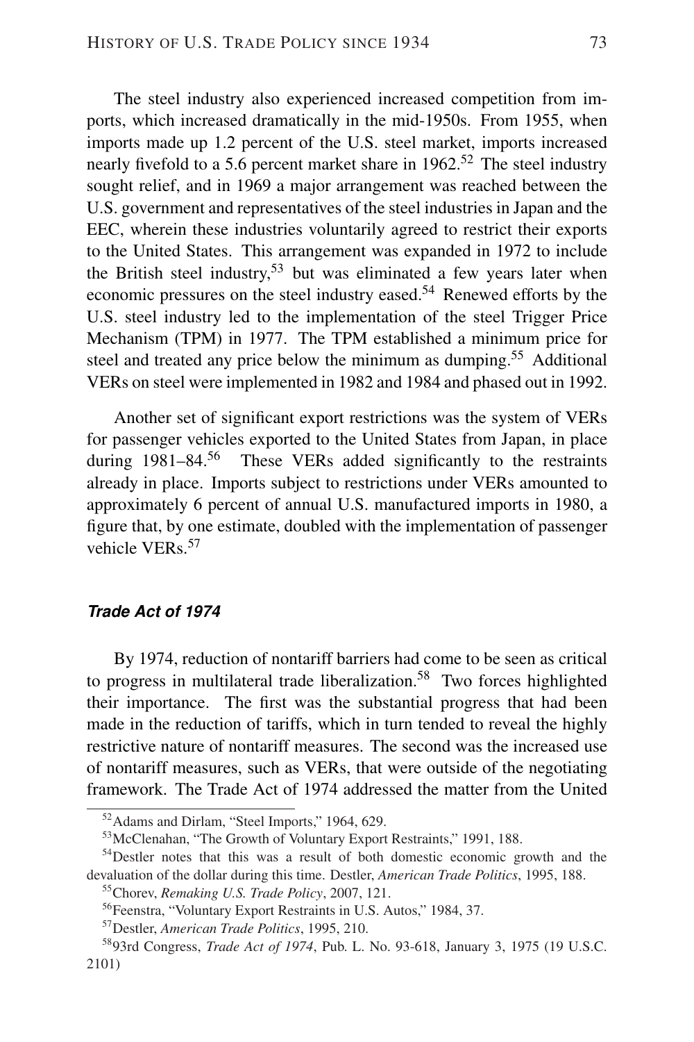The steel industry also experienced increased competition from imports, which increased dramatically in the mid-1950s. From 1955, when imports made up 1.2 percent of the U.S. steel market, imports increased nearly fivefold to a 5.6 percent market share in 1962.[52] The steel industry sought relief, and in 1969 a major arrangement was reached between the U.S. government and representatives of the steel industries in Japan and the EEC, wherein these industries voluntarily agreed to restrict their exports to the United States. This arrangement was expanded in 1972 to include the British steel industry,[53] but was eliminated a few years later when economic pressures on the steel industry eased.[54] Renewed efforts by the U.S. steel industry led to the implementation of the steel Trigger Price Mechanism (TPM) in 1977. The TPM established a minimum price for steel and treated any price below the minimum as dumping.[55] Additional VERs on steel were implemented in 1982 and 1984 and phased out in 1992.

Another set of significant export restrictions was the system of VERs for passenger vehicles exported to the United States from Japan, in place during 1981–84.[56] These VERs added significantly to the restraints already in place. Imports subject to restrictions under VERs amounted to approximately 6 percent of annual U.S. manufactured imports in 1980, a figure that, by one estimate, doubled with the implementation of passenger vehicle VERs.[57]

### *Trade Act of 1974*

By 1974, reduction of nontariff barriers had come to be seen as critical to progress in multilateral trade liberalization.[58] Two forces highlighted their importance. The first was the substantial progress that had been made in the reduction of tariffs, which in turn tended to reveal the highly restrictive nature of nontariff measures. The second was the increased use of nontariff measures, such as VERs, that were outside of the negotiating framework. The Trade Act of 1974 addressed the matter from the United

---

[52] Adams and Dirlam, "Steel Imports," 1964, 629.

[53] McClenahan, "The Growth of Voluntary Export Restraints," 1991, 188.

[54] Destler notes that this was a result of both domestic economic growth and the devaluation of the dollar during this time. Destler, *American Trade Politics*, 1995, 188.

[55] Chorev, *Remaking U.S. Trade Policy*, 2007, 121.

[56] Feenstra, "Voluntary Export Restraints in U.S. Autos," 1984, 37.

[57] Destler, *American Trade Politics*, 1995, 210.

[58] 93rd Congress, *Trade Act of 1974*, Pub. L. No. 93-618, January 3, 1975 (19 U.S.C. 2101)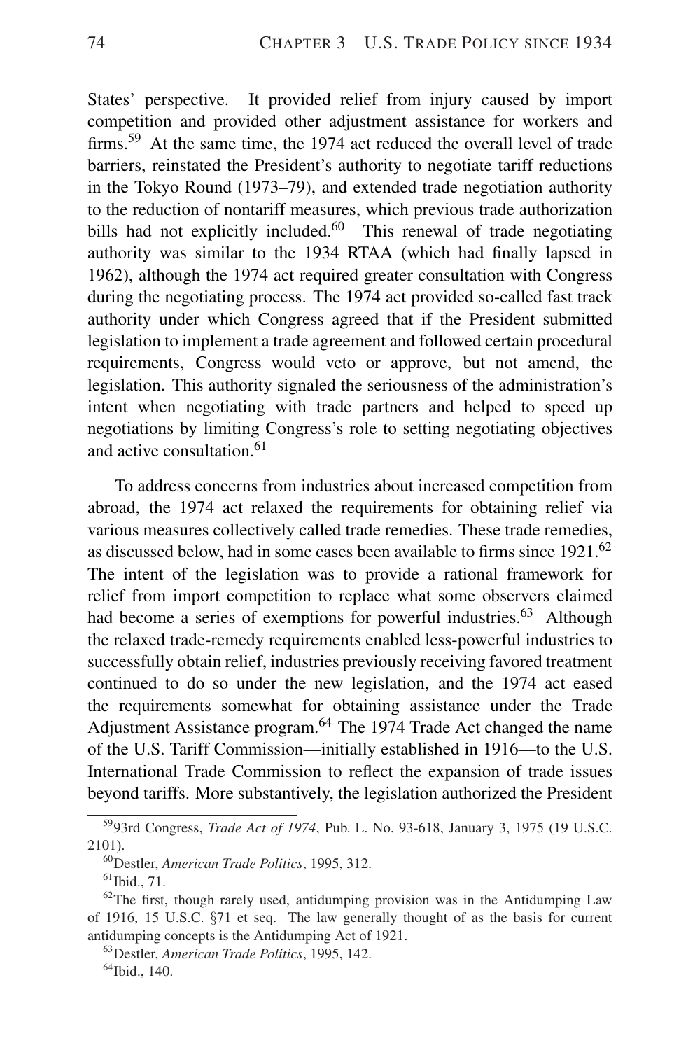States' perspective. It provided relief from injury caused by import competition and provided other adjustment assistance for workers and firms.[59] At the same time, the 1974 act reduced the overall level of trade barriers, reinstated the President's authority to negotiate tariff reductions in the Tokyo Round (1973–79), and extended trade negotiation authority to the reduction of nontariff measures, which previous trade authorization bills had not explicitly included.[60] This renewal of trade negotiating authority was similar to the 1934 RTAA (which had finally lapsed in 1962), although the 1974 act required greater consultation with Congress during the negotiating process. The 1974 act provided so-called fast track authority under which Congress agreed that if the President submitted legislation to implement a trade agreement and followed certain procedural requirements, Congress would veto or approve, but not amend, the legislation. This authority signaled the seriousness of the administration's intent when negotiating with trade partners and helped to speed up negotiations by limiting Congress's role to setting negotiating objectives and active consultation.[61]

To address concerns from industries about increased competition from abroad, the 1974 act relaxed the requirements for obtaining relief via various measures collectively called trade remedies. These trade remedies, as discussed below, had in some cases been available to firms since 1921.[62] The intent of the legislation was to provide a rational framework for relief from import competition to replace what some observers claimed had become a series of exemptions for powerful industries.[63] Although the relaxed trade-remedy requirements enabled less-powerful industries to successfully obtain relief, industries previously receiving favored treatment continued to do so under the new legislation, and the 1974 act eased the requirements somewhat for obtaining assistance under the Trade Adjustment Assistance program.[64] The 1974 Trade Act changed the name of the U.S. Tariff Commission—initially established in 1916—to the U.S. International Trade Commission to reflect the expansion of trade issues beyond tariffs. More substantively, the legislation authorized the President

---

[59] 93rd Congress, *Trade Act of 1974*, Pub. L. No. 93-618, January 3, 1975 (19 U.S.C. 2101).

[60] Destler, *American Trade Politics*, 1995, 312.

[61] Ibid., 71.

[62] The first, though rarely used, antidumping provision was in the Antidumping Law of 1916, 15 U.S.C. §71 et seq. The law generally thought of as the basis for current antidumping concepts is the Antidumping Act of 1921.

[63] Destler, *American Trade Politics*, 1995, 142.

[64] Ibid., 140.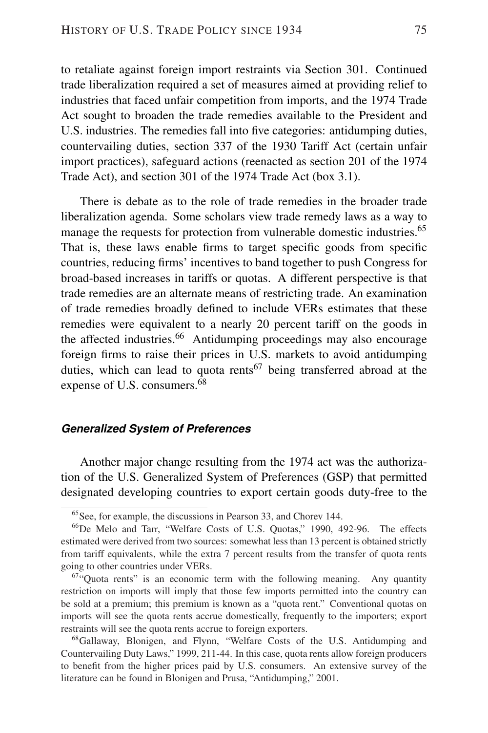to retaliate against foreign import restraints via Section 301. Continued trade liberalization required a set of measures aimed at providing relief to industries that faced unfair competition from imports, and the 1974 Trade Act sought to broaden the trade remedies available to the President and U.S. industries. The remedies fall into five categories: antidumping duties, countervailing duties, section 337 of the 1930 Tariff Act (certain unfair import practices), safeguard actions (reenacted as section 201 of the 1974 Trade Act), and section 301 of the 1974 Trade Act (box 3.1).

There is debate as to the role of trade remedies in the broader trade liberalization agenda. Some scholars view trade remedy laws as a way to manage the requests for protection from vulnerable domestic industries.[65] That is, these laws enable firms to target specific goods from specific countries, reducing firms' incentives to band together to push Congress for broad-based increases in tariffs or quotas. A different perspective is that trade remedies are an alternate means of restricting trade. An examination of trade remedies broadly defined to include VERs estimates that these remedies were equivalent to a nearly 20 percent tariff on the goods in the affected industries.[66] Antidumping proceedings may also encourage foreign firms to raise their prices in U.S. markets to avoid antidumping duties, which can lead to quota rents[67] being transferred abroad at the expense of U.S. consumers.[68]

### *Generalized System of Preferences*

Another major change resulting from the 1974 act was the authorization of the U.S. Generalized System of Preferences (GSP) that permitted designated developing countries to export certain goods duty-free to the

---

[65] See, for example, the discussions in Pearson 33, and Chorev 144.

[66] De Melo and Tarr, "Welfare Costs of U.S. Quotas," 1990, 492-96. The effects estimated were derived from two sources: somewhat less than 13 percent is obtained strictly from tariff equivalents, while the extra 7 percent results from the transfer of quota rents going to other countries under VERs.

[67] "Quota rents" is an economic term with the following meaning. Any quantity restriction on imports will imply that those few imports permitted into the country can be sold at a premium; this premium is known as a "quota rent." Conventional quotas on imports will see the quota rents accrue domestically, frequently to the importers; export restraints will see the quota rents accrue to foreign exporters.

[68] Gallaway, Blonigen, and Flynn, "Welfare Costs of the U.S. Antidumping and Countervailing Duty Laws," 1999, 211-44. In this case, quota rents allow foreign producers to benefit from the higher prices paid by U.S. consumers. An extensive survey of the literature can be found in Blonigen and Prusa, "Antidumping," 2001.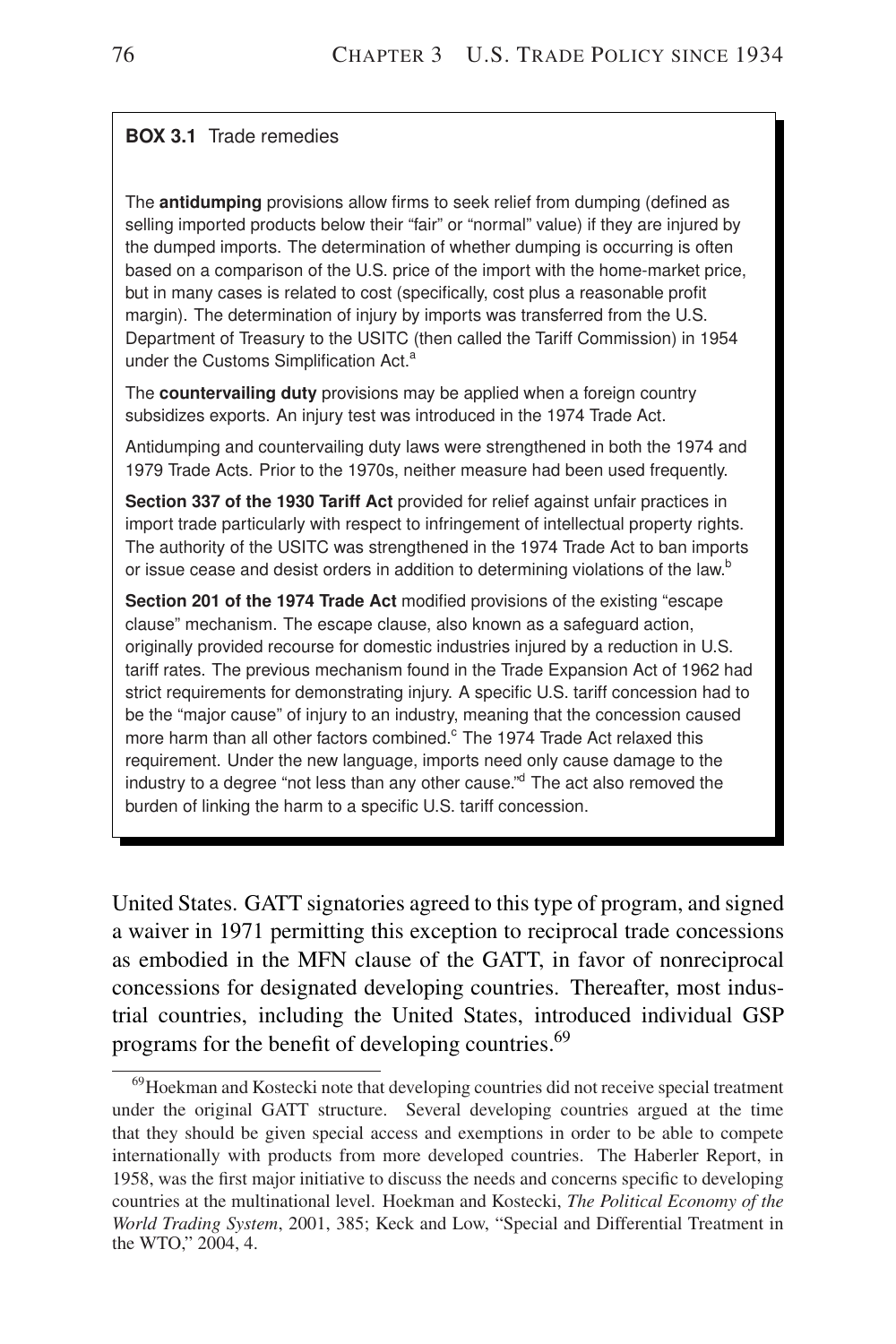**BOX 3.1** Trade remedies

The **antidumping** provisions allow firms to seek relief from dumping (defined as selling imported products below their "fair" or "normal" value) if they are injured by the dumped imports. The determination of whether dumping is occurring is often based on a comparison of the U.S. price of the import with the home-market price, but in many cases is related to cost (specifically, cost plus a reasonable profit margin). The determination of injury by imports was transferred from the U.S. Department of Treasury to the USITC (then called the Tariff Commission) in 1954 under the Customs Simplification Act.[a]

The **countervailing duty** provisions may be applied when a foreign country subsidizes exports. An injury test was introduced in the 1974 Trade Act.

Antidumping and countervailing duty laws were strengthened in both the 1974 and 1979 Trade Acts. Prior to the 1970s, neither measure had been used frequently.

**Section 337 of the 1930 Tariff Act** provided for relief against unfair practices in import trade particularly with respect to infringement of intellectual property rights. The authority of the USITC was strengthened in the 1974 Trade Act to ban imports or issue cease and desist orders in addition to determining violations of the law.[b]

**Section 201 of the 1974 Trade Act** modified provisions of the existing "escape clause" mechanism. The escape clause, also known as a safeguard action, originally provided recourse for domestic industries injured by a reduction in U.S. tariff rates. The previous mechanism found in the Trade Expansion Act of 1962 had strict requirements for demonstrating injury. A specific U.S. tariff concession had to be the "major cause" of injury to an industry, meaning that the concession caused more harm than all other factors combined.[c] The 1974 Trade Act relaxed this requirement. Under the new language, imports need only cause damage to the industry to a degree "not less than any other cause."[d] The act also removed the burden of linking the harm to a specific U.S. tariff concession.

United States. GATT signatories agreed to this type of program, and signed a waiver in 1971 permitting this exception to reciprocal trade concessions as embodied in the MFN clause of the GATT, in favor of nonreciprocal concessions for designated developing countries. Thereafter, most industrial countries, including the United States, introduced individual GSP programs for the benefit of developing countries.[69]

[69] Hoekman and Kostecki note that developing countries did not receive special treatment under the original GATT structure. Several developing countries argued at the time that they should be given special access and exemptions in order to be able to compete internationally with products from more developed countries. The Haberler Report, in 1958, was the first major initiative to discuss the needs and concerns specific to developing countries at the multinational level. Hoekman and Kostecki, *The Political Economy of the World Trading System*, 2001, 385; Keck and Low, "Special and Differential Treatment in the WTO," 2004, 4.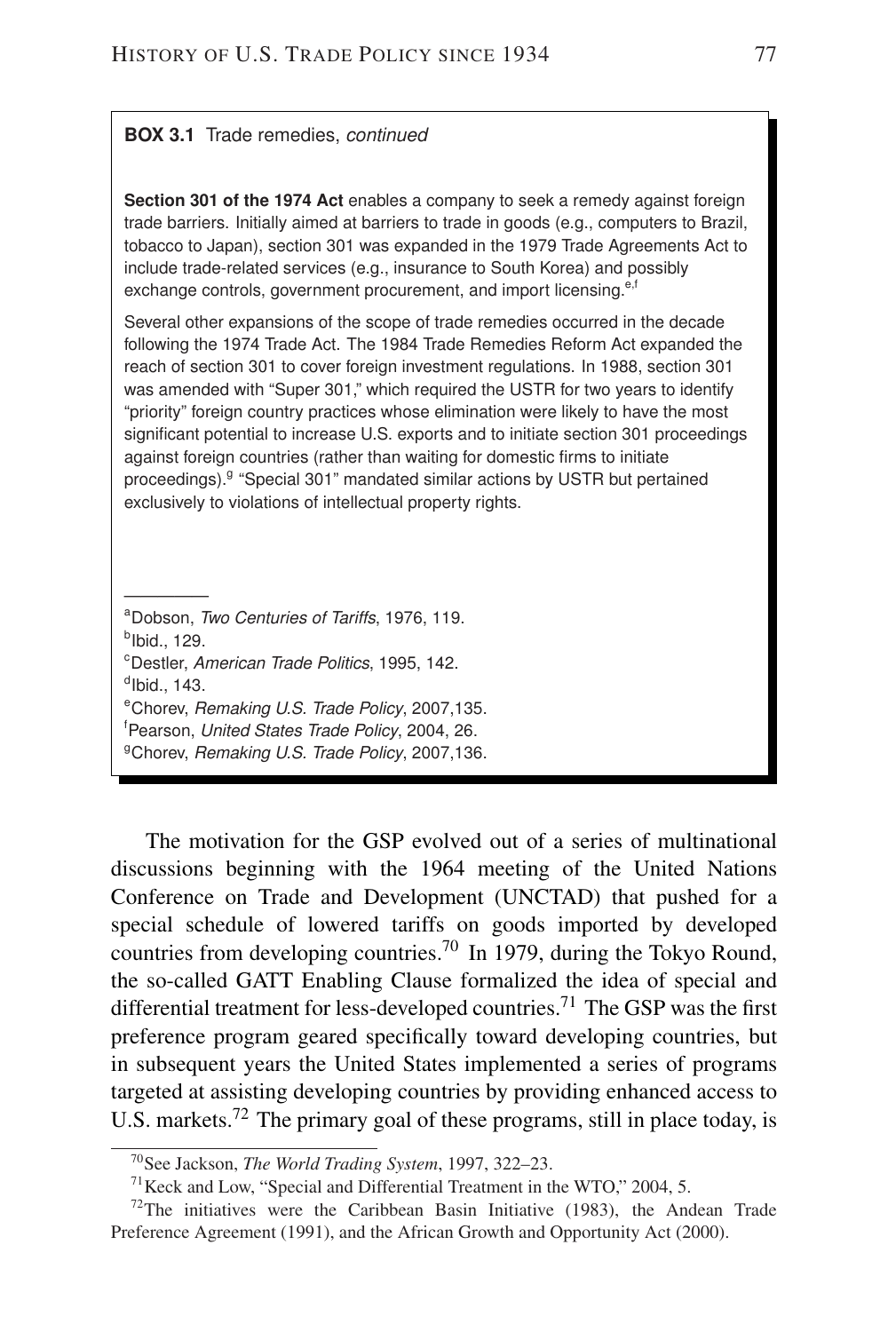**BOX 3.1** Trade remedies, *continued*

**Section 301 of the 1974 Act** enables a company to seek a remedy against foreign trade barriers. Initially aimed at barriers to trade in goods (e.g., computers to Brazil, tobacco to Japan), section 301 was expanded in the 1979 Trade Agreements Act to include trade-related services (e.g., insurance to South Korea) and possibly exchange controls, government procurement, and import licensing.[e,f]

Several other expansions of the scope of trade remedies occurred in the decade following the 1974 Trade Act. The 1984 Trade Remedies Reform Act expanded the reach of section 301 to cover foreign investment regulations. In 1988, section 301 was amended with "Super 301," which required the USTR for two years to identify "priority" foreign country practices whose elimination were likely to have the most significant potential to increase U.S. exports and to initiate section 301 proceedings against foreign countries (rather than waiting for domestic firms to initiate proceedings).[g] "Special 301" mandated similar actions by USTR but pertained exclusively to violations of intellectual property rights.

---

[a] Dobson, *Two Centuries of Tariffs*, 1976, 119.
[b] Ibid., 129.
[c] Destler, *American Trade Politics*, 1995, 142.
[d] Ibid., 143.
[e] Chorev, *Remaking U.S. Trade Policy*, 2007,135.
[f] Pearson, *United States Trade Policy*, 2004, 26.
[g] Chorev, *Remaking U.S. Trade Policy*, 2007,136.

The motivation for the GSP evolved out of a series of multinational discussions beginning with the 1964 meeting of the United Nations Conference on Trade and Development (UNCTAD) that pushed for a special schedule of lowered tariffs on goods imported by developed countries from developing countries.[70] In 1979, during the Tokyo Round, the so-called GATT Enabling Clause formalized the idea of special and differential treatment for less-developed countries.[71] The GSP was the first preference program geared specifically toward developing countries, but in subsequent years the United States implemented a series of programs targeted at assisting developing countries by providing enhanced access to U.S. markets.[72] The primary goal of these programs, still in place today, is

---

[70] See Jackson, *The World Trading System*, 1997, 322–23.

[71] Keck and Low, "Special and Differential Treatment in the WTO," 2004, 5.

[72] The initiatives were the Caribbean Basin Initiative (1983), the Andean Trade Preference Agreement (1991), and the African Growth and Opportunity Act (2000).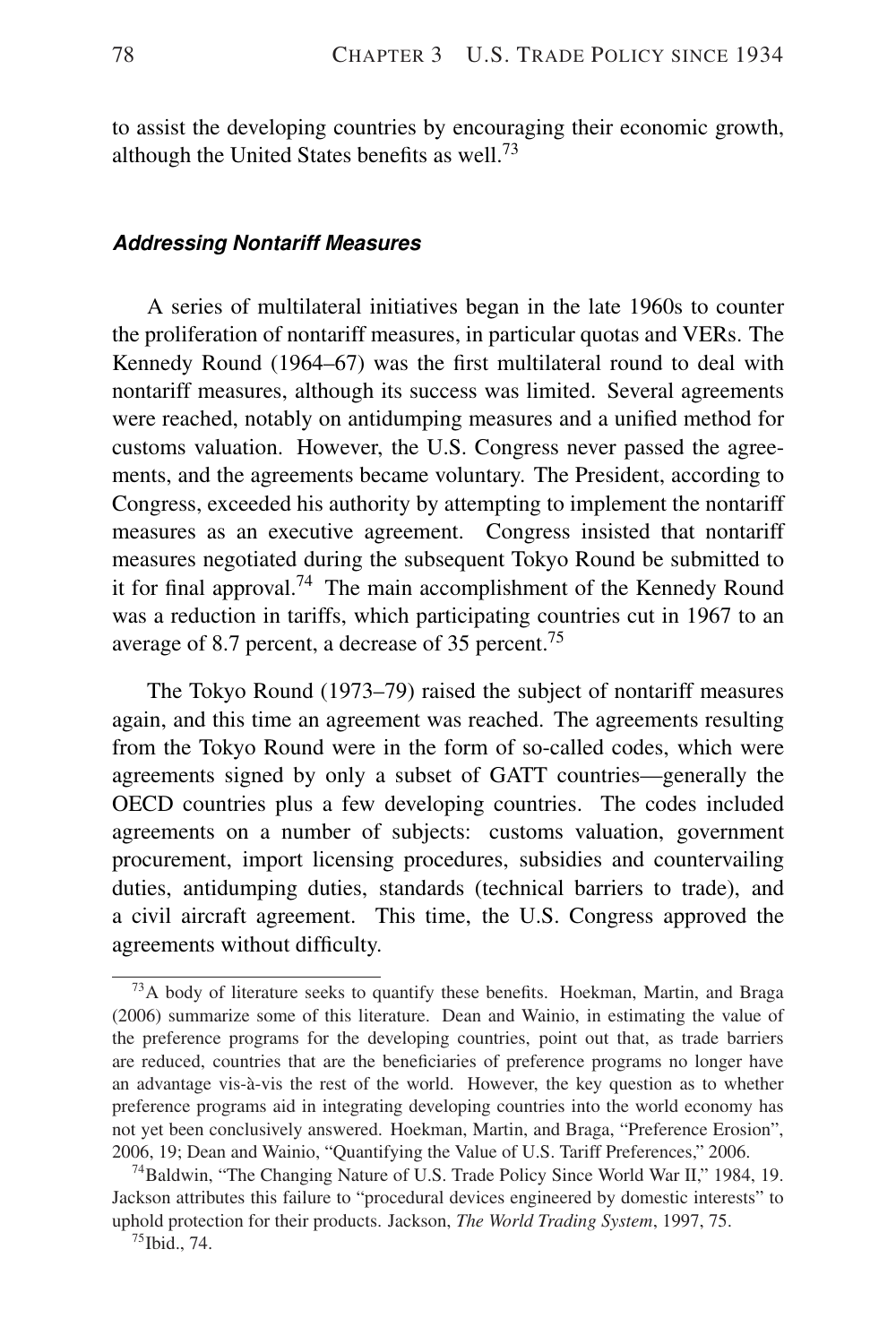to assist the developing countries by encouraging their economic growth, although the United States benefits as well.[73]

### ***Addressing Nontariff Measures***

A series of multilateral initiatives began in the late 1960s to counter the proliferation of nontariff measures, in particular quotas and VERs. The Kennedy Round (1964–67) was the first multilateral round to deal with nontariff measures, although its success was limited. Several agreements were reached, notably on antidumping measures and a unified method for customs valuation. However, the U.S. Congress never passed the agreements, and the agreements became voluntary. The President, according to Congress, exceeded his authority by attempting to implement the nontariff measures as an executive agreement. Congress insisted that nontariff measures negotiated during the subsequent Tokyo Round be submitted to it for final approval.[74] The main accomplishment of the Kennedy Round was a reduction in tariffs, which participating countries cut in 1967 to an average of 8.7 percent, a decrease of 35 percent.[75]

The Tokyo Round (1973–79) raised the subject of nontariff measures again, and this time an agreement was reached. The agreements resulting from the Tokyo Round were in the form of so-called codes, which were agreements signed by only a subset of GATT countries—generally the OECD countries plus a few developing countries. The codes included agreements on a number of subjects: customs valuation, government procurement, import licensing procedures, subsidies and countervailing duties, antidumping duties, standards (technical barriers to trade), and a civil aircraft agreement. This time, the U.S. Congress approved the agreements without difficulty.

---

[73] A body of literature seeks to quantify these benefits. Hoekman, Martin, and Braga (2006) summarize some of this literature. Dean and Wainio, in estimating the value of the preference programs for the developing countries, point out that, as trade barriers are reduced, countries that are the beneficiaries of preference programs no longer have an advantage vis-à-vis the rest of the world. However, the key question as to whether preference programs aid in integrating developing countries into the world economy has not yet been conclusively answered. Hoekman, Martin, and Braga, "Preference Erosion", 2006, 19; Dean and Wainio, "Quantifying the Value of U.S. Tariff Preferences," 2006.

[74] Baldwin, "The Changing Nature of U.S. Trade Policy Since World War II," 1984, 19. Jackson attributes this failure to "procedural devices engineered by domestic interests" to uphold protection for their products. Jackson, *The World Trading System*, 1997, 75.

[75] Ibid., 74.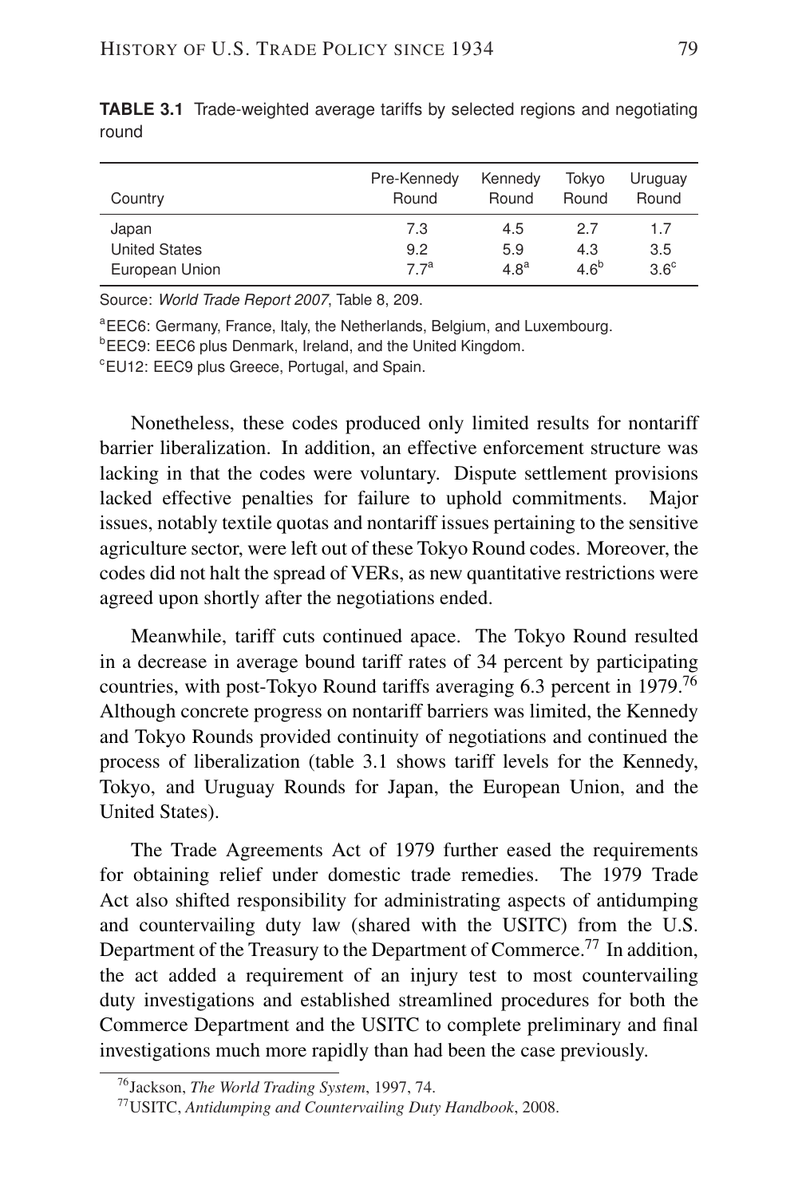**TABLE 3.1** Trade-weighted average tariffs by selected regions and negotiating round

| Country | Pre-Kennedy Round | Kennedy Round | Tokyo Round | Uruguay Round |
|---|---|---|---|---|
| Japan | 7.3 | 4.5 | 2.7 | 1.7 |
| United States | 9.2 | 5.9 | 4.3 | 3.5 |
| European Union | 7.7[a] | 4.8[a] | 4.6[b] | 3.6[c] |

Source: *World Trade Report 2007*, Table 8, 209.

[a]EEC6: Germany, France, Italy, the Netherlands, Belgium, and Luxembourg.

[b]EEC9: EEC6 plus Denmark, Ireland, and the United Kingdom.

[c]EU12: EEC9 plus Greece, Portugal, and Spain.

Nonetheless, these codes produced only limited results for nontariff barrier liberalization. In addition, an effective enforcement structure was lacking in that the codes were voluntary. Dispute settlement provisions lacked effective penalties for failure to uphold commitments. Major issues, notably textile quotas and nontariff issues pertaining to the sensitive agriculture sector, were left out of these Tokyo Round codes. Moreover, the codes did not halt the spread of VERs, as new quantitative restrictions were agreed upon shortly after the negotiations ended.

Meanwhile, tariff cuts continued apace. The Tokyo Round resulted in a decrease in average bound tariff rates of 34 percent by participating countries, with post-Tokyo Round tariffs averaging 6.3 percent in 1979.[76] Although concrete progress on nontariff barriers was limited, the Kennedy and Tokyo Rounds provided continuity of negotiations and continued the process of liberalization (table 3.1 shows tariff levels for the Kennedy, Tokyo, and Uruguay Rounds for Japan, the European Union, and the United States).

The Trade Agreements Act of 1979 further eased the requirements for obtaining relief under domestic trade remedies. The 1979 Trade Act also shifted responsibility for administrating aspects of antidumping and countervailing duty law (shared with the USITC) from the U.S. Department of the Treasury to the Department of Commerce.[77] In addition, the act added a requirement of an injury test to most countervailing duty investigations and established streamlined procedures for both the Commerce Department and the USITC to complete preliminary and final investigations much more rapidly than had been the case previously.

[76]Jackson, *The World Trading System*, 1997, 74.

[77]USITC, *Antidumping and Countervailing Duty Handbook*, 2008.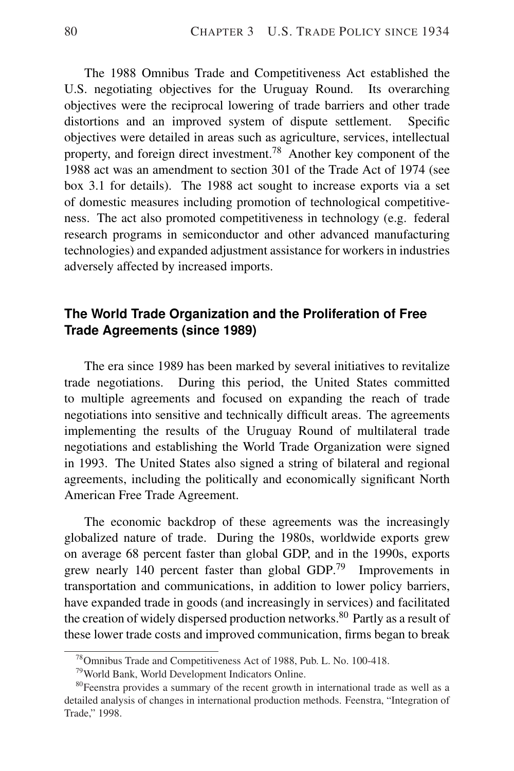The 1988 Omnibus Trade and Competitiveness Act established the U.S. negotiating objectives for the Uruguay Round. Its overarching objectives were the reciprocal lowering of trade barriers and other trade distortions and an improved system of dispute settlement. Specific objectives were detailed in areas such as agriculture, services, intellectual property, and foreign direct investment.[78] Another key component of the 1988 act was an amendment to section 301 of the Trade Act of 1974 (see box 3.1 for details). The 1988 act sought to increase exports via a set of domestic measures including promotion of technological competitiveness. The act also promoted competitiveness in technology (e.g. federal research programs in semiconductor and other advanced manufacturing technologies) and expanded adjustment assistance for workers in industries adversely affected by increased imports.

## The World Trade Organization and the Proliferation of Free Trade Agreements (since 1989)

The era since 1989 has been marked by several initiatives to revitalize trade negotiations. During this period, the United States committed to multiple agreements and focused on expanding the reach of trade negotiations into sensitive and technically difficult areas. The agreements implementing the results of the Uruguay Round of multilateral trade negotiations and establishing the World Trade Organization were signed in 1993. The United States also signed a string of bilateral and regional agreements, including the politically and economically significant North American Free Trade Agreement.

The economic backdrop of these agreements was the increasingly globalized nature of trade. During the 1980s, worldwide exports grew on average 68 percent faster than global GDP, and in the 1990s, exports grew nearly 140 percent faster than global GDP.[79] Improvements in transportation and communications, in addition to lower policy barriers, have expanded trade in goods (and increasingly in services) and facilitated the creation of widely dispersed production networks.[80] Partly as a result of these lower trade costs and improved communication, firms began to break

[78] Omnibus Trade and Competitiveness Act of 1988, Pub. L. No. 100-418.

[79] World Bank, World Development Indicators Online.

[80] Feenstra provides a summary of the recent growth in international trade as well as a detailed analysis of changes in international production methods. Feenstra, "Integration of Trade," 1998.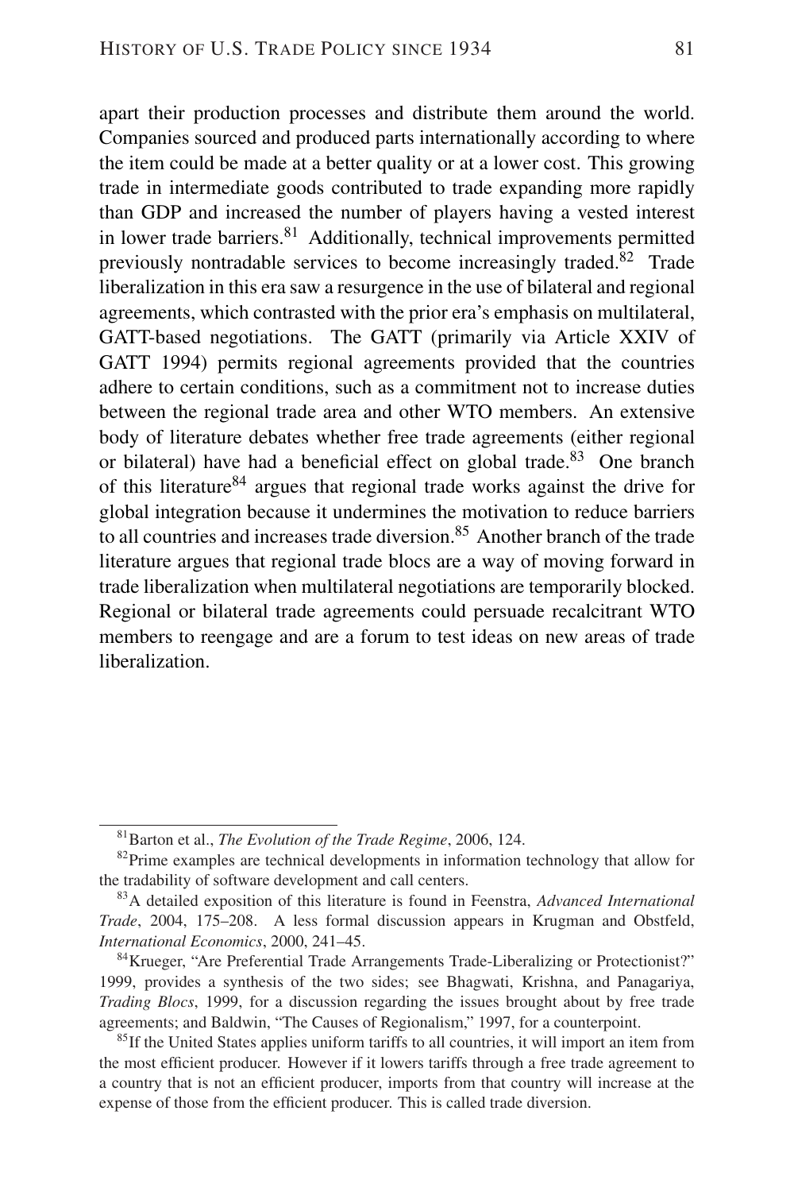apart their production processes and distribute them around the world. Companies sourced and produced parts internationally according to where the item could be made at a better quality or at a lower cost. This growing trade in intermediate goods contributed to trade expanding more rapidly than GDP and increased the number of players having a vested interest in lower trade barriers.[81] Additionally, technical improvements permitted previously nontradable services to become increasingly traded.[82] Trade liberalization in this era saw a resurgence in the use of bilateral and regional agreements, which contrasted with the prior era's emphasis on multilateral, GATT-based negotiations. The GATT (primarily via Article XXIV of GATT 1994) permits regional agreements provided that the countries adhere to certain conditions, such as a commitment not to increase duties between the regional trade area and other WTO members. An extensive body of literature debates whether free trade agreements (either regional or bilateral) have had a beneficial effect on global trade.[83] One branch of this literature[84] argues that regional trade works against the drive for global integration because it undermines the motivation to reduce barriers to all countries and increases trade diversion.[85] Another branch of the trade literature argues that regional trade blocs are a way of moving forward in trade liberalization when multilateral negotiations are temporarily blocked. Regional or bilateral trade agreements could persuade recalcitrant WTO members to reengage and are a forum to test ideas on new areas of trade liberalization.

---

[81] Barton et al., *The Evolution of the Trade Regime*, 2006, 124.

[82] Prime examples are technical developments in information technology that allow for the tradability of software development and call centers.

[83] A detailed exposition of this literature is found in Feenstra, *Advanced International Trade*, 2004, 175–208. A less formal discussion appears in Krugman and Obstfeld, *International Economics*, 2000, 241–45.

[84] Krueger, "Are Preferential Trade Arrangements Trade-Liberalizing or Protectionist?" 1999, provides a synthesis of the two sides; see Bhagwati, Krishna, and Panagariya, *Trading Blocs*, 1999, for a discussion regarding the issues brought about by free trade agreements; and Baldwin, "The Causes of Regionalism," 1997, for a counterpoint.

[85] If the United States applies uniform tariffs to all countries, it will import an item from the most efficient producer. However if it lowers tariffs through a free trade agreement to a country that is not an efficient producer, imports from that country will increase at the expense of those from the efficient producer. This is called trade diversion.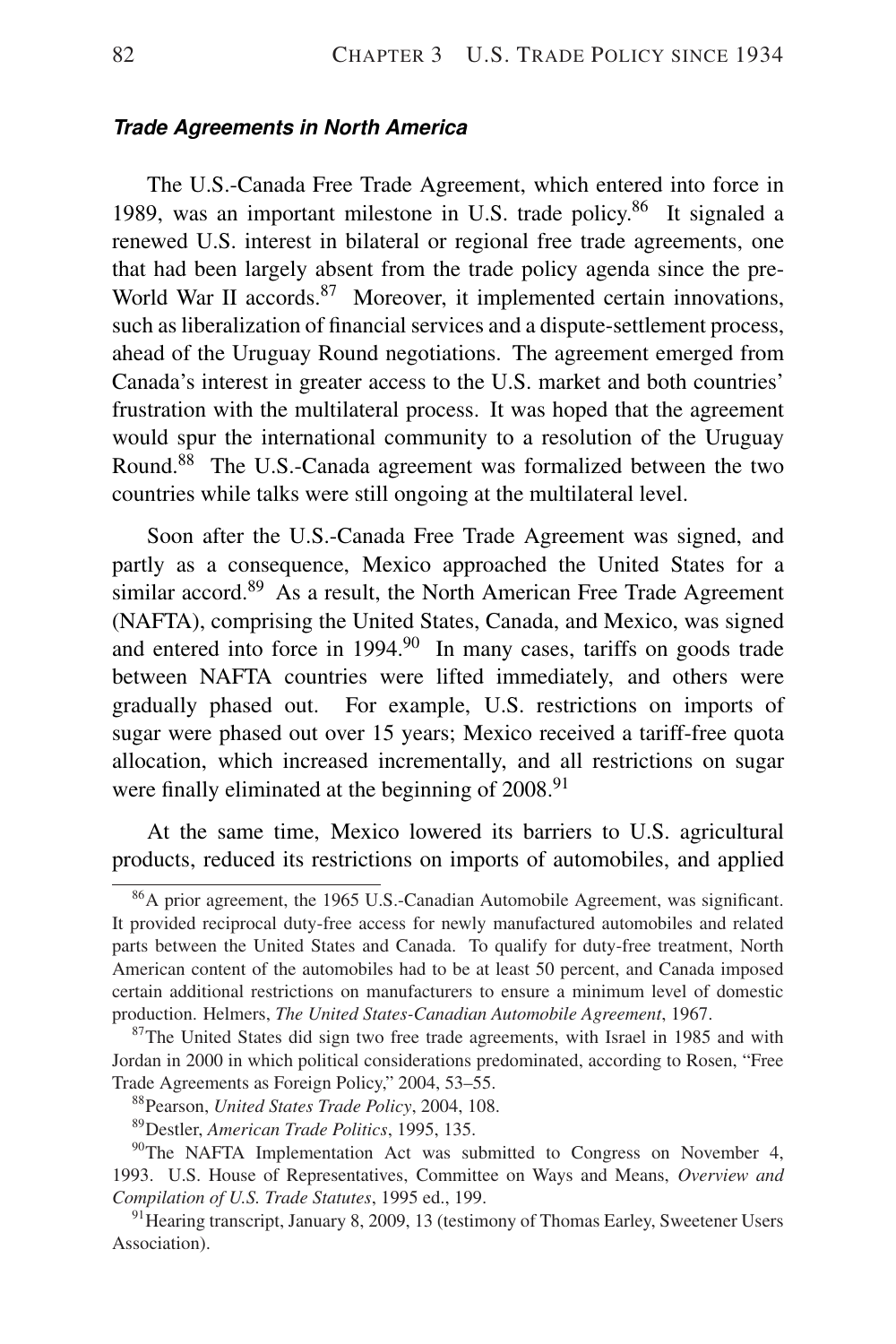#### ***Trade Agreements in North America***

The U.S.-Canada Free Trade Agreement, which entered into force in 1989, was an important milestone in U.S. trade policy.[86] It signaled a renewed U.S. interest in bilateral or regional free trade agreements, one that had been largely absent from the trade policy agenda since the pre-World War II accords.[87] Moreover, it implemented certain innovations, such as liberalization of financial services and a dispute-settlement process, ahead of the Uruguay Round negotiations. The agreement emerged from Canada's interest in greater access to the U.S. market and both countries' frustration with the multilateral process. It was hoped that the agreement would spur the international community to a resolution of the Uruguay Round.[88] The U.S.-Canada agreement was formalized between the two countries while talks were still ongoing at the multilateral level.

Soon after the U.S.-Canada Free Trade Agreement was signed, and partly as a consequence, Mexico approached the United States for a similar accord.[89] As a result, the North American Free Trade Agreement (NAFTA), comprising the United States, Canada, and Mexico, was signed and entered into force in 1994.[90] In many cases, tariffs on goods trade between NAFTA countries were lifted immediately, and others were gradually phased out. For example, U.S. restrictions on imports of sugar were phased out over 15 years; Mexico received a tariff-free quota allocation, which increased incrementally, and all restrictions on sugar were finally eliminated at the beginning of 2008.[91]

At the same time, Mexico lowered its barriers to U.S. agricultural products, reduced its restrictions on imports of automobiles, and applied

---

[86] A prior agreement, the 1965 U.S.-Canadian Automobile Agreement, was significant. It provided reciprocal duty-free access for newly manufactured automobiles and related parts between the United States and Canada. To qualify for duty-free treatment, North American content of the automobiles had to be at least 50 percent, and Canada imposed certain additional restrictions on manufacturers to ensure a minimum level of domestic production. Helmers, *The United States-Canadian Automobile Agreement*, 1967.

[87] The United States did sign two free trade agreements, with Israel in 1985 and with Jordan in 2000 in which political considerations predominated, according to Rosen, "Free Trade Agreements as Foreign Policy," 2004, 53–55.

[88] Pearson, *United States Trade Policy*, 2004, 108.

[89] Destler, *American Trade Politics*, 1995, 135.

[90] The NAFTA Implementation Act was submitted to Congress on November 4, 1993. U.S. House of Representatives, Committee on Ways and Means, *Overview and Compilation of U.S. Trade Statutes*, 1995 ed., 199.

[91] Hearing transcript, January 8, 2009, 13 (testimony of Thomas Earley, Sweetener Users Association).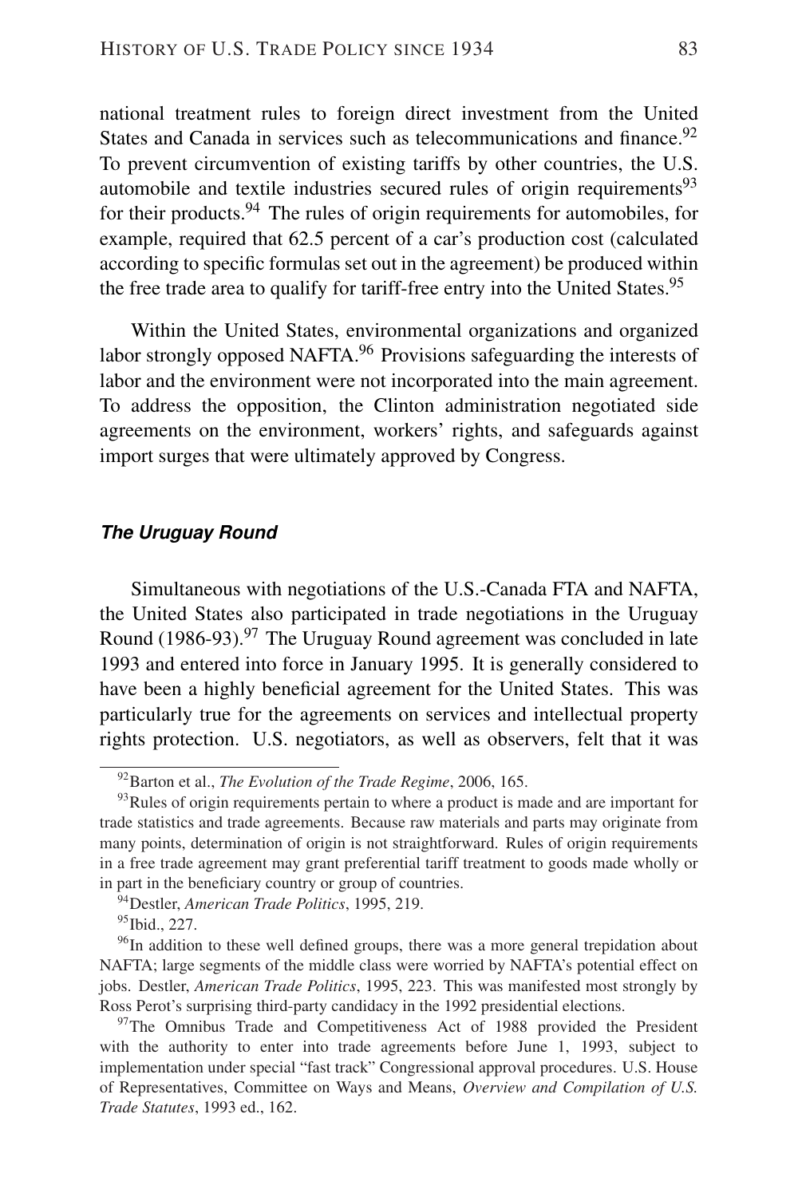national treatment rules to foreign direct investment from the United States and Canada in services such as telecommunications and finance.[92] To prevent circumvention of existing tariffs by other countries, the U.S. automobile and textile industries secured rules of origin requirements[93] for their products.[94] The rules of origin requirements for automobiles, for example, required that 62.5 percent of a car's production cost (calculated according to specific formulas set out in the agreement) be produced within the free trade area to qualify for tariff-free entry into the United States.[95]

Within the United States, environmental organizations and organized labor strongly opposed NAFTA.[96] Provisions safeguarding the interests of labor and the environment were not incorporated into the main agreement. To address the opposition, the Clinton administration negotiated side agreements on the environment, workers' rights, and safeguards against import surges that were ultimately approved by Congress.

### *The Uruguay Round*

Simultaneous with negotiations of the U.S.-Canada FTA and NAFTA, the United States also participated in trade negotiations in the Uruguay Round (1986-93).[97] The Uruguay Round agreement was concluded in late 1993 and entered into force in January 1995. It is generally considered to have been a highly beneficial agreement for the United States. This was particularly true for the agreements on services and intellectual property rights protection. U.S. negotiators, as well as observers, felt that it was

---

[92] Barton et al., *The Evolution of the Trade Regime*, 2006, 165.

[93] Rules of origin requirements pertain to where a product is made and are important for trade statistics and trade agreements. Because raw materials and parts may originate from many points, determination of origin is not straightforward. Rules of origin requirements in a free trade agreement may grant preferential tariff treatment to goods made wholly or in part in the beneficiary country or group of countries.

[94] Destler, *American Trade Politics*, 1995, 219.

[95] Ibid., 227.

[96] In addition to these well defined groups, there was a more general trepidation about NAFTA; large segments of the middle class were worried by NAFTA's potential effect on jobs. Destler, *American Trade Politics*, 1995, 223. This was manifested most strongly by Ross Perot's surprising third-party candidacy in the 1992 presidential elections.

[97] The Omnibus Trade and Competitiveness Act of 1988 provided the President with the authority to enter into trade agreements before June 1, 1993, subject to implementation under special "fast track" Congressional approval procedures. U.S. House of Representatives, Committee on Ways and Means, *Overview and Compilation of U.S. Trade Statutes*, 1993 ed., 162.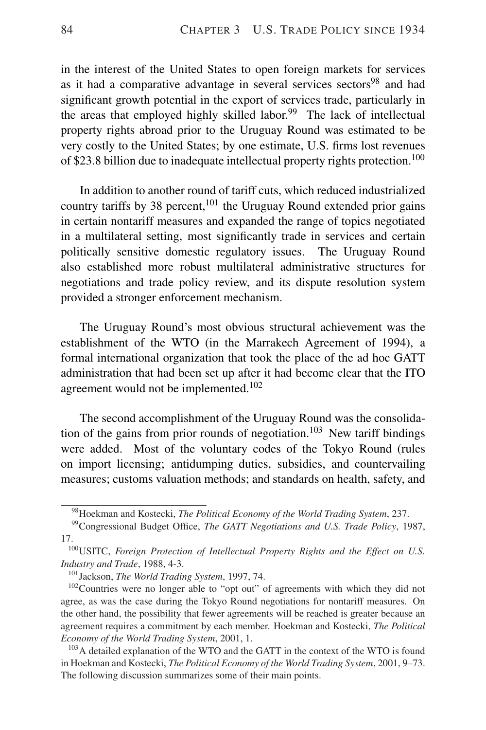in the interest of the United States to open foreign markets for services as it had a comparative advantage in several services sectors[98] and had significant growth potential in the export of services trade, particularly in the areas that employed highly skilled labor.[99] The lack of intellectual property rights abroad prior to the Uruguay Round was estimated to be very costly to the United States; by one estimate, U.S. firms lost revenues of $23.8 billion due to inadequate intellectual property rights protection.[100]

In addition to another round of tariff cuts, which reduced industrialized country tariffs by 38 percent,[101] the Uruguay Round extended prior gains in certain nontariff measures and expanded the range of topics negotiated in a multilateral setting, most significantly trade in services and certain politically sensitive domestic regulatory issues. The Uruguay Round also established more robust multilateral administrative structures for negotiations and trade policy review, and its dispute resolution system provided a stronger enforcement mechanism.

The Uruguay Round's most obvious structural achievement was the establishment of the WTO (in the Marrakech Agreement of 1994), a formal international organization that took the place of the ad hoc GATT administration that had been set up after it had become clear that the ITO agreement would not be implemented.[102]

The second accomplishment of the Uruguay Round was the consolidation of the gains from prior rounds of negotiation.[103] New tariff bindings were added. Most of the voluntary codes of the Tokyo Round (rules on import licensing; antidumping duties, subsidies, and countervailing measures; customs valuation methods; and standards on health, safety, and

---

[98] Hoekman and Kostecki, *The Political Economy of the World Trading System*, 237.

[99] Congressional Budget Office, *The GATT Negotiations and U.S. Trade Policy*, 1987, 17.

[100] USITC, *Foreign Protection of Intellectual Property Rights and the Effect on U.S. Industry and Trade*, 1988, 4-3.

[101] Jackson, *The World Trading System*, 1997, 74.

[102] Countries were no longer able to "opt out" of agreements with which they did not agree, as was the case during the Tokyo Round negotiations for nontariff measures. On the other hand, the possibility that fewer agreements will be reached is greater because an agreement requires a commitment by each member. Hoekman and Kostecki, *The Political Economy of the World Trading System*, 2001, 1.

[103] A detailed explanation of the WTO and the GATT in the context of the WTO is found in Hoekman and Kostecki, *The Political Economy of the World Trading System*, 2001, 9–73. The following discussion summarizes some of their main points.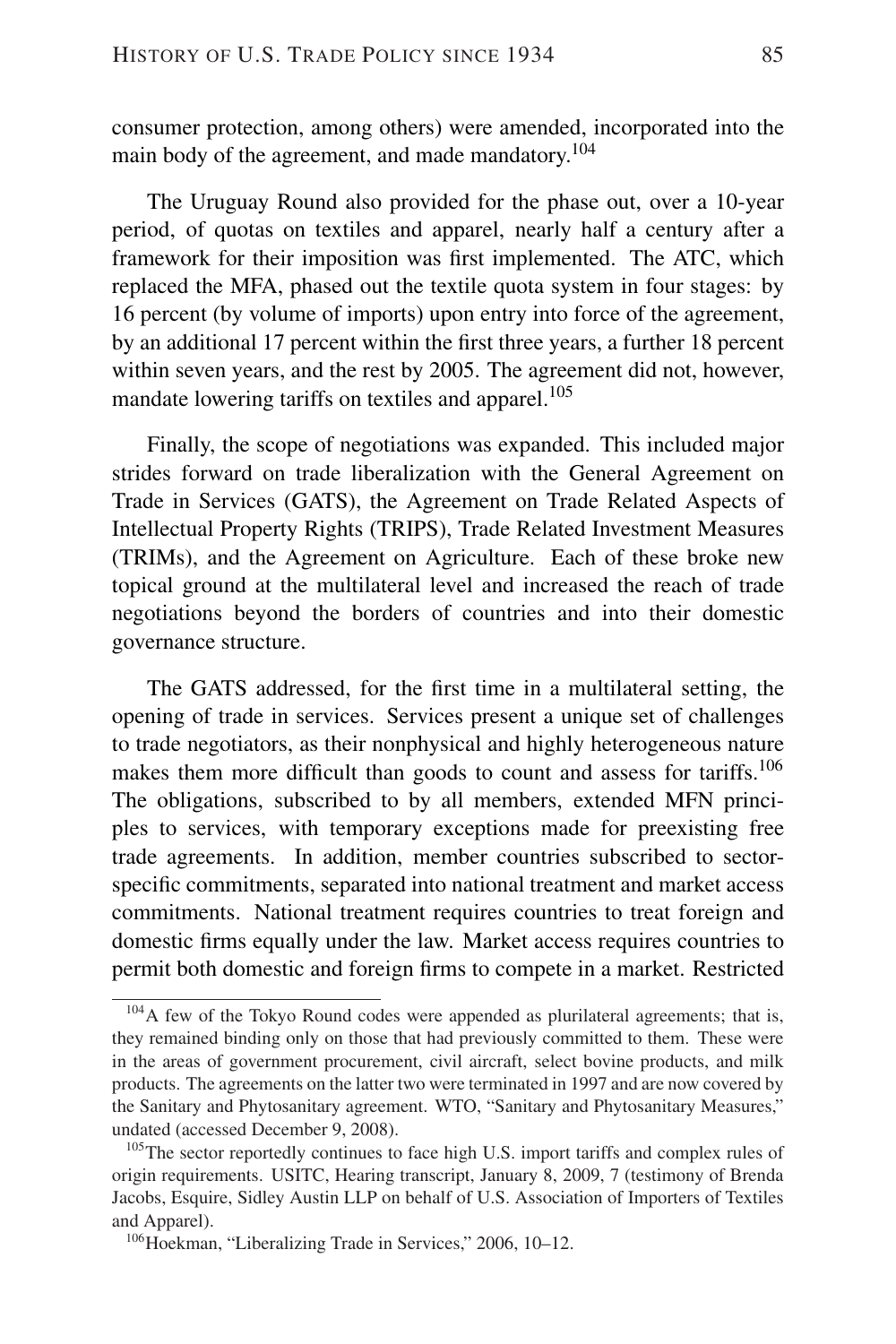consumer protection, among others) were amended, incorporated into the main body of the agreement, and made mandatory.[104]

The Uruguay Round also provided for the phase out, over a 10-year period, of quotas on textiles and apparel, nearly half a century after a framework for their imposition was first implemented. The ATC, which replaced the MFA, phased out the textile quota system in four stages: by 16 percent (by volume of imports) upon entry into force of the agreement, by an additional 17 percent within the first three years, a further 18 percent within seven years, and the rest by 2005. The agreement did not, however, mandate lowering tariffs on textiles and apparel.[105]

Finally, the scope of negotiations was expanded. This included major strides forward on trade liberalization with the General Agreement on Trade in Services (GATS), the Agreement on Trade Related Aspects of Intellectual Property Rights (TRIPS), Trade Related Investment Measures (TRIMs), and the Agreement on Agriculture. Each of these broke new topical ground at the multilateral level and increased the reach of trade negotiations beyond the borders of countries and into their domestic governance structure.

The GATS addressed, for the first time in a multilateral setting, the opening of trade in services. Services present a unique set of challenges to trade negotiators, as their nonphysical and highly heterogeneous nature makes them more difficult than goods to count and assess for tariffs.[106] The obligations, subscribed to by all members, extended MFN principles to services, with temporary exceptions made for preexisting free trade agreements. In addition, member countries subscribed to sector-specific commitments, separated into national treatment and market access commitments. National treatment requires countries to treat foreign and domestic firms equally under the law. Market access requires countries to permit both domestic and foreign firms to compete in a market. Restricted

[104] A few of the Tokyo Round codes were appended as plurilateral agreements; that is, they remained binding only on those that had previously committed to them. These were in the areas of government procurement, civil aircraft, select bovine products, and milk products. The agreements on the latter two were terminated in 1997 and are now covered by the Sanitary and Phytosanitary agreement. WTO, "Sanitary and Phytosanitary Measures," undated (accessed December 9, 2008).

[105] The sector reportedly continues to face high U.S. import tariffs and complex rules of origin requirements. USITC, Hearing transcript, January 8, 2009, 7 (testimony of Brenda Jacobs, Esquire, Sidley Austin LLP on behalf of U.S. Association of Importers of Textiles and Apparel).

[106] Hoekman, "Liberalizing Trade in Services," 2006, 10–12.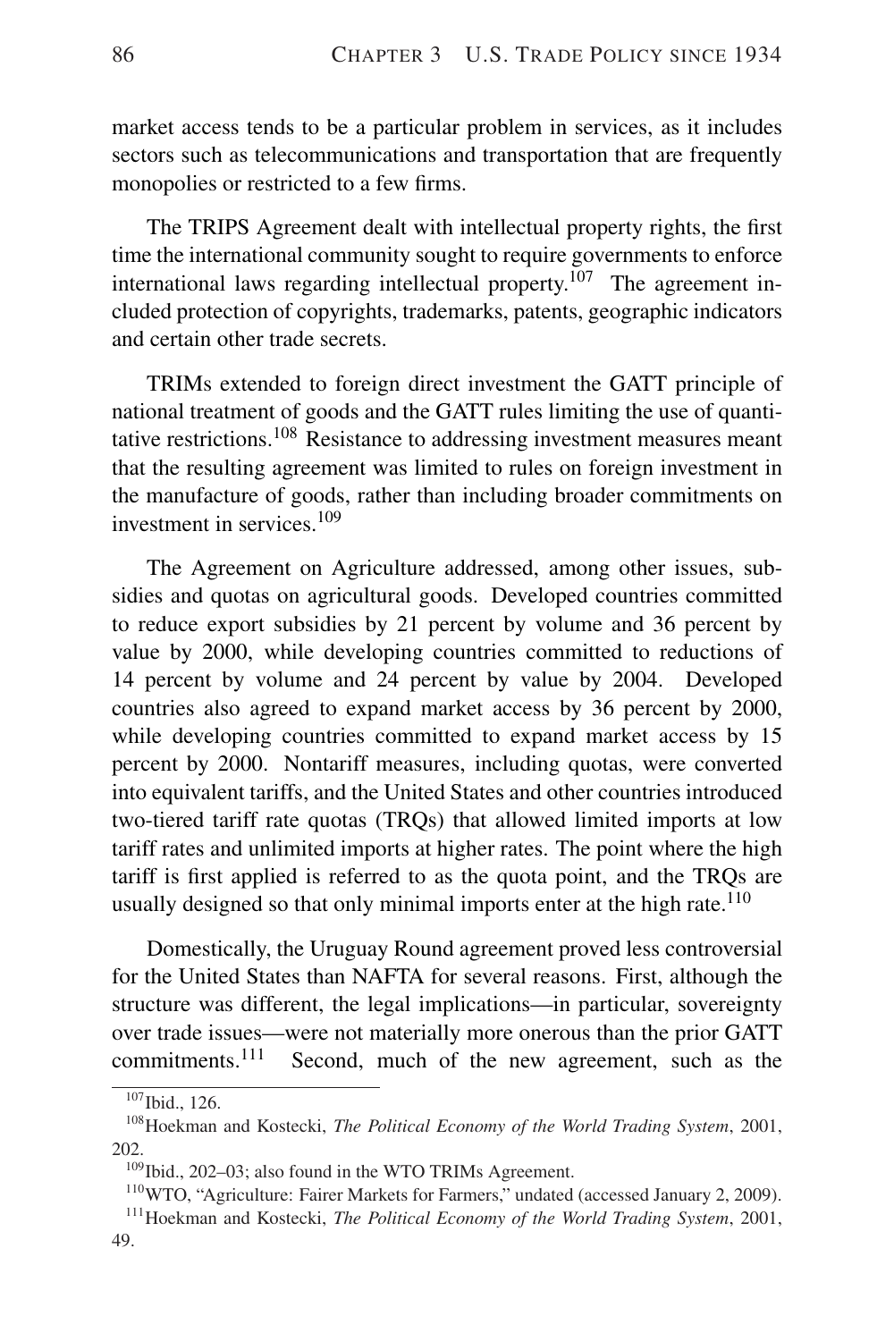market access tends to be a particular problem in services, as it includes sectors such as telecommunications and transportation that are frequently monopolies or restricted to a few firms.

The TRIPS Agreement dealt with intellectual property rights, the first time the international community sought to require governments to enforce international laws regarding intellectual property.[107] The agreement included protection of copyrights, trademarks, patents, geographic indicators and certain other trade secrets.

TRIMs extended to foreign direct investment the GATT principle of national treatment of goods and the GATT rules limiting the use of quantitative restrictions.[108] Resistance to addressing investment measures meant that the resulting agreement was limited to rules on foreign investment in the manufacture of goods, rather than including broader commitments on investment in services.[109]

The Agreement on Agriculture addressed, among other issues, subsidies and quotas on agricultural goods. Developed countries committed to reduce export subsidies by 21 percent by volume and 36 percent by value by 2000, while developing countries committed to reductions of 14 percent by volume and 24 percent by value by 2004. Developed countries also agreed to expand market access by 36 percent by 2000, while developing countries committed to expand market access by 15 percent by 2000. Nontariff measures, including quotas, were converted into equivalent tariffs, and the United States and other countries introduced two-tiered tariff rate quotas (TRQs) that allowed limited imports at low tariff rates and unlimited imports at higher rates. The point where the high tariff is first applied is referred to as the quota point, and the TRQs are usually designed so that only minimal imports enter at the high rate.[110]

Domestically, the Uruguay Round agreement proved less controversial for the United States than NAFTA for several reasons. First, although the structure was different, the legal implications—in particular, sovereignty over trade issues—were not materially more onerous than the prior GATT commitments.[111] Second, much of the new agreement, such as the

---

[107] Ibid., 126.

[108] Hoekman and Kostecki, *The Political Economy of the World Trading System*, 2001, 202.

[109] Ibid., 202–03; also found in the WTO TRIMs Agreement.

[110] WTO, "Agriculture: Fairer Markets for Farmers," undated (accessed January 2, 2009).

[111] Hoekman and Kostecki, *The Political Economy of the World Trading System*, 2001, 49.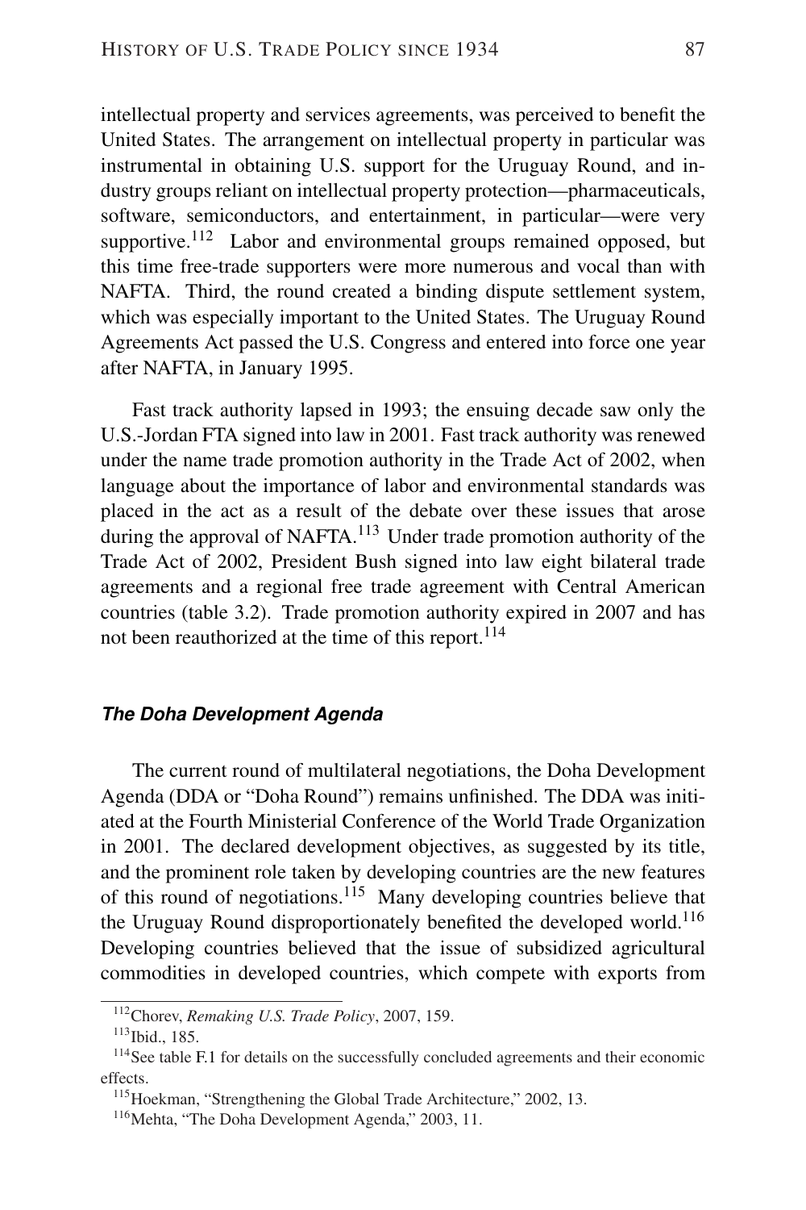intellectual property and services agreements, was perceived to benefit the United States. The arrangement on intellectual property in particular was instrumental in obtaining U.S. support for the Uruguay Round, and industry groups reliant on intellectual property protection—pharmaceuticals, software, semiconductors, and entertainment, in particular—were very supportive.[112] Labor and environmental groups remained opposed, but this time free-trade supporters were more numerous and vocal than with NAFTA. Third, the round created a binding dispute settlement system, which was especially important to the United States. The Uruguay Round Agreements Act passed the U.S. Congress and entered into force one year after NAFTA, in January 1995.

Fast track authority lapsed in 1993; the ensuing decade saw only the U.S.-Jordan FTA signed into law in 2001. Fast track authority was renewed under the name trade promotion authority in the Trade Act of 2002, when language about the importance of labor and environmental standards was placed in the act as a result of the debate over these issues that arose during the approval of NAFTA.[113] Under trade promotion authority of the Trade Act of 2002, President Bush signed into law eight bilateral trade agreements and a regional free trade agreement with Central American countries (table 3.2). Trade promotion authority expired in 2007 and has not been reauthorized at the time of this report.[114]

### *The Doha Development Agenda*

The current round of multilateral negotiations, the Doha Development Agenda (DDA or "Doha Round") remains unfinished. The DDA was initiated at the Fourth Ministerial Conference of the World Trade Organization in 2001. The declared development objectives, as suggested by its title, and the prominent role taken by developing countries are the new features of this round of negotiations.[115] Many developing countries believe that the Uruguay Round disproportionately benefited the developed world.[116] Developing countries believed that the issue of subsidized agricultural commodities in developed countries, which compete with exports from

---

[112] Chorev, *Remaking U.S. Trade Policy*, 2007, 159.

[113] Ibid., 185.

[114] See table F.1 for details on the successfully concluded agreements and their economic effects.

[115] Hoekman, "Strengthening the Global Trade Architecture," 2002, 13.

[116] Mehta, "The Doha Development Agenda," 2003, 11.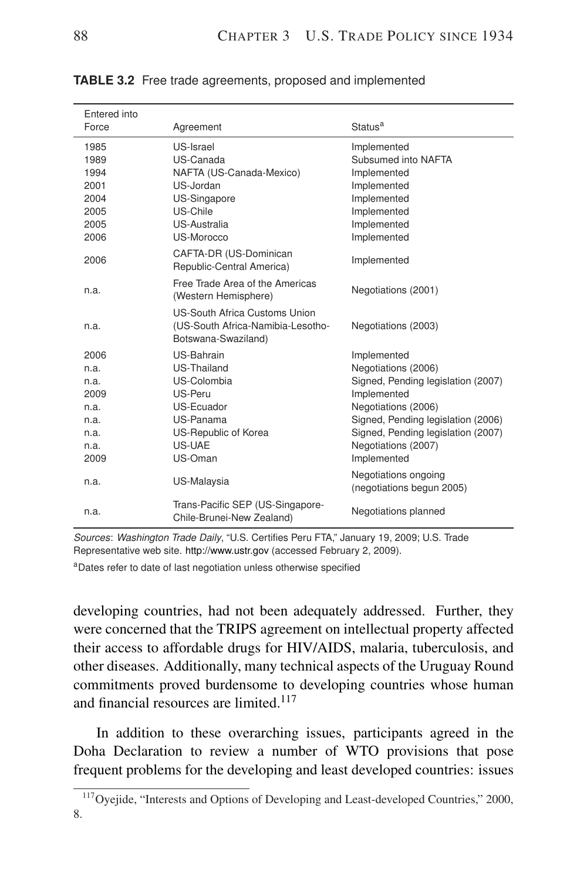**TABLE 3.2** Free trade agreements, proposed and implemented

| Entered into Force | Agreement | Status[a] |
|---|---|---|
| 1985 | US-Israel | Implemented |
| 1989 | US-Canada | Subsumed into NAFTA |
| 1994 | NAFTA (US-Canada-Mexico) | Implemented |
| 2001 | US-Jordan | Implemented |
| 2004 | US-Singapore | Implemented |
| 2005 | US-Chile | Implemented |
| 2005 | US-Australia | Implemented |
| 2006 | US-Morocco | Implemented |
| 2006 | CAFTA-DR (US-Dominican Republic-Central America) | Implemented |
| n.a. | Free Trade Area of the Americas (Western Hemisphere) | Negotiations (2001) |
| n.a. | US-South Africa Customs Union (US-South Africa-Namibia-Lesotho-Botswana-Swaziland) | Negotiations (2003) |
| 2006 | US-Bahrain | Implemented |
| n.a. | US-Thailand | Negotiations (2006) |
| n.a. | US-Colombia | Signed, Pending legislation (2007) |
| 2009 | US-Peru | Implemented |
| n.a. | US-Ecuador | Negotiations (2006) |
| n.a. | US-Panama | Signed, Pending legislation (2006) |
| n.a. | US-Republic of Korea | Signed, Pending legislation (2007) |
| n.a. | US-UAE | Negotiations (2007) |
| 2009 | US-Oman | Implemented |
| n.a. | US-Malaysia | Negotiations ongoing (negotiations begun 2005) |
| n.a. | Trans-Pacific SEP (US-Singapore-Chile-Brunei-New Zealand) | Negotiations planned |

*Sources*: *Washington Trade Daily*, "U.S. Certifies Peru FTA," January 19, 2009; U.S. Trade Representative web site. http://www.ustr.gov (accessed February 2, 2009).

[a]Dates refer to date of last negotiation unless otherwise specified

developing countries, had not been adequately addressed. Further, they were concerned that the TRIPS agreement on intellectual property affected their access to affordable drugs for HIV/AIDS, malaria, tuberculosis, and other diseases. Additionally, many technical aspects of the Uruguay Round commitments proved burdensome to developing countries whose human and financial resources are limited.[117]

In addition to these overarching issues, participants agreed in the Doha Declaration to review a number of WTO provisions that pose frequent problems for the developing and least developed countries: issues

[117] Oyejide, "Interests and Options of Developing and Least-developed Countries," 2000, 8.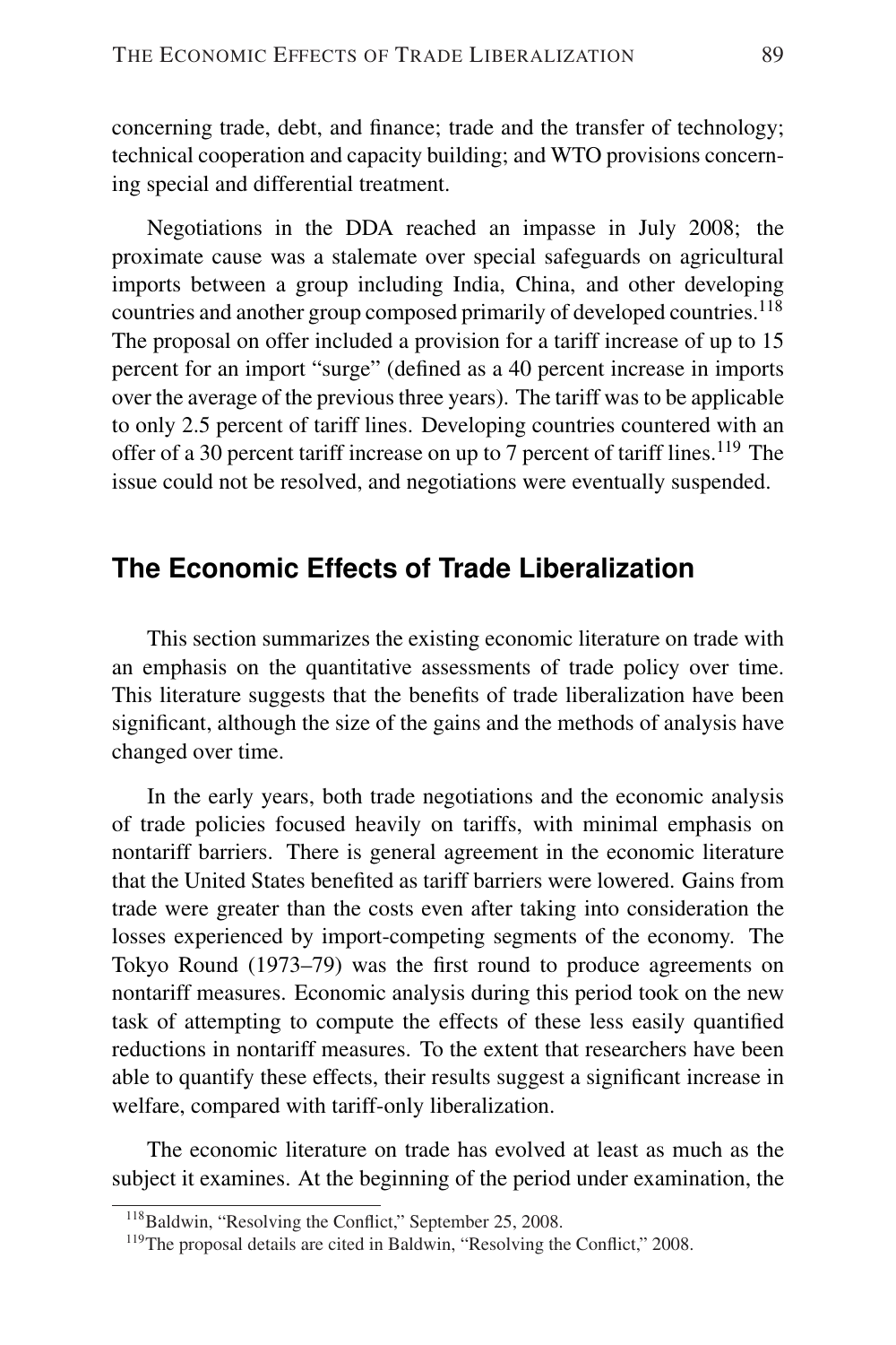concerning trade, debt, and finance; trade and the transfer of technology; technical cooperation and capacity building; and WTO provisions concerning special and differential treatment.

Negotiations in the DDA reached an impasse in July 2008; the proximate cause was a stalemate over special safeguards on agricultural imports between a group including India, China, and other developing countries and another group composed primarily of developed countries.[118] The proposal on offer included a provision for a tariff increase of up to 15 percent for an import "surge" (defined as a 40 percent increase in imports over the average of the previous three years). The tariff was to be applicable to only 2.5 percent of tariff lines. Developing countries countered with an offer of a 30 percent tariff increase on up to 7 percent of tariff lines.[119] The issue could not be resolved, and negotiations were eventually suspended.

## The Economic Effects of Trade Liberalization

This section summarizes the existing economic literature on trade with an emphasis on the quantitative assessments of trade policy over time. This literature suggests that the benefits of trade liberalization have been significant, although the size of the gains and the methods of analysis have changed over time.

In the early years, both trade negotiations and the economic analysis of trade policies focused heavily on tariffs, with minimal emphasis on nontariff barriers. There is general agreement in the economic literature that the United States benefited as tariff barriers were lowered. Gains from trade were greater than the costs even after taking into consideration the losses experienced by import-competing segments of the economy. The Tokyo Round (1973–79) was the first round to produce agreements on nontariff measures. Economic analysis during this period took on the new task of attempting to compute the effects of these less easily quantified reductions in nontariff measures. To the extent that researchers have been able to quantify these effects, their results suggest a significant increase in welfare, compared with tariff-only liberalization.

The economic literature on trade has evolved at least as much as the subject it examines. At the beginning of the period under examination, the

[118] Baldwin, "Resolving the Conflict," September 25, 2008.

[119] The proposal details are cited in Baldwin, "Resolving the Conflict," 2008.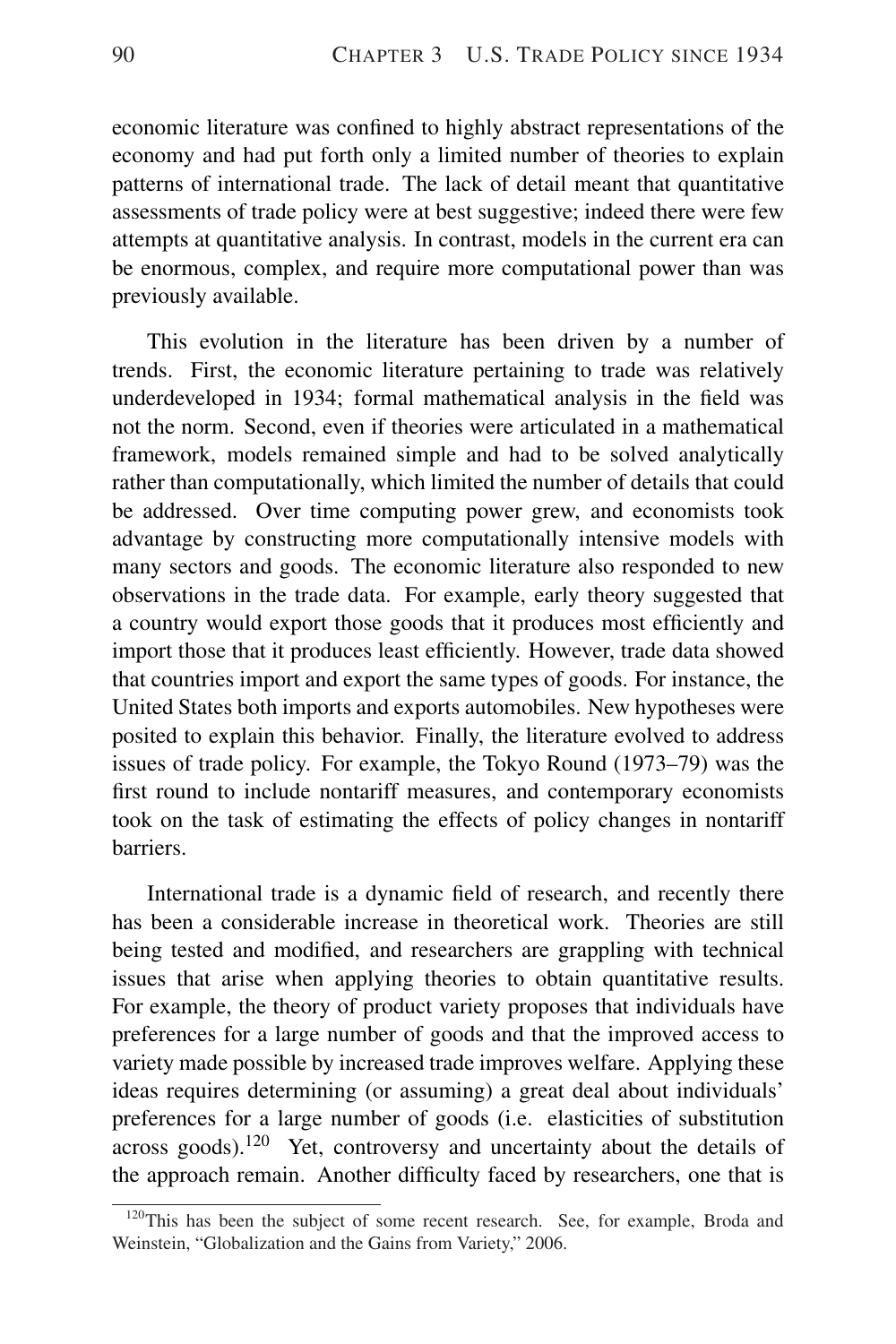economic literature was confined to highly abstract representations of the economy and had put forth only a limited number of theories to explain patterns of international trade. The lack of detail meant that quantitative assessments of trade policy were at best suggestive; indeed there were few attempts at quantitative analysis. In contrast, models in the current era can be enormous, complex, and require more computational power than was previously available.

This evolution in the literature has been driven by a number of trends. First, the economic literature pertaining to trade was relatively underdeveloped in 1934; formal mathematical analysis in the field was not the norm. Second, even if theories were articulated in a mathematical framework, models remained simple and had to be solved analytically rather than computationally, which limited the number of details that could be addressed. Over time computing power grew, and economists took advantage by constructing more computationally intensive models with many sectors and goods. The economic literature also responded to new observations in the trade data. For example, early theory suggested that a country would export those goods that it produces most efficiently and import those that it produces least efficiently. However, trade data showed that countries import and export the same types of goods. For instance, the United States both imports and exports automobiles. New hypotheses were posited to explain this behavior. Finally, the literature evolved to address issues of trade policy. For example, the Tokyo Round (1973–79) was the first round to include nontariff measures, and contemporary economists took on the task of estimating the effects of policy changes in nontariff barriers.

International trade is a dynamic field of research, and recently there has been a considerable increase in theoretical work. Theories are still being tested and modified, and researchers are grappling with technical issues that arise when applying theories to obtain quantitative results. For example, the theory of product variety proposes that individuals have preferences for a large number of goods and that the improved access to variety made possible by increased trade improves welfare. Applying these ideas requires determining (or assuming) a great deal about individuals' preferences for a large number of goods (i.e. elasticities of substitution across goods).[120] Yet, controversy and uncertainty about the details of the approach remain. Another difficulty faced by researchers, one that is

[120] This has been the subject of some recent research. See, for example, Broda and Weinstein, "Globalization and the Gains from Variety," 2006.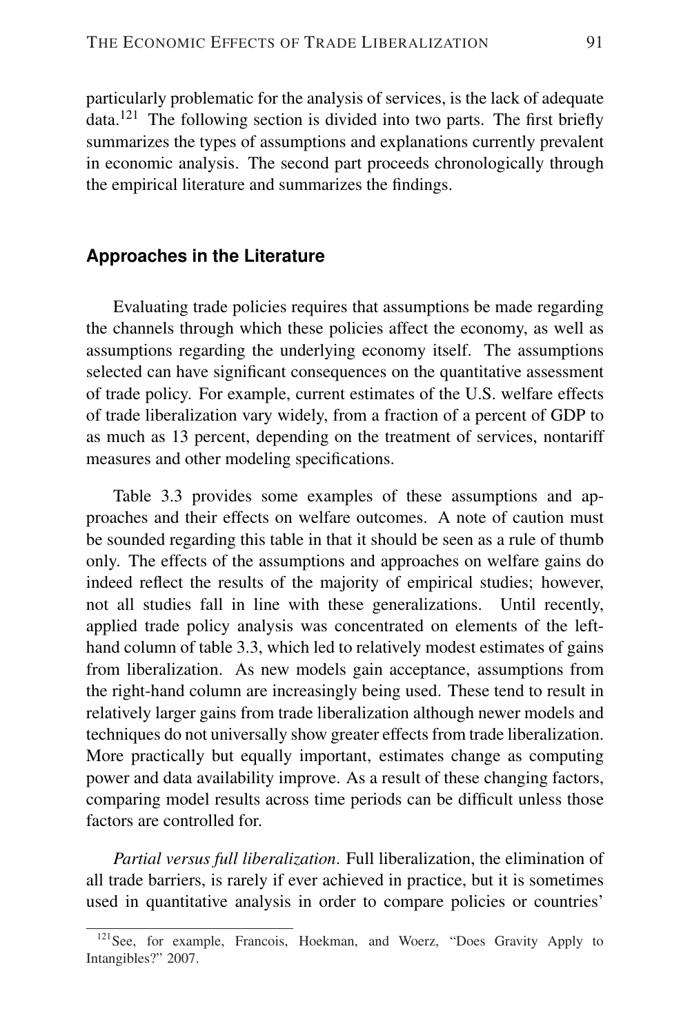particularly problematic for the analysis of services, is the lack of adequate data.[121] The following section is divided into two parts. The first briefly summarizes the types of assumptions and explanations currently prevalent in economic analysis. The second part proceeds chronologically through the empirical literature and summarizes the findings.

## Approaches in the Literature

Evaluating trade policies requires that assumptions be made regarding the channels through which these policies affect the economy, as well as assumptions regarding the underlying economy itself. The assumptions selected can have significant consequences on the quantitative assessment of trade policy. For example, current estimates of the U.S. welfare effects of trade liberalization vary widely, from a fraction of a percent of GDP to as much as 13 percent, depending on the treatment of services, nontariff measures and other modeling specifications.

Table 3.3 provides some examples of these assumptions and approaches and their effects on welfare outcomes. A note of caution must be sounded regarding this table in that it should be seen as a rule of thumb only. The effects of the assumptions and approaches on welfare gains do indeed reflect the results of the majority of empirical studies; however, not all studies fall in line with these generalizations. Until recently, applied trade policy analysis was concentrated on elements of the left-hand column of table 3.3, which led to relatively modest estimates of gains from liberalization. As new models gain acceptance, assumptions from the right-hand column are increasingly being used. These tend to result in relatively larger gains from trade liberalization although newer models and techniques do not universally show greater effects from trade liberalization. More practically but equally important, estimates change as computing power and data availability improve. As a result of these changing factors, comparing model results across time periods can be difficult unless those factors are controlled for.

*Partial versus full liberalization.* Full liberalization, the elimination of all trade barriers, is rarely if ever achieved in practice, but it is sometimes used in quantitative analysis in order to compare policies or countries'

[121] See, for example, Francois, Hoekman, and Woerz, "Does Gravity Apply to Intangibles?" 2007.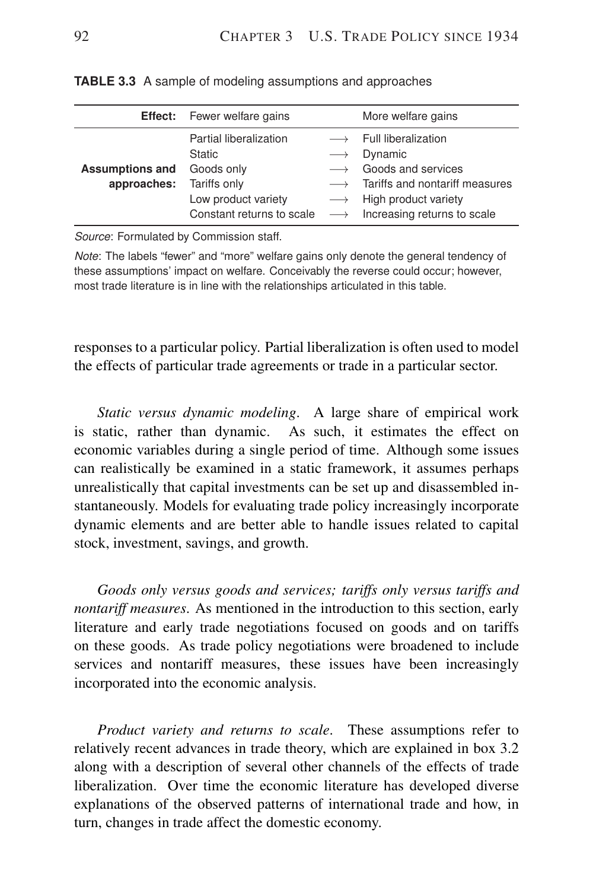**TABLE 3.3** A sample of modeling assumptions and approaches

| **Effect:** | Fewer welfare gains | | More welfare gains |
|---|---|---|---|
| **Assumptions and approaches:** | Partial liberalization | ⟶ | Full liberalization |
| | Static | ⟶ | Dynamic |
| | Goods only | ⟶ | Goods and services |
| | Tariffs only | ⟶ | Tariffs and nontariff measures |
| | Low product variety | ⟶ | High product variety |
| | Constant returns to scale | ⟶ | Increasing returns to scale |

*Source*: Formulated by Commission staff.

*Note*: The labels "fewer" and "more" welfare gains only denote the general tendency of these assumptions' impact on welfare. Conceivably the reverse could occur; however, most trade literature is in line with the relationships articulated in this table.

responses to a particular policy. Partial liberalization is often used to model the effects of particular trade agreements or trade in a particular sector.

*Static versus dynamic modeling*. A large share of empirical work is static, rather than dynamic. As such, it estimates the effect on economic variables during a single period of time. Although some issues can realistically be examined in a static framework, it assumes perhaps unrealistically that capital investments can be set up and disassembled instantaneously. Models for evaluating trade policy increasingly incorporate dynamic elements and are better able to handle issues related to capital stock, investment, savings, and growth.

*Goods only versus goods and services; tariffs only versus tariffs and nontariff measures.* As mentioned in the introduction to this section, early literature and early trade negotiations focused on goods and on tariffs on these goods. As trade policy negotiations were broadened to include services and nontariff measures, these issues have been increasingly incorporated into the economic analysis.

*Product variety and returns to scale*. These assumptions refer to relatively recent advances in trade theory, which are explained in box 3.2 along with a description of several other channels of the effects of trade liberalization. Over time the economic literature has developed diverse explanations of the observed patterns of international trade and how, in turn, changes in trade affect the domestic economy.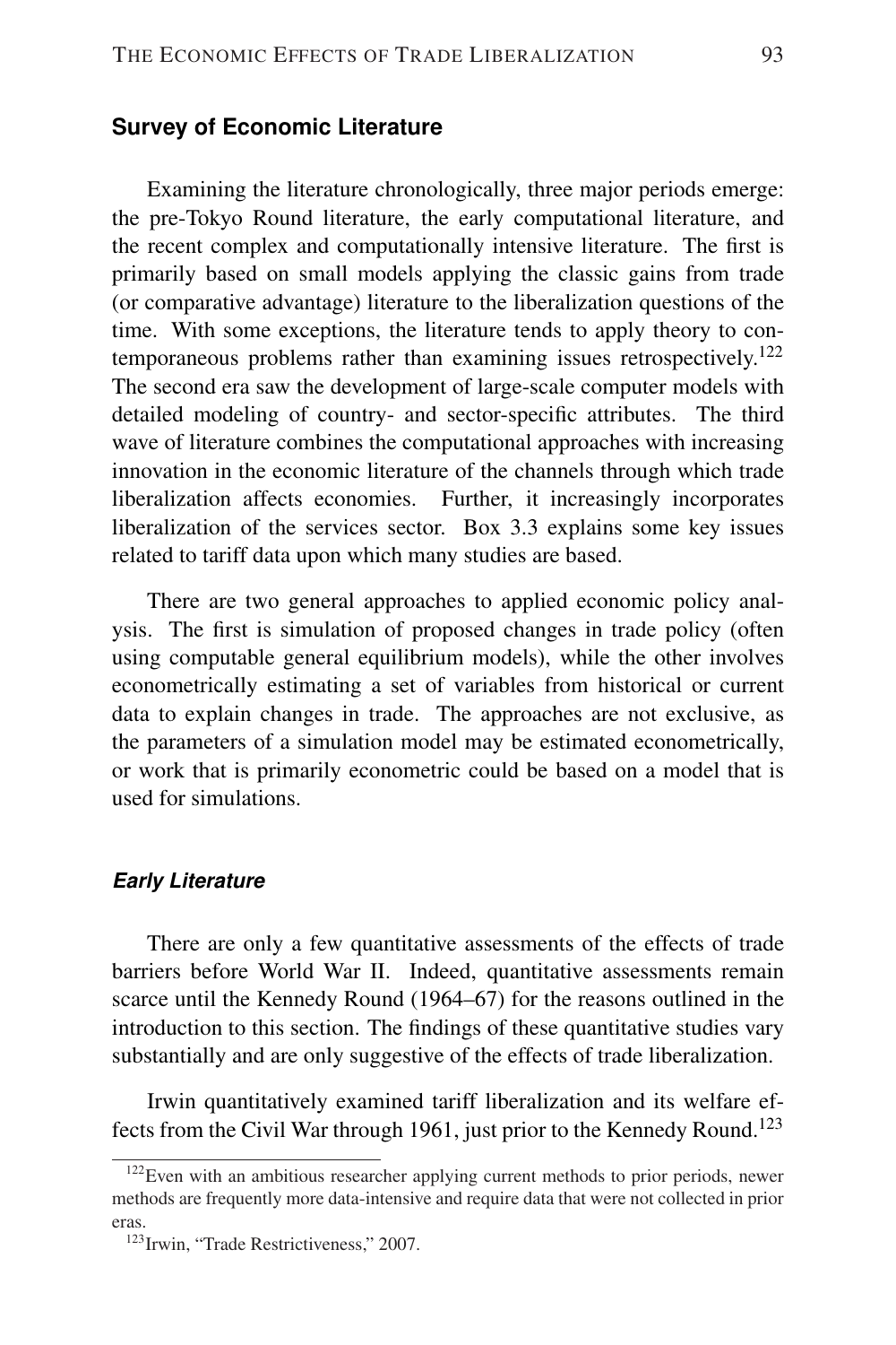## Survey of Economic Literature

Examining the literature chronologically, three major periods emerge: the pre-Tokyo Round literature, the early computational literature, and the recent complex and computationally intensive literature. The first is primarily based on small models applying the classic gains from trade (or comparative advantage) literature to the liberalization questions of the time. With some exceptions, the literature tends to apply theory to contemporaneous problems rather than examining issues retrospectively.[122] The second era saw the development of large-scale computer models with detailed modeling of country- and sector-specific attributes. The third wave of literature combines the computational approaches with increasing innovation in the economic literature of the channels through which trade liberalization affects economies. Further, it increasingly incorporates liberalization of the services sector. Box 3.3 explains some key issues related to tariff data upon which many studies are based.

There are two general approaches to applied economic policy analysis. The first is simulation of proposed changes in trade policy (often using computable general equilibrium models), while the other involves econometrically estimating a set of variables from historical or current data to explain changes in trade. The approaches are not exclusive, as the parameters of a simulation model may be estimated econometrically, or work that is primarily econometric could be based on a model that is used for simulations.

### *Early Literature*

There are only a few quantitative assessments of the effects of trade barriers before World War II. Indeed, quantitative assessments remain scarce until the Kennedy Round (1964–67) for the reasons outlined in the introduction to this section. The findings of these quantitative studies vary substantially and are only suggestive of the effects of trade liberalization.

Irwin quantitatively examined tariff liberalization and its welfare effects from the Civil War through 1961, just prior to the Kennedy Round.[123]

[122] Even with an ambitious researcher applying current methods to prior periods, newer methods are frequently more data-intensive and require data that were not collected in prior eras.

[123] Irwin, "Trade Restrictiveness," 2007.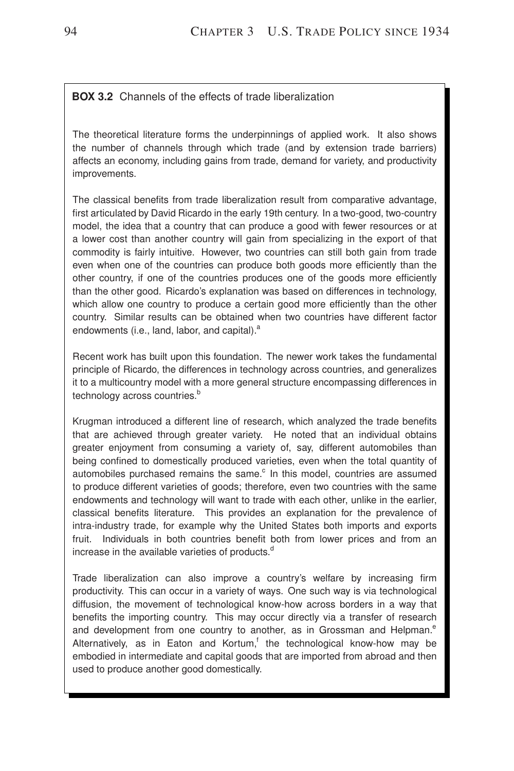**BOX 3.2** Channels of the effects of trade liberalization

The theoretical literature forms the underpinnings of applied work. It also shows the number of channels through which trade (and by extension trade barriers) affects an economy, including gains from trade, demand for variety, and productivity improvements.

The classical benefits from trade liberalization result from comparative advantage, first articulated by David Ricardo in the early 19th century. In a two-good, two-country model, the idea that a country that can produce a good with fewer resources or at a lower cost than another country will gain from specializing in the export of that commodity is fairly intuitive. However, two countries can still both gain from trade even when one of the countries can produce both goods more efficiently than the other country, if one of the countries produces one of the goods more efficiently than the other good. Ricardo's explanation was based on differences in technology, which allow one country to produce a certain good more efficiently than the other country. Similar results can be obtained when two countries have different factor endowments (i.e., land, labor, and capital).[a]

Recent work has built upon this foundation. The newer work takes the fundamental principle of Ricardo, the differences in technology across countries, and generalizes it to a multicountry model with a more general structure encompassing differences in technology across countries.[b]

Krugman introduced a different line of research, which analyzed the trade benefits that are achieved through greater variety. He noted that an individual obtains greater enjoyment from consuming a variety of, say, different automobiles than being confined to domestically produced varieties, even when the total quantity of automobiles purchased remains the same.[c] In this model, countries are assumed to produce different varieties of goods; therefore, even two countries with the same endowments and technology will want to trade with each other, unlike in the earlier, classical benefits literature. This provides an explanation for the prevalence of intra-industry trade, for example why the United States both imports and exports fruit. Individuals in both countries benefit both from lower prices and from an increase in the available varieties of products.[d]

Trade liberalization can also improve a country's welfare by increasing firm productivity. This can occur in a variety of ways. One such way is via technological diffusion, the movement of technological know-how across borders in a way that benefits the importing country. This may occur directly via a transfer of research and development from one country to another, as in Grossman and Helpman.[e] Alternatively, as in Eaton and Kortum,[f] the technological know-how may be embodied in intermediate and capital goods that are imported from abroad and then used to produce another good domestically.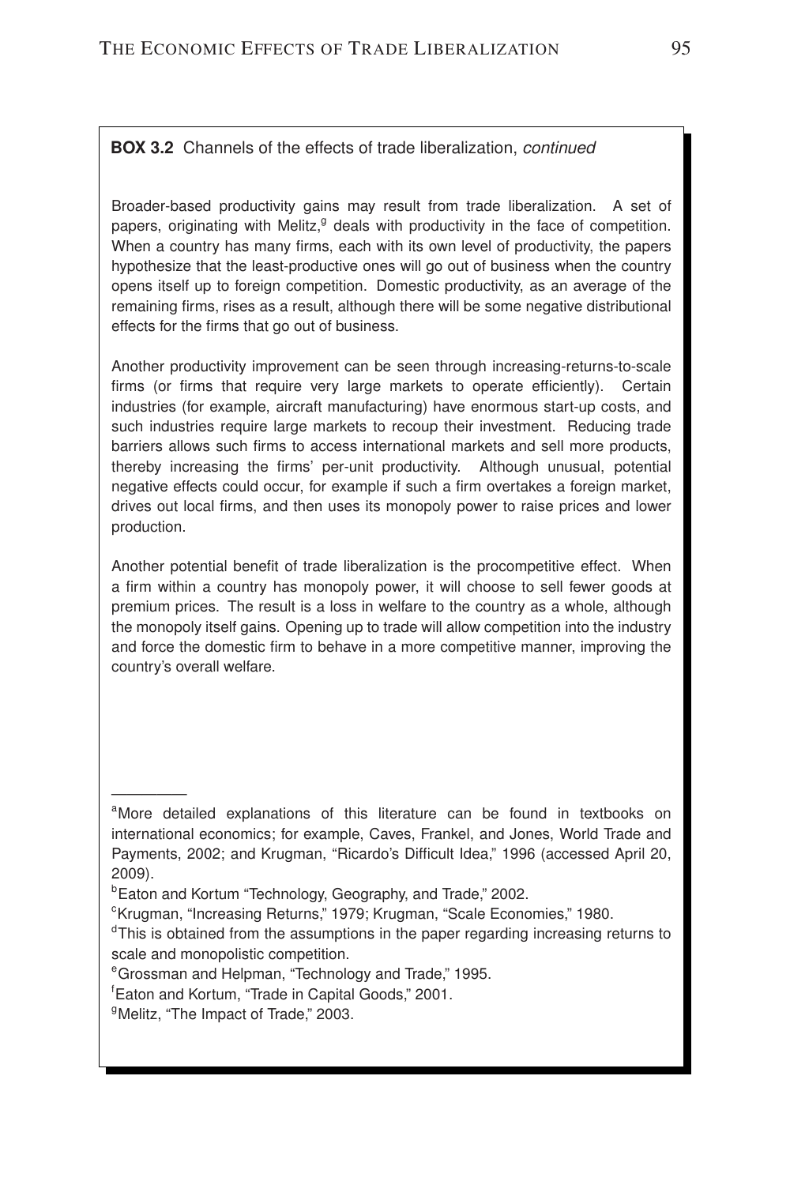**BOX 3.2** Channels of the effects of trade liberalization, *continued*

Broader-based productivity gains may result from trade liberalization. A set of papers, originating with Melitz,[g] deals with productivity in the face of competition. When a country has many firms, each with its own level of productivity, the papers hypothesize that the least-productive ones will go out of business when the country opens itself up to foreign competition. Domestic productivity, as an average of the remaining firms, rises as a result, although there will be some negative distributional effects for the firms that go out of business.

Another productivity improvement can be seen through increasing-returns-to-scale firms (or firms that require very large markets to operate efficiently). Certain industries (for example, aircraft manufacturing) have enormous start-up costs, and such industries require large markets to recoup their investment. Reducing trade barriers allows such firms to access international markets and sell more products, thereby increasing the firms' per-unit productivity. Although unusual, potential negative effects could occur, for example if such a firm overtakes a foreign market, drives out local firms, and then uses its monopoly power to raise prices and lower production.

Another potential benefit of trade liberalization is the procompetitive effect. When a firm within a country has monopoly power, it will choose to sell fewer goods at premium prices. The result is a loss in welfare to the country as a whole, although the monopoly itself gains. Opening up to trade will allow competition into the industry and force the domestic firm to behave in a more competitive manner, improving the country's overall welfare.

---

[a]More detailed explanations of this literature can be found in textbooks on international economics; for example, Caves, Frankel, and Jones, World Trade and Payments, 2002; and Krugman, "Ricardo's Difficult Idea," 1996 (accessed April 20, 2009).

[b]Eaton and Kortum "Technology, Geography, and Trade," 2002.

[c]Krugman, "Increasing Returns," 1979; Krugman, "Scale Economies," 1980.

[d]This is obtained from the assumptions in the paper regarding increasing returns to scale and monopolistic competition.

[e]Grossman and Helpman, "Technology and Trade," 1995.

[f]Eaton and Kortum, "Trade in Capital Goods," 2001.

[g]Melitz, "The Impact of Trade," 2003.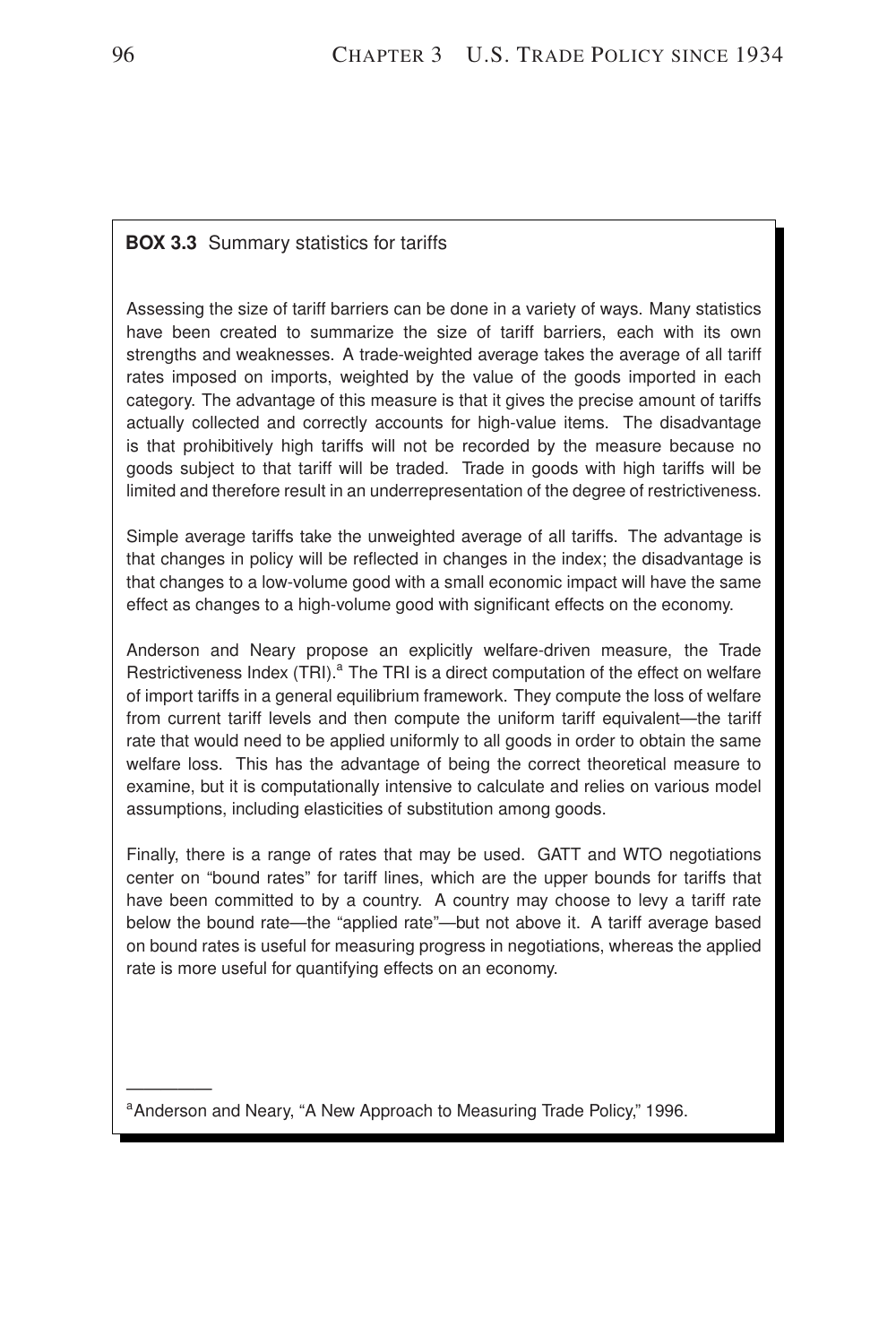**BOX 3.3** Summary statistics for tariffs

Assessing the size of tariff barriers can be done in a variety of ways. Many statistics have been created to summarize the size of tariff barriers, each with its own strengths and weaknesses. A trade-weighted average takes the average of all tariff rates imposed on imports, weighted by the value of the goods imported in each category. The advantage of this measure is that it gives the precise amount of tariffs actually collected and correctly accounts for high-value items. The disadvantage is that prohibitively high tariffs will not be recorded by the measure because no goods subject to that tariff will be traded. Trade in goods with high tariffs will be limited and therefore result in an underrepresentation of the degree of restrictiveness.

Simple average tariffs take the unweighted average of all tariffs. The advantage is that changes in policy will be reflected in changes in the index; the disadvantage is that changes to a low-volume good with a small economic impact will have the same effect as changes to a high-volume good with significant effects on the economy.

Anderson and Neary propose an explicitly welfare-driven measure, the Trade Restrictiveness Index (TRI).[a] The TRI is a direct computation of the effect on welfare of import tariffs in a general equilibrium framework. They compute the loss of welfare from current tariff levels and then compute the uniform tariff equivalent—the tariff rate that would need to be applied uniformly to all goods in order to obtain the same welfare loss. This has the advantage of being the correct theoretical measure to examine, but it is computationally intensive to calculate and relies on various model assumptions, including elasticities of substitution among goods.

Finally, there is a range of rates that may be used. GATT and WTO negotiations center on "bound rates" for tariff lines, which are the upper bounds for tariffs that have been committed to by a country. A country may choose to levy a tariff rate below the bound rate—the "applied rate"—but not above it. A tariff average based on bound rates is useful for measuring progress in negotiations, whereas the applied rate is more useful for quantifying effects on an economy.

---

[a] Anderson and Neary, "A New Approach to Measuring Trade Policy," 1996.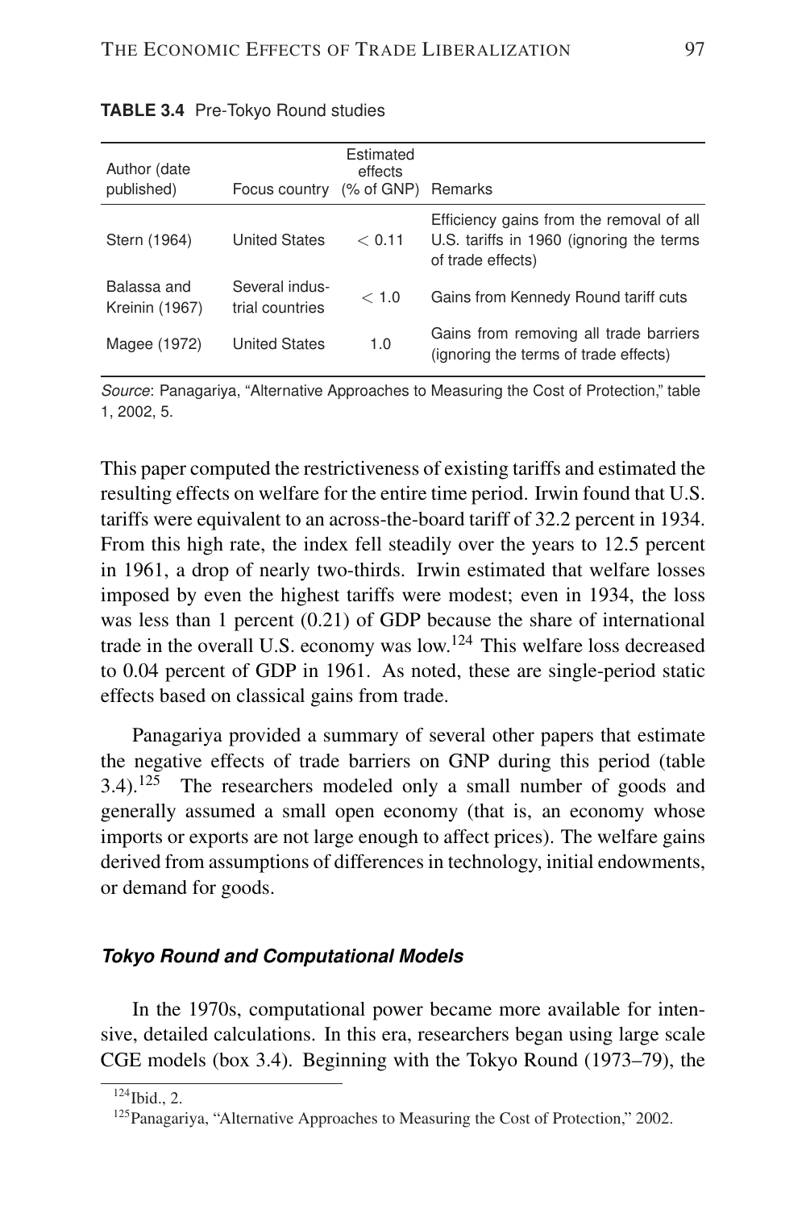**TABLE 3.4** Pre-Tokyo Round studies

| Author (date published) | Focus country | Estimated effects (% of GNP) | Remarks |
|---|---|---|---|
| Stern (1964) | United States | $< 0.11$ | Efficiency gains from the removal of all U.S. tariffs in 1960 (ignoring the terms of trade effects) |
| Balassa and Kreinin (1967) | Several industrial countries | $< 1.0$ | Gains from Kennedy Round tariff cuts |
| Magee (1972) | United States | 1.0 | Gains from removing all trade barriers (ignoring the terms of trade effects) |

*Source*: Panagariya, "Alternative Approaches to Measuring the Cost of Protection," table 1, 2002, 5.

This paper computed the restrictiveness of existing tariffs and estimated the resulting effects on welfare for the entire time period. Irwin found that U.S. tariffs were equivalent to an across-the-board tariff of 32.2 percent in 1934. From this high rate, the index fell steadily over the years to 12.5 percent in 1961, a drop of nearly two-thirds. Irwin estimated that welfare losses imposed by even the highest tariffs were modest; even in 1934, the loss was less than 1 percent (0.21) of GDP because the share of international trade in the overall U.S. economy was low.[124] This welfare loss decreased to 0.04 percent of GDP in 1961. As noted, these are single-period static effects based on classical gains from trade.

Panagariya provided a summary of several other papers that estimate the negative effects of trade barriers on GNP during this period (table 3.4).[125] The researchers modeled only a small number of goods and generally assumed a small open economy (that is, an economy whose imports or exports are not large enough to affect prices). The welfare gains derived from assumptions of differences in technology, initial endowments, or demand for goods.

### *Tokyo Round and Computational Models*

In the 1970s, computational power became more available for intensive, detailed calculations. In this era, researchers began using large scale CGE models (box 3.4). Beginning with the Tokyo Round (1973–79), the

[124] Ibid., 2.

[125] Panagariya, "Alternative Approaches to Measuring the Cost of Protection," 2002.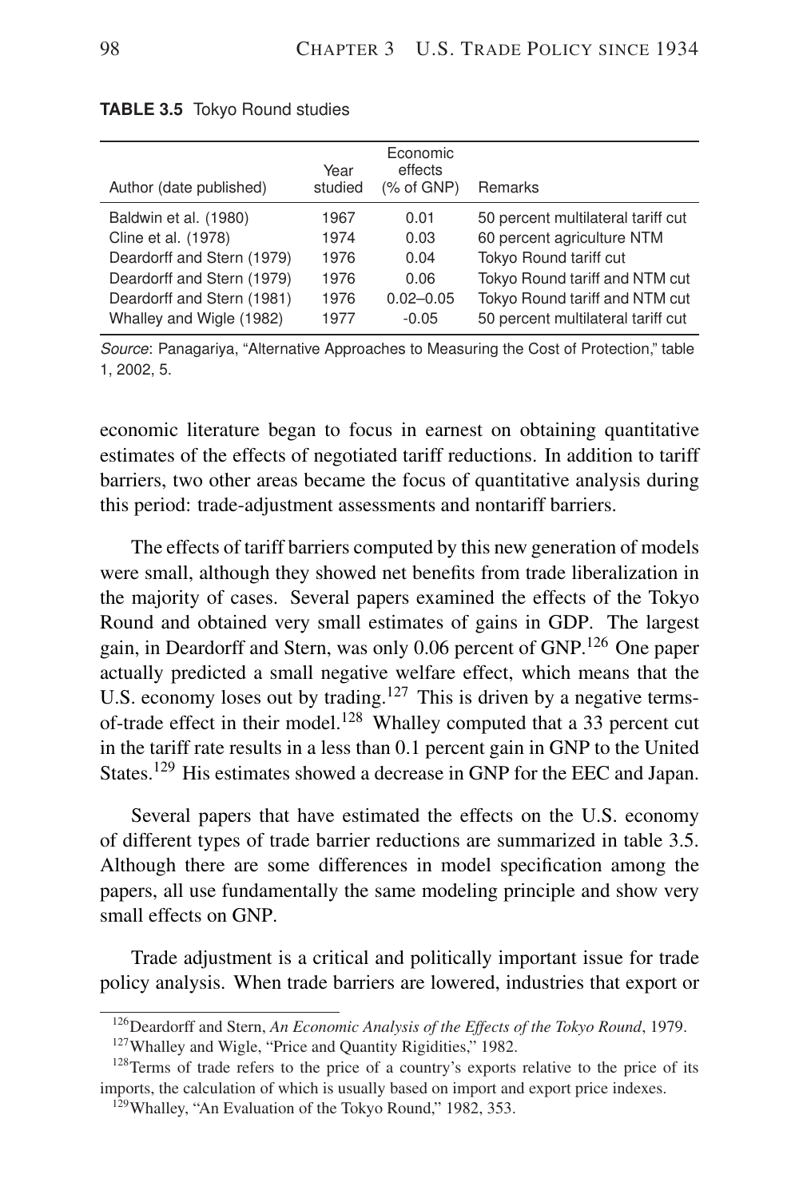**TABLE 3.5** Tokyo Round studies

| Author (date published) | Year studied | Economic effects (% of GNP) | Remarks |
|---|---|---|---|
| Baldwin et al. (1980) | 1967 | 0.01 | 50 percent multilateral tariff cut |
| Cline et al. (1978) | 1974 | 0.03 | 60 percent agriculture NTM |
| Deardorff and Stern (1979) | 1976 | 0.04 | Tokyo Round tariff cut |
| Deardorff and Stern (1979) | 1976 | 0.06 | Tokyo Round tariff and NTM cut |
| Deardorff and Stern (1981) | 1976 | 0.02–0.05 | Tokyo Round tariff and NTM cut |
| Whalley and Wigle (1982) | 1977 | -0.05 | 50 percent multilateral tariff cut |

*Source*: Panagariya, "Alternative Approaches to Measuring the Cost of Protection," table 1, 2002, 5.

economic literature began to focus in earnest on obtaining quantitative estimates of the effects of negotiated tariff reductions. In addition to tariff barriers, two other areas became the focus of quantitative analysis during this period: trade-adjustment assessments and nontariff barriers.

The effects of tariff barriers computed by this new generation of models were small, although they showed net benefits from trade liberalization in the majority of cases. Several papers examined the effects of the Tokyo Round and obtained very small estimates of gains in GDP. The largest gain, in Deardorff and Stern, was only 0.06 percent of GNP.[126] One paper actually predicted a small negative welfare effect, which means that the U.S. economy loses out by trading.[127] This is driven by a negative terms-of-trade effect in their model.[128] Whalley computed that a 33 percent cut in the tariff rate results in a less than 0.1 percent gain in GNP to the United States.[129] His estimates showed a decrease in GNP for the EEC and Japan.

Several papers that have estimated the effects on the U.S. economy of different types of trade barrier reductions are summarized in table 3.5. Although there are some differences in model specification among the papers, all use fundamentally the same modeling principle and show very small effects on GNP.

Trade adjustment is a critical and politically important issue for trade policy analysis. When trade barriers are lowered, industries that export or

[126] Deardorff and Stern, *An Economic Analysis of the Effects of the Tokyo Round*, 1979.

[127] Whalley and Wigle, "Price and Quantity Rigidities," 1982.

[128] Terms of trade refers to the price of a country's exports relative to the price of its imports, the calculation of which is usually based on import and export price indexes.

[129] Whalley, "An Evaluation of the Tokyo Round," 1982, 353.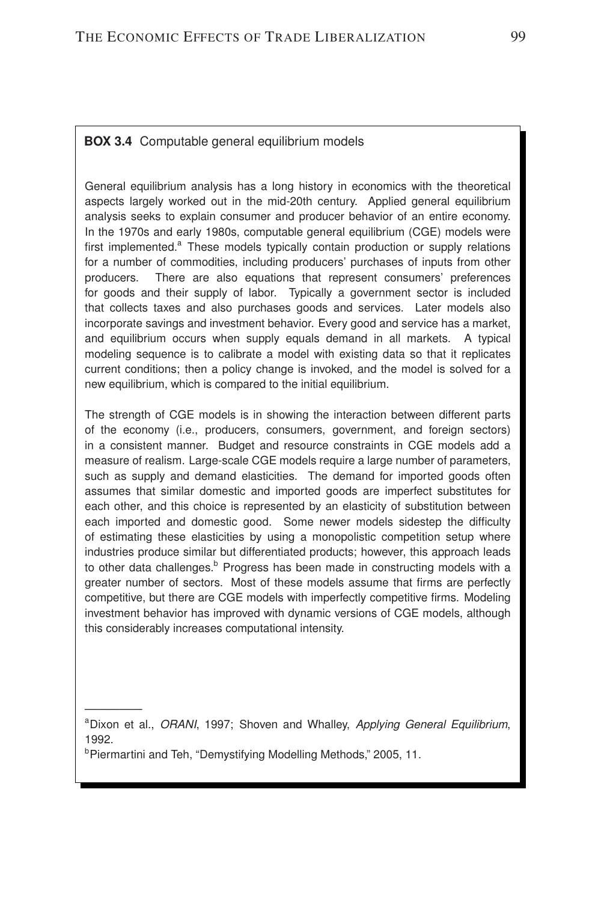**BOX 3.4** Computable general equilibrium models

General equilibrium analysis has a long history in economics with the theoretical aspects largely worked out in the mid-20th century. Applied general equilibrium analysis seeks to explain consumer and producer behavior of an entire economy. In the 1970s and early 1980s, computable general equilibrium (CGE) models were first implemented.[a] These models typically contain production or supply relations for a number of commodities, including producers' purchases of inputs from other producers. There are also equations that represent consumers' preferences for goods and their supply of labor. Typically a government sector is included that collects taxes and also purchases goods and services. Later models also incorporate savings and investment behavior. Every good and service has a market, and equilibrium occurs when supply equals demand in all markets. A typical modeling sequence is to calibrate a model with existing data so that it replicates current conditions; then a policy change is invoked, and the model is solved for a new equilibrium, which is compared to the initial equilibrium.

The strength of CGE models is in showing the interaction between different parts of the economy (i.e., producers, consumers, government, and foreign sectors) in a consistent manner. Budget and resource constraints in CGE models add a measure of realism. Large-scale CGE models require a large number of parameters, such as supply and demand elasticities. The demand for imported goods often assumes that similar domestic and imported goods are imperfect substitutes for each other, and this choice is represented by an elasticity of substitution between each imported and domestic good. Some newer models sidestep the difficulty of estimating these elasticities by using a monopolistic competition setup where industries produce similar but differentiated products; however, this approach leads to other data challenges.[b] Progress has been made in constructing models with a greater number of sectors. Most of these models assume that firms are perfectly competitive, but there are CGE models with imperfectly competitive firms. Modeling investment behavior has improved with dynamic versions of CGE models, although this considerably increases computational intensity.

---

[a] Dixon et al., *ORANI*, 1997; Shoven and Whalley, *Applying General Equilibrium*, 1992.

[b] Piermartini and Teh, "Demystifying Modelling Methods," 2005, 11.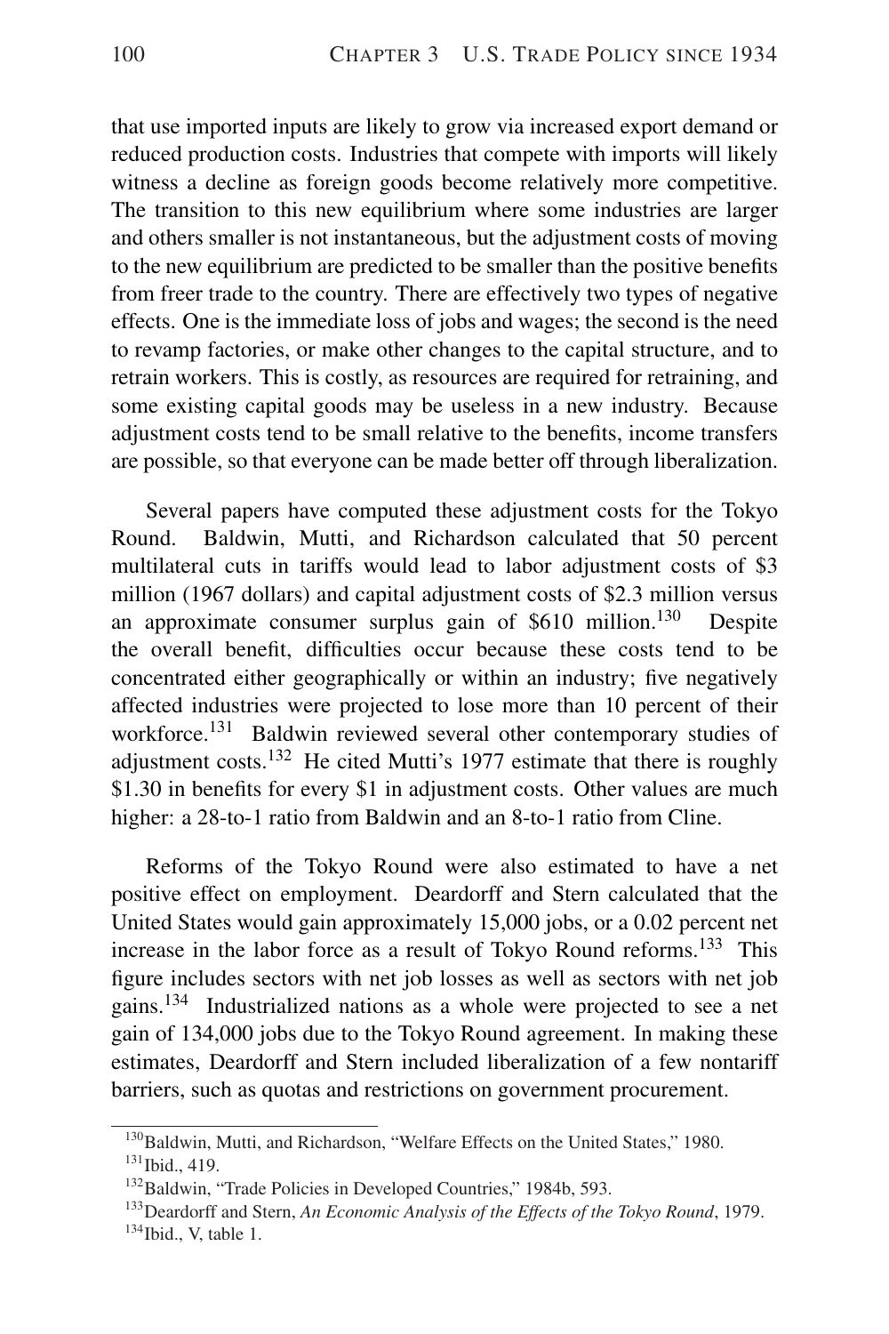that use imported inputs are likely to grow via increased export demand or reduced production costs. Industries that compete with imports will likely witness a decline as foreign goods become relatively more competitive. The transition to this new equilibrium where some industries are larger and others smaller is not instantaneous, but the adjustment costs of moving to the new equilibrium are predicted to be smaller than the positive benefits from freer trade to the country. There are effectively two types of negative effects. One is the immediate loss of jobs and wages; the second is the need to revamp factories, or make other changes to the capital structure, and to retrain workers. This is costly, as resources are required for retraining, and some existing capital goods may be useless in a new industry. Because adjustment costs tend to be small relative to the benefits, income transfers are possible, so that everyone can be made better off through liberalization.

Several papers have computed these adjustment costs for the Tokyo Round. Baldwin, Mutti, and Richardson calculated that 50 percent multilateral cuts in tariffs would lead to labor adjustment costs of $3 million (1967 dollars) and capital adjustment costs of $2.3 million versus an approximate consumer surplus gain of $610 million.[130] Despite the overall benefit, difficulties occur because these costs tend to be concentrated either geographically or within an industry; five negatively affected industries were projected to lose more than 10 percent of their workforce.[131] Baldwin reviewed several other contemporary studies of adjustment costs.[132] He cited Mutti's 1977 estimate that there is roughly $1.30 in benefits for every $1 in adjustment costs. Other values are much higher: a 28-to-1 ratio from Baldwin and an 8-to-1 ratio from Cline.

Reforms of the Tokyo Round were also estimated to have a net positive effect on employment. Deardorff and Stern calculated that the United States would gain approximately 15,000 jobs, or a 0.02 percent net increase in the labor force as a result of Tokyo Round reforms.[133] This figure includes sectors with net job losses as well as sectors with net job gains.[134] Industrialized nations as a whole were projected to see a net gain of 134,000 jobs due to the Tokyo Round agreement. In making these estimates, Deardorff and Stern included liberalization of a few nontariff barriers, such as quotas and restrictions on government procurement.

---

[130] Baldwin, Mutti, and Richardson, "Welfare Effects on the United States," 1980.

[131] Ibid., 419.

[132] Baldwin, "Trade Policies in Developed Countries," 1984b, 593.

[133] Deardorff and Stern, *An Economic Analysis of the Effects of the Tokyo Round*, 1979.

[134] Ibid., V, table 1.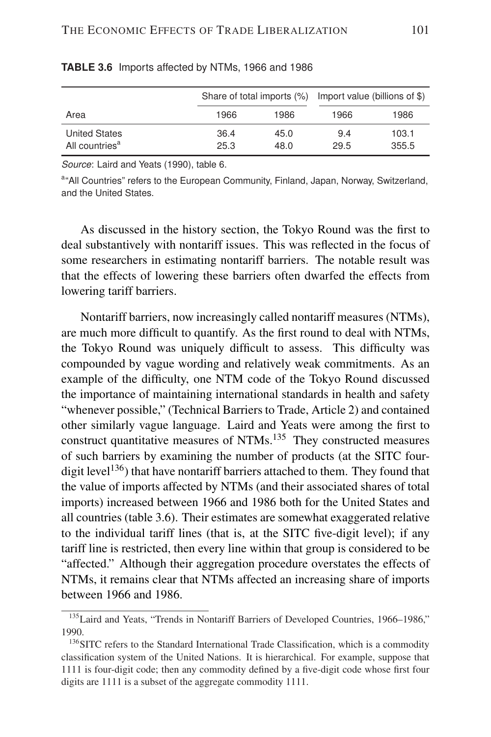**TABLE 3.6** Imports affected by NTMs, 1966 and 1986

| | Share of total imports (%) | | Import value (billions of $) | |
|---|---|---|---|---|
| Area | 1966 | 1986 | 1966 | 1986 |
| United States | 36.4 | 45.0 | 9.4 | 103.1 |
| All countries[a] | 25.3 | 48.0 | 29.5 | 355.5 |

*Source*: Laird and Yeats (1990), table 6.

[a]"All Countries" refers to the European Community, Finland, Japan, Norway, Switzerland, and the United States.

As discussed in the history section, the Tokyo Round was the first to deal substantively with nontariff issues. This was reflected in the focus of some researchers in estimating nontariff barriers. The notable result was that the effects of lowering these barriers often dwarfed the effects from lowering tariff barriers.

Nontariff barriers, now increasingly called nontariff measures (NTMs), are much more difficult to quantify. As the first round to deal with NTMs, the Tokyo Round was uniquely difficult to assess. This difficulty was compounded by vague wording and relatively weak commitments. As an example of the difficulty, one NTM code of the Tokyo Round discussed the importance of maintaining international standards in health and safety "whenever possible," (Technical Barriers to Trade, Article 2) and contained other similarly vague language. Laird and Yeats were among the first to construct quantitative measures of NTMs.[135] They constructed measures of such barriers by examining the number of products (at the SITC four-digit level[136]) that have nontariff barriers attached to them. They found that the value of imports affected by NTMs (and their associated shares of total imports) increased between 1966 and 1986 both for the United States and all countries (table 3.6). Their estimates are somewhat exaggerated relative to the individual tariff lines (that is, at the SITC five-digit level); if any tariff line is restricted, then every line within that group is considered to be "affected." Although their aggregation procedure overstates the effects of NTMs, it remains clear that NTMs affected an increasing share of imports between 1966 and 1986.

[135] Laird and Yeats, "Trends in Nontariff Barriers of Developed Countries, 1966–1986," 1990.

[136] SITC refers to the Standard International Trade Classification, which is a commodity classification system of the United Nations. It is hierarchical. For example, suppose that 1111 is four-digit code; then any commodity defined by a five-digit code whose first four digits are 1111 is a subset of the aggregate commodity 1111.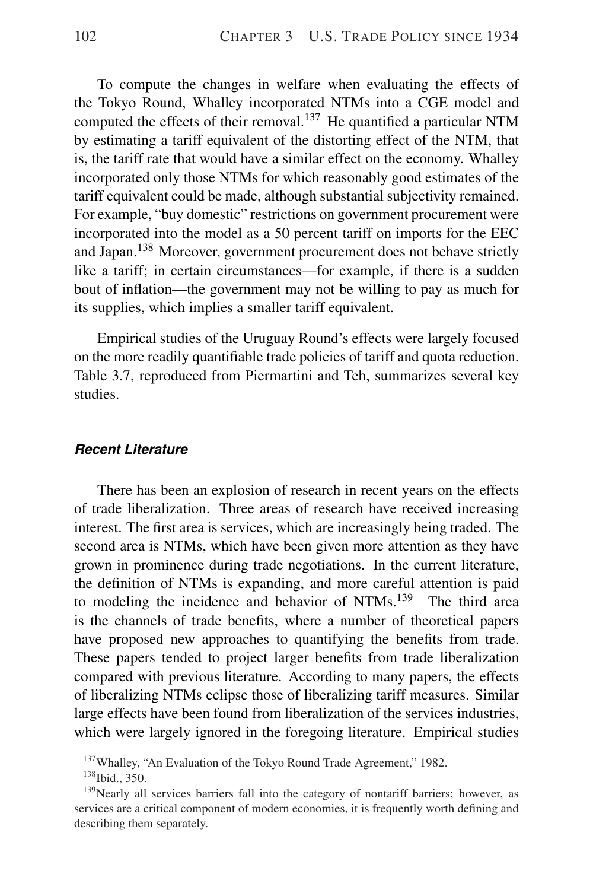To compute the changes in welfare when evaluating the effects of the Tokyo Round, Whalley incorporated NTMs into a CGE model and computed the effects of their removal.[137] He quantified a particular NTM by estimating a tariff equivalent of the distorting effect of the NTM, that is, the tariff rate that would have a similar effect on the economy. Whalley incorporated only those NTMs for which reasonably good estimates of the tariff equivalent could be made, although substantial subjectivity remained. For example, "buy domestic" restrictions on government procurement were incorporated into the model as a 50 percent tariff on imports for the EEC and Japan.[138] Moreover, government procurement does not behave strictly like a tariff; in certain circumstances—for example, if there is a sudden bout of inflation—the government may not be willing to pay as much for its supplies, which implies a smaller tariff equivalent.

Empirical studies of the Uruguay Round's effects were largely focused on the more readily quantifiable trade policies of tariff and quota reduction. Table 3.7, reproduced from Piermartini and Teh, summarizes several key studies.

### ***Recent Literature***

There has been an explosion of research in recent years on the effects of trade liberalization. Three areas of research have received increasing interest. The first area is services, which are increasingly being traded. The second area is NTMs, which have been given more attention as they have grown in prominence during trade negotiations. In the current literature, the definition of NTMs is expanding, and more careful attention is paid to modeling the incidence and behavior of NTMs.[139] The third area is the channels of trade benefits, where a number of theoretical papers have proposed new approaches to quantifying the benefits from trade. These papers tended to project larger benefits from trade liberalization compared with previous literature. According to many papers, the effects of liberalizing NTMs eclipse those of liberalizing tariff measures. Similar large effects have been found from liberalization of the services industries, which were largely ignored in the foregoing literature. Empirical studies

[137] Whalley, "An Evaluation of the Tokyo Round Trade Agreement," 1982.

[138] Ibid., 350.

[139] Nearly all services barriers fall into the category of nontariff barriers; however, as services are a critical component of modern economies, it is frequently worth defining and describing them separately.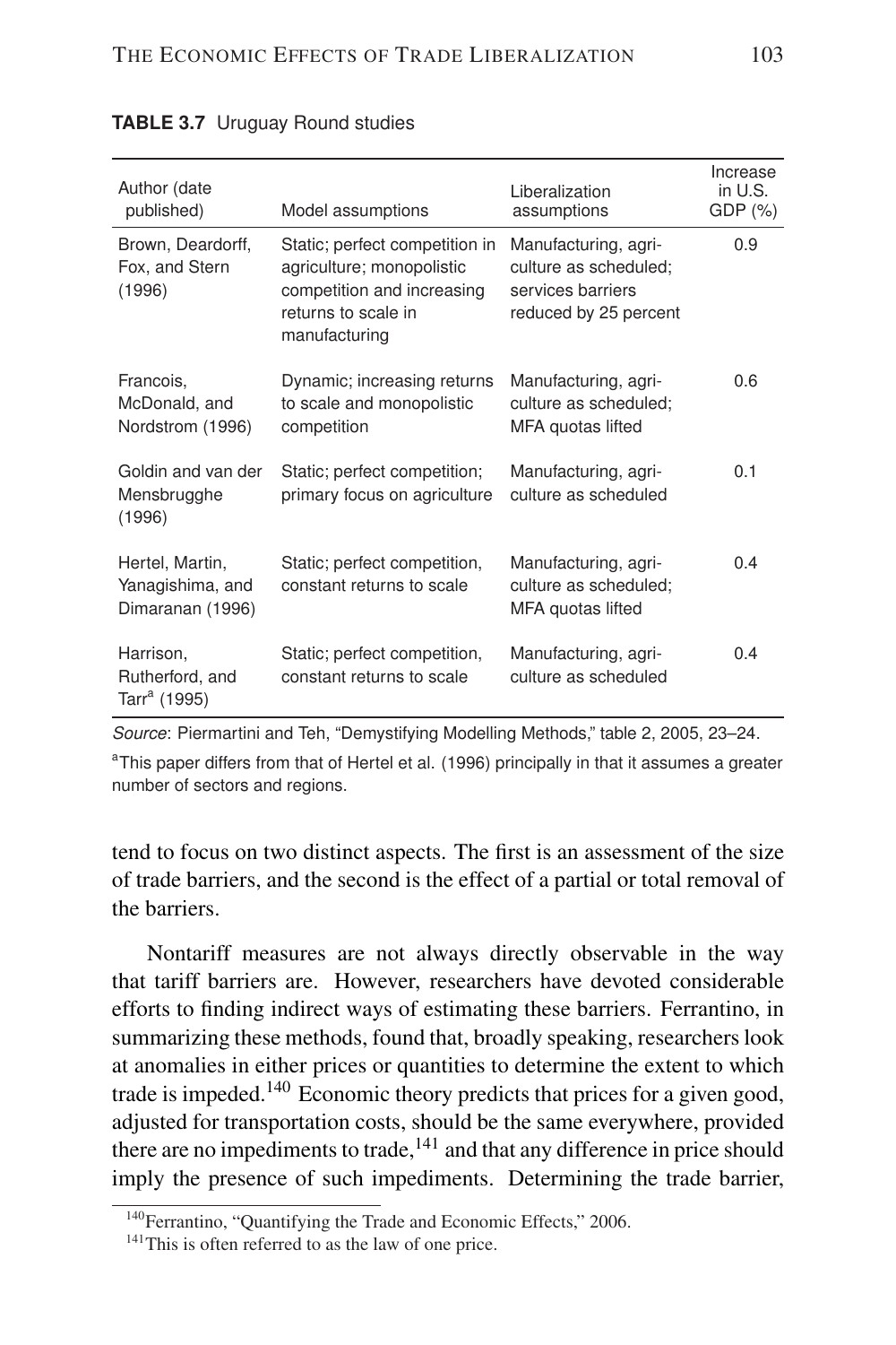**TABLE 3.7** Uruguay Round studies

| Author (date published) | Model assumptions | Liberalization assumptions | Increase in U.S. GDP (%) |
|---|---|---|---|
| Brown, Deardorff, Fox, and Stern (1996) | Static; perfect competition in agriculture; monopolistic competition and increasing returns to scale in manufacturing | Manufacturing, agriculture as scheduled; services barriers reduced by 25 percent | 0.9 |
| Francois, McDonald, and Nordstrom (1996) | Dynamic; increasing returns to scale and monopolistic competition | Manufacturing, agriculture as scheduled; MFA quotas lifted | 0.6 |
| Goldin and van der Mensbrugghe (1996) | Static; perfect competition; primary focus on agriculture | Manufacturing, agriculture as scheduled | 0.1 |
| Hertel, Martin, Yanagishima, and Dimaranan (1996) | Static; perfect competition, constant returns to scale | Manufacturing, agriculture as scheduled; MFA quotas lifted | 0.4 |
| Harrison, Rutherford, and Tarr[a] (1995) | Static; perfect competition, constant returns to scale | Manufacturing, agriculture as scheduled | 0.4 |

*Source*: Piermartini and Teh, "Demystifying Modelling Methods," table 2, 2005, 23–24.

[a]This paper differs from that of Hertel et al. (1996) principally in that it assumes a greater number of sectors and regions.

tend to focus on two distinct aspects. The first is an assessment of the size of trade barriers, and the second is the effect of a partial or total removal of the barriers.

Nontariff measures are not always directly observable in the way that tariff barriers are. However, researchers have devoted considerable efforts to finding indirect ways of estimating these barriers. Ferrantino, in summarizing these methods, found that, broadly speaking, researchers look at anomalies in either prices or quantities to determine the extent to which trade is impeded.[140] Economic theory predicts that prices for a given good, adjusted for transportation costs, should be the same everywhere, provided there are no impediments to trade,[141] and that any difference in price should imply the presence of such impediments. Determining the trade barrier,

[140]Ferrantino, "Quantifying the Trade and Economic Effects," 2006.

[141]This is often referred to as the law of one price.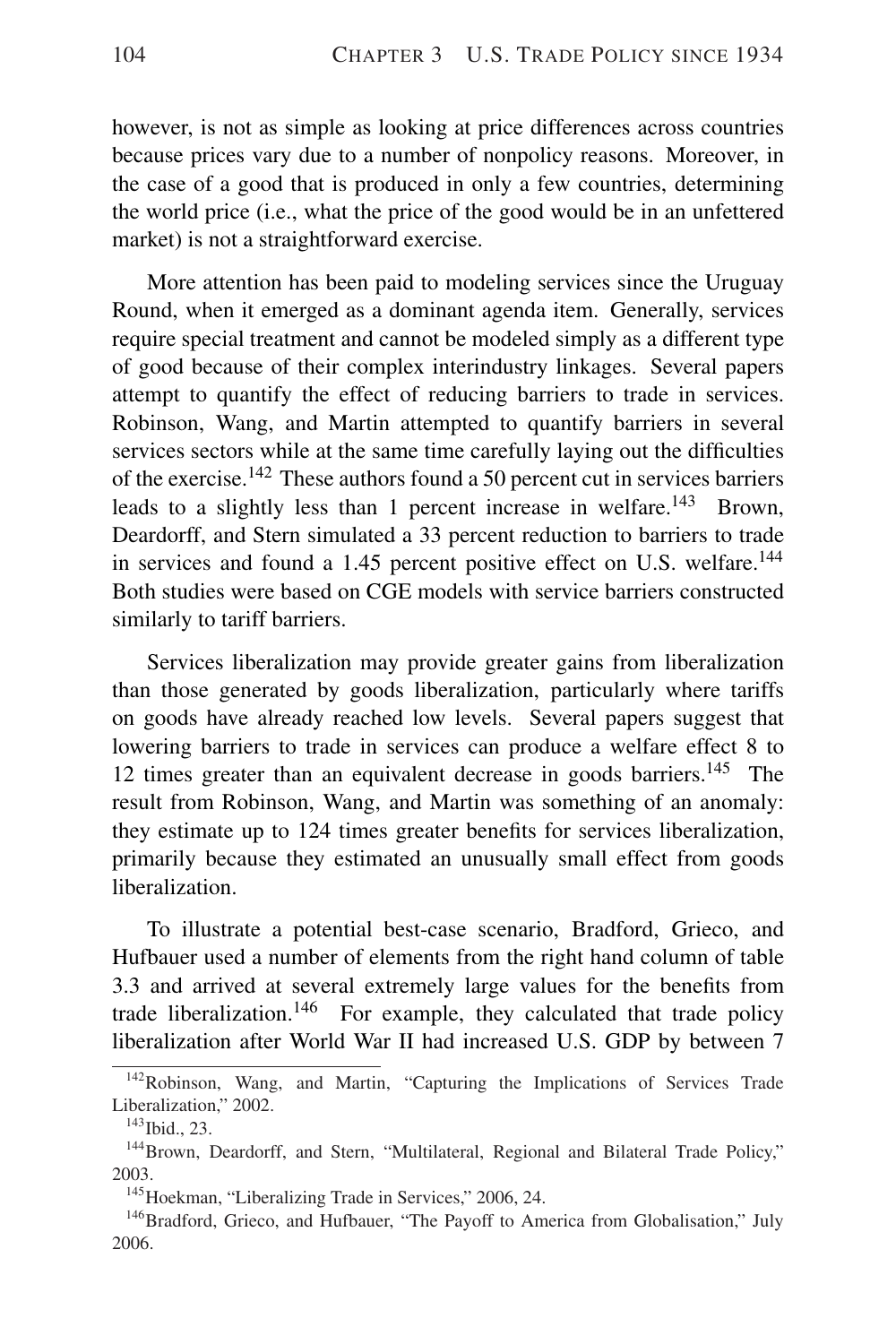however, is not as simple as looking at price differences across countries because prices vary due to a number of nonpolicy reasons. Moreover, in the case of a good that is produced in only a few countries, determining the world price (i.e., what the price of the good would be in an unfettered market) is not a straightforward exercise.

More attention has been paid to modeling services since the Uruguay Round, when it emerged as a dominant agenda item. Generally, services require special treatment and cannot be modeled simply as a different type of good because of their complex interindustry linkages. Several papers attempt to quantify the effect of reducing barriers to trade in services. Robinson, Wang, and Martin attempted to quantify barriers in several services sectors while at the same time carefully laying out the difficulties of the exercise.[142] These authors found a 50 percent cut in services barriers leads to a slightly less than 1 percent increase in welfare.[143] Brown, Deardorff, and Stern simulated a 33 percent reduction to barriers to trade in services and found a 1.45 percent positive effect on U.S. welfare.[144] Both studies were based on CGE models with service barriers constructed similarly to tariff barriers.

Services liberalization may provide greater gains from liberalization than those generated by goods liberalization, particularly where tariffs on goods have already reached low levels. Several papers suggest that lowering barriers to trade in services can produce a welfare effect 8 to 12 times greater than an equivalent decrease in goods barriers.[145] The result from Robinson, Wang, and Martin was something of an anomaly: they estimate up to 124 times greater benefits for services liberalization, primarily because they estimated an unusually small effect from goods liberalization.

To illustrate a potential best-case scenario, Bradford, Grieco, and Hufbauer used a number of elements from the right hand column of table 3.3 and arrived at several extremely large values for the benefits from trade liberalization.[146] For example, they calculated that trade policy liberalization after World War II had increased U.S. GDP by between 7

---

[142] Robinson, Wang, and Martin, "Capturing the Implications of Services Trade Liberalization," 2002.

[143] Ibid., 23.

[144] Brown, Deardorff, and Stern, "Multilateral, Regional and Bilateral Trade Policy," 2003.

[145] Hoekman, "Liberalizing Trade in Services," 2006, 24.

[146] Bradford, Grieco, and Hufbauer, "The Payoff to America from Globalisation," July 2006.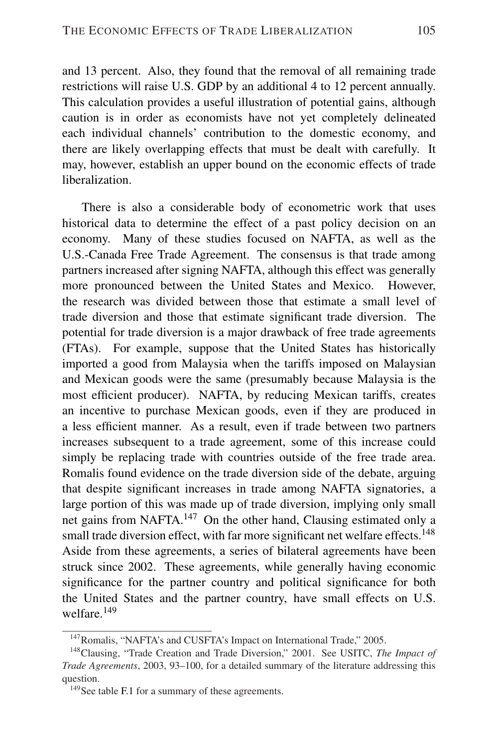and 13 percent. Also, they found that the removal of all remaining trade restrictions will raise U.S. GDP by an additional 4 to 12 percent annually. This calculation provides a useful illustration of potential gains, although caution is in order as economists have not yet completely delineated each individual channels' contribution to the domestic economy, and there are likely overlapping effects that must be dealt with carefully. It may, however, establish an upper bound on the economic effects of trade liberalization.

There is also a considerable body of econometric work that uses historical data to determine the effect of a past policy decision on an economy. Many of these studies focused on NAFTA, as well as the U.S.-Canada Free Trade Agreement. The consensus is that trade among partners increased after signing NAFTA, although this effect was generally more pronounced between the United States and Mexico. However, the research was divided between those that estimate a small level of trade diversion and those that estimate significant trade diversion. The potential for trade diversion is a major drawback of free trade agreements (FTAs). For example, suppose that the United States has historically imported a good from Malaysia when the tariffs imposed on Malaysian and Mexican goods were the same (presumably because Malaysia is the most efficient producer). NAFTA, by reducing Mexican tariffs, creates an incentive to purchase Mexican goods, even if they are produced in a less efficient manner. As a result, even if trade between two partners increases subsequent to a trade agreement, some of this increase could simply be replacing trade with countries outside of the free trade area. Romalis found evidence on the trade diversion side of the debate, arguing that despite significant increases in trade among NAFTA signatories, a large portion of this was made up of trade diversion, implying only small net gains from NAFTA.[147] On the other hand, Clausing estimated only a small trade diversion effect, with far more significant net welfare effects.[148] Aside from these agreements, a series of bilateral agreements have been struck since 2002. These agreements, while generally having economic significance for the partner country and political significance for both the United States and the partner country, have small effects on U.S. welfare.[149]

[147] Romalis, "NAFTA's and CUSFTA's Impact on International Trade," 2005.

[148] Clausing, "Trade Creation and Trade Diversion," 2001. See USITC, *The Impact of Trade Agreements*, 2003, 93–100, for a detailed summary of the literature addressing this question.

[149] See table F.1 for a summary of these agreements.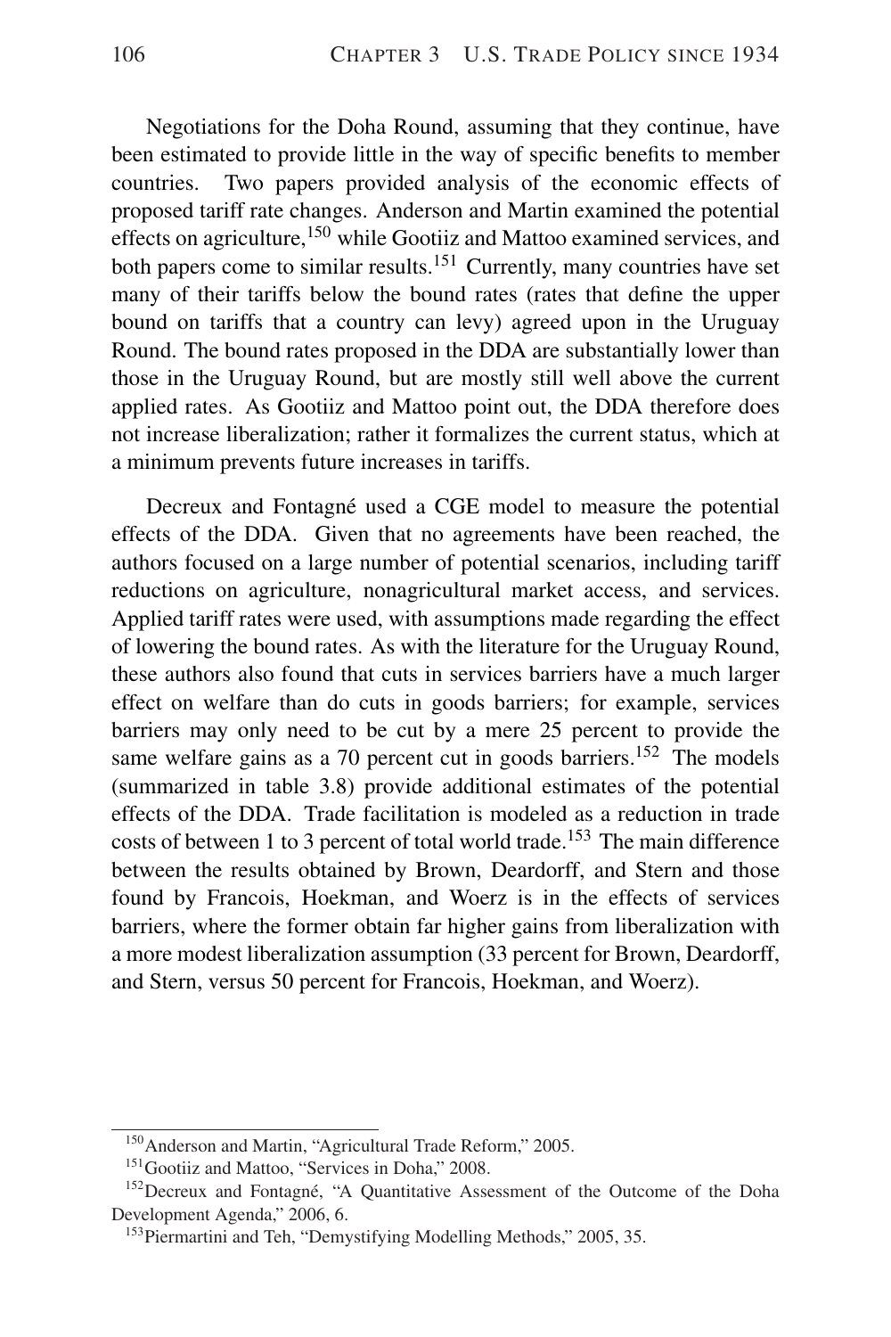Negotiations for the Doha Round, assuming that they continue, have been estimated to provide little in the way of specific benefits to member countries. Two papers provided analysis of the economic effects of proposed tariff rate changes. Anderson and Martin examined the potential effects on agriculture,[150] while Gootiiz and Mattoo examined services, and both papers come to similar results.[151] Currently, many countries have set many of their tariffs below the bound rates (rates that define the upper bound on tariffs that a country can levy) agreed upon in the Uruguay Round. The bound rates proposed in the DDA are substantially lower than those in the Uruguay Round, but are mostly still well above the current applied rates. As Gootiiz and Mattoo point out, the DDA therefore does not increase liberalization; rather it formalizes the current status, which at a minimum prevents future increases in tariffs.

Decreux and Fontagné used a CGE model to measure the potential effects of the DDA. Given that no agreements have been reached, the authors focused on a large number of potential scenarios, including tariff reductions on agriculture, nonagricultural market access, and services. Applied tariff rates were used, with assumptions made regarding the effect of lowering the bound rates. As with the literature for the Uruguay Round, these authors also found that cuts in services barriers have a much larger effect on welfare than do cuts in goods barriers; for example, services barriers may only need to be cut by a mere 25 percent to provide the same welfare gains as a 70 percent cut in goods barriers.[152] The models (summarized in table 3.8) provide additional estimates of the potential effects of the DDA. Trade facilitation is modeled as a reduction in trade costs of between 1 to 3 percent of total world trade.[153] The main difference between the results obtained by Brown, Deardorff, and Stern and those found by Francois, Hoekman, and Woerz is in the effects of services barriers, where the former obtain far higher gains from liberalization with a more modest liberalization assumption (33 percent for Brown, Deardorff, and Stern, versus 50 percent for Francois, Hoekman, and Woerz).

---

[150] Anderson and Martin, "Agricultural Trade Reform," 2005.

[151] Gootiiz and Mattoo, "Services in Doha," 2008.

[152] Decreux and Fontagné, "A Quantitative Assessment of the Outcome of the Doha Development Agenda," 2006, 6.

[153] Piermartini and Teh, "Demystifying Modelling Methods," 2005, 35.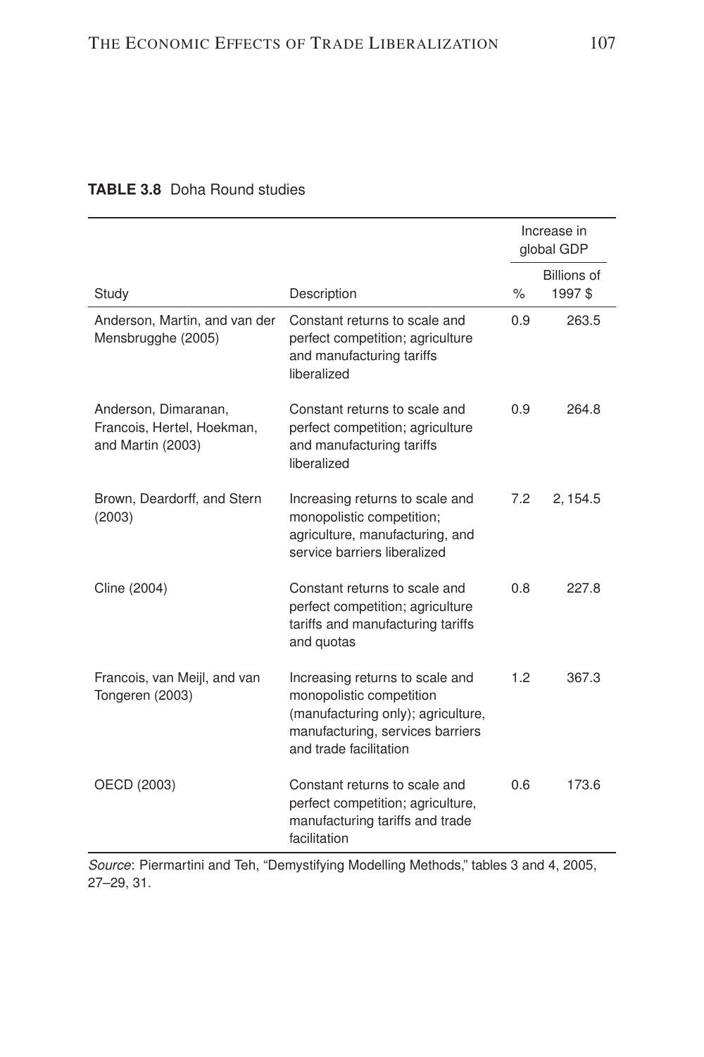**TABLE 3.8** Doha Round studies

| Study | Description | Increase in global GDP | |
|---|---|---|---|
| | | % | Billions of 1997 $ |
| Anderson, Martin, and van der Mensbrugghe (2005) | Constant returns to scale and perfect competition; agriculture and manufacturing tariffs liberalized | 0.9 | 263.5 |
| Anderson, Dimaranan, Francois, Hertel, Hoekman, and Martin (2003) | Constant returns to scale and perfect competition; agriculture and manufacturing tariffs liberalized | 0.9 | 264.8 |
| Brown, Deardorff, and Stern (2003) | Increasing returns to scale and monopolistic competition; agriculture, manufacturing, and service barriers liberalized | 7.2 | 2, 154.5 |
| Cline (2004) | Constant returns to scale and perfect competition; agriculture tariffs and manufacturing tariffs and quotas | 0.8 | 227.8 |
| Francois, van Meijl, and van Tongeren (2003) | Increasing returns to scale and monopolistic competition (manufacturing only); agriculture, manufacturing, services barriers and trade facilitation | 1.2 | 367.3 |
| OECD (2003) | Constant returns to scale and perfect competition; agriculture, manufacturing tariffs and trade facilitation | 0.6 | 173.6 |

*Source*: Piermartini and Teh, "Demystifying Modelling Methods," tables 3 and 4, 2005, 27–29, 31.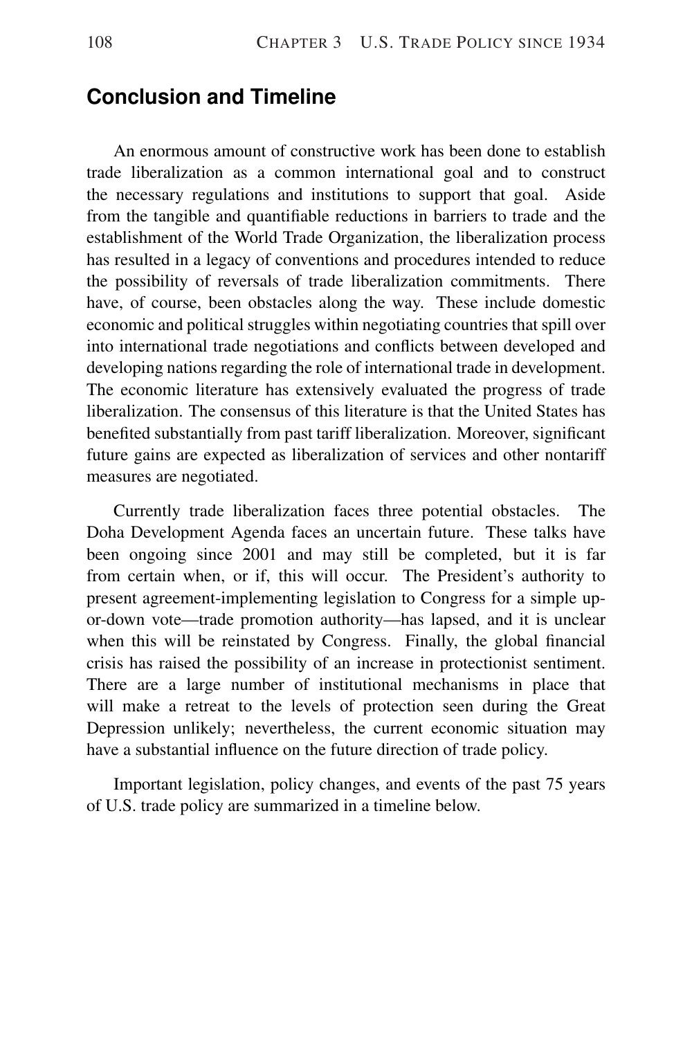## Conclusion and Timeline

An enormous amount of constructive work has been done to establish trade liberalization as a common international goal and to construct the necessary regulations and institutions to support that goal. Aside from the tangible and quantifiable reductions in barriers to trade and the establishment of the World Trade Organization, the liberalization process has resulted in a legacy of conventions and procedures intended to reduce the possibility of reversals of trade liberalization commitments. There have, of course, been obstacles along the way. These include domestic economic and political struggles within negotiating countries that spill over into international trade negotiations and conflicts between developed and developing nations regarding the role of international trade in development. The economic literature has extensively evaluated the progress of trade liberalization. The consensus of this literature is that the United States has benefited substantially from past tariff liberalization. Moreover, significant future gains are expected as liberalization of services and other nontariff measures are negotiated.

Currently trade liberalization faces three potential obstacles. The Doha Development Agenda faces an uncertain future. These talks have been ongoing since 2001 and may still be completed, but it is far from certain when, or if, this will occur. The President's authority to present agreement-implementing legislation to Congress for a simple up-or-down vote—trade promotion authority—has lapsed, and it is unclear when this will be reinstated by Congress. Finally, the global financial crisis has raised the possibility of an increase in protectionist sentiment. There are a large number of institutional mechanisms in place that will make a retreat to the levels of protection seen during the Great Depression unlikely; nevertheless, the current economic situation may have a substantial influence on the future direction of trade policy.

Important legislation, policy changes, and events of the past 75 years of U.S. trade policy are summarized in a timeline below.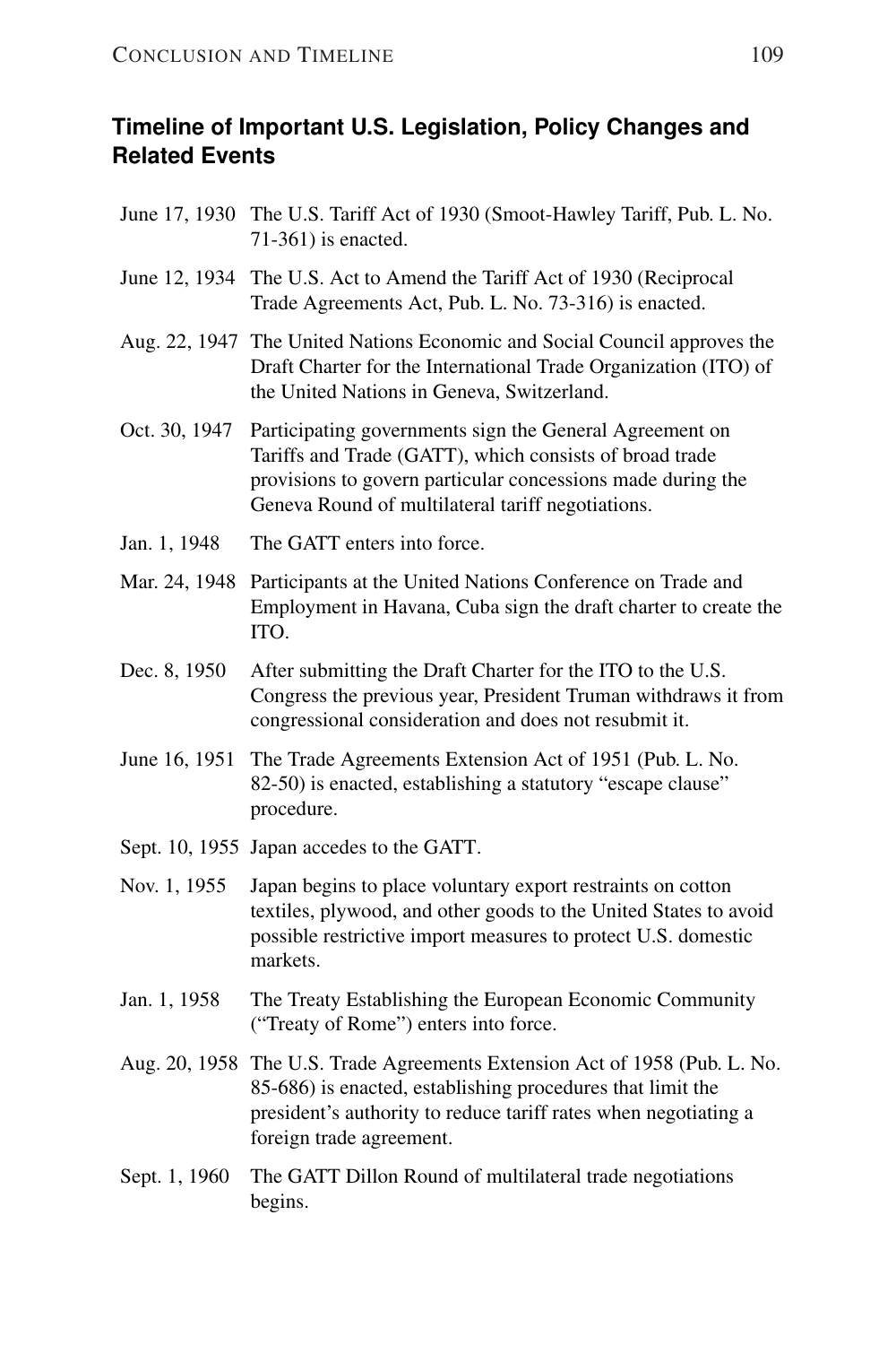## Timeline of Important U.S. Legislation, Policy Changes and Related Events

| | |
|---|---|
| June 17, 1930 | The U.S. Tariff Act of 1930 (Smoot-Hawley Tariff, Pub. L. No. 71-361) is enacted. |
| June 12, 1934 | The U.S. Act to Amend the Tariff Act of 1930 (Reciprocal Trade Agreements Act, Pub. L. No. 73-316) is enacted. |
| Aug. 22, 1947 | The United Nations Economic and Social Council approves the Draft Charter for the International Trade Organization (ITO) of the United Nations in Geneva, Switzerland. |
| Oct. 30, 1947 | Participating governments sign the General Agreement on Tariffs and Trade (GATT), which consists of broad trade provisions to govern particular concessions made during the Geneva Round of multilateral tariff negotiations. |
| Jan. 1, 1948 | The GATT enters into force. |
| Mar. 24, 1948 | Participants at the United Nations Conference on Trade and Employment in Havana, Cuba sign the draft charter to create the ITO. |
| Dec. 8, 1950 | After submitting the Draft Charter for the ITO to the U.S. Congress the previous year, President Truman withdraws it from congressional consideration and does not resubmit it. |
| June 16, 1951 | The Trade Agreements Extension Act of 1951 (Pub. L. No. 82-50) is enacted, establishing a statutory "escape clause" procedure. |
| Sept. 10, 1955 | Japan accedes to the GATT. |
| Nov. 1, 1955 | Japan begins to place voluntary export restraints on cotton textiles, plywood, and other goods to the United States to avoid possible restrictive import measures to protect U.S. domestic markets. |
| Jan. 1, 1958 | The Treaty Establishing the European Economic Community ("Treaty of Rome") enters into force. |
| Aug. 20, 1958 | The U.S. Trade Agreements Extension Act of 1958 (Pub. L. No. 85-686) is enacted, establishing procedures that limit the president's authority to reduce tariff rates when negotiating a foreign trade agreement. |
| Sept. 1, 1960 | The GATT Dillon Round of multilateral trade negotiations begins. |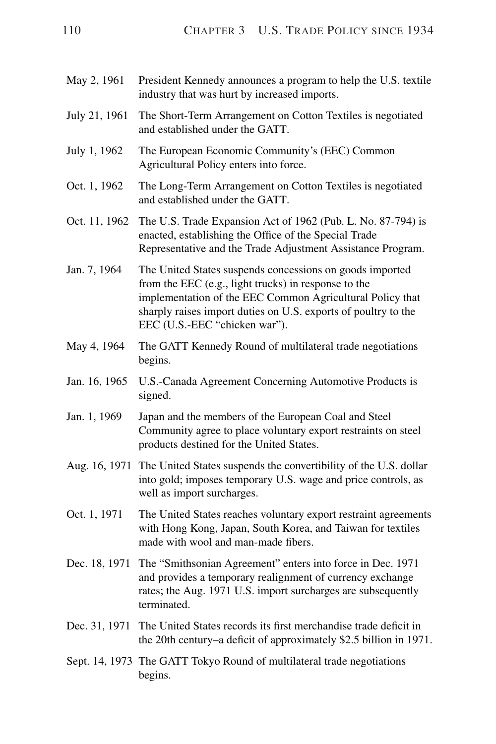| | |
|---|---|
| May 2, 1961 | President Kennedy announces a program to help the U.S. textile industry that was hurt by increased imports. |
| July 21, 1961 | The Short-Term Arrangement on Cotton Textiles is negotiated and established under the GATT. |
| July 1, 1962 | The European Economic Community's (EEC) Common Agricultural Policy enters into force. |
| Oct. 1, 1962 | The Long-Term Arrangement on Cotton Textiles is negotiated and established under the GATT. |
| Oct. 11, 1962 | The U.S. Trade Expansion Act of 1962 (Pub. L. No. 87-794) is enacted, establishing the Office of the Special Trade Representative and the Trade Adjustment Assistance Program. |
| Jan. 7, 1964 | The United States suspends concessions on goods imported from the EEC (e.g., light trucks) in response to the implementation of the EEC Common Agricultural Policy that sharply raises import duties on U.S. exports of poultry to the EEC (U.S.-EEC "chicken war"). |
| May 4, 1964 | The GATT Kennedy Round of multilateral trade negotiations begins. |
| Jan. 16, 1965 | U.S.-Canada Agreement Concerning Automotive Products is signed. |
| Jan. 1, 1969 | Japan and the members of the European Coal and Steel Community agree to place voluntary export restraints on steel products destined for the United States. |
| Aug. 16, 1971 | The United States suspends the convertibility of the U.S. dollar into gold; imposes temporary U.S. wage and price controls, as well as import surcharges. |
| Oct. 1, 1971 | The United States reaches voluntary export restraint agreements with Hong Kong, Japan, South Korea, and Taiwan for textiles made with wool and man-made fibers. |
| Dec. 18, 1971 | The "Smithsonian Agreement" enters into force in Dec. 1971 and provides a temporary realignment of currency exchange rates; the Aug. 1971 U.S. import surcharges are subsequently terminated. |
| Dec. 31, 1971 | The United States records its first merchandise trade deficit in the 20th century–a deficit of approximately $2.5 billion in 1971. |
| Sept. 14, 1973 | The GATT Tokyo Round of multilateral trade negotiations begins. |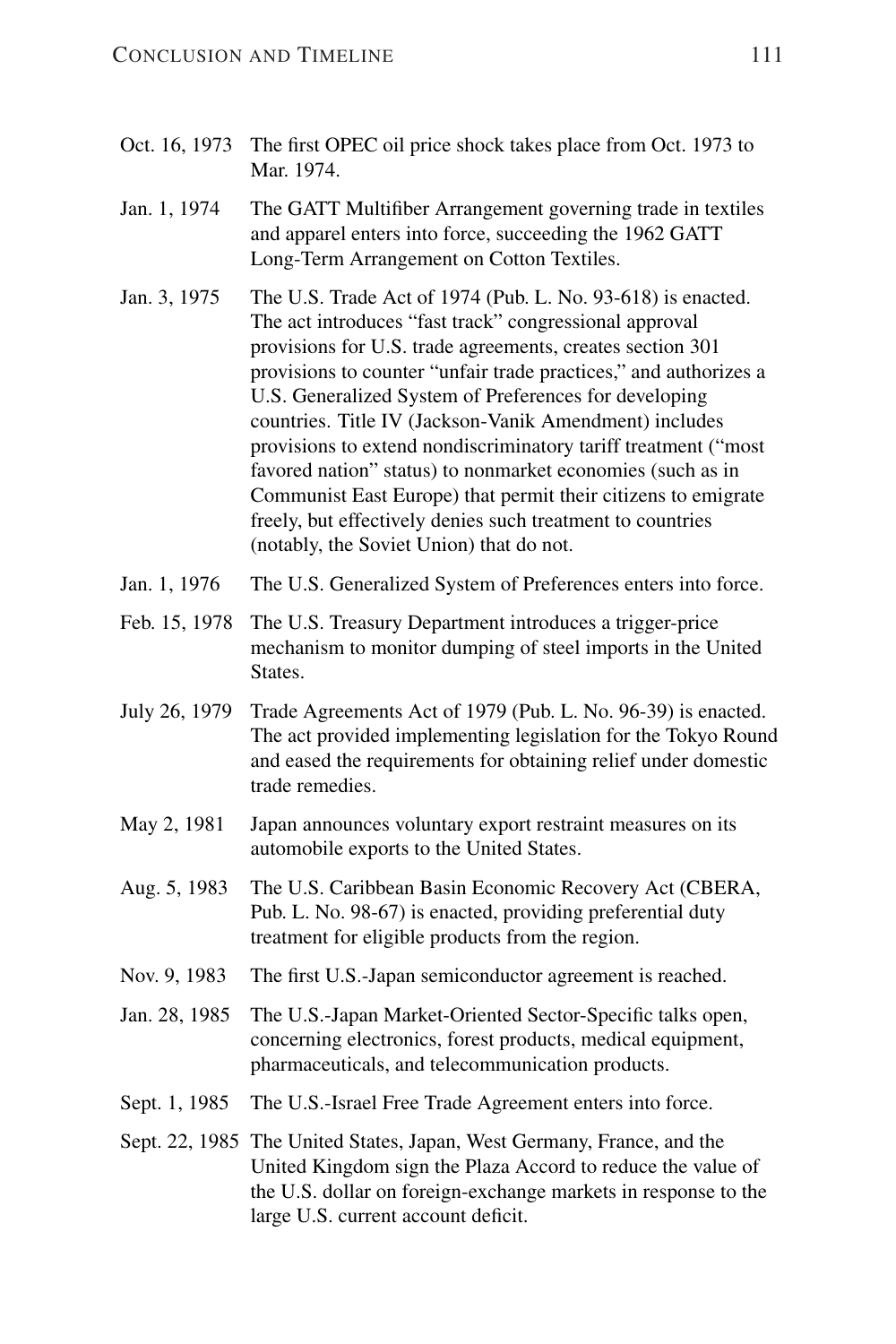| | |
|---|---|
| Oct. 16, 1973 | The first OPEC oil price shock takes place from Oct. 1973 to Mar. 1974. |
| Jan. 1, 1974 | The GATT Multifiber Arrangement governing trade in textiles and apparel enters into force, succeeding the 1962 GATT Long-Term Arrangement on Cotton Textiles. |
| Jan. 3, 1975 | The U.S. Trade Act of 1974 (Pub. L. No. 93-618) is enacted. The act introduces "fast track" congressional approval provisions for U.S. trade agreements, creates section 301 provisions to counter "unfair trade practices," and authorizes a U.S. Generalized System of Preferences for developing countries. Title IV (Jackson-Vanik Amendment) includes provisions to extend nondiscriminatory tariff treatment ("most favored nation" status) to nonmarket economies (such as in Communist East Europe) that permit their citizens to emigrate freely, but effectively denies such treatment to countries (notably, the Soviet Union) that do not. |
| Jan. 1, 1976 | The U.S. Generalized System of Preferences enters into force. |
| Feb. 15, 1978 | The U.S. Treasury Department introduces a trigger-price mechanism to monitor dumping of steel imports in the United States. |
| July 26, 1979 | Trade Agreements Act of 1979 (Pub. L. No. 96-39) is enacted. The act provided implementing legislation for the Tokyo Round and eased the requirements for obtaining relief under domestic trade remedies. |
| May 2, 1981 | Japan announces voluntary export restraint measures on its automobile exports to the United States. |
| Aug. 5, 1983 | The U.S. Caribbean Basin Economic Recovery Act (CBERA, Pub. L. No. 98-67) is enacted, providing preferential duty treatment for eligible products from the region. |
| Nov. 9, 1983 | The first U.S.-Japan semiconductor agreement is reached. |
| Jan. 28, 1985 | The U.S.-Japan Market-Oriented Sector-Specific talks open, concerning electronics, forest products, medical equipment, pharmaceuticals, and telecommunication products. |
| Sept. 1, 1985 | The U.S.-Israel Free Trade Agreement enters into force. |
| Sept. 22, 1985 | The United States, Japan, West Germany, France, and the United Kingdom sign the Plaza Accord to reduce the value of the U.S. dollar on foreign-exchange markets in response to the large U.S. current account deficit. |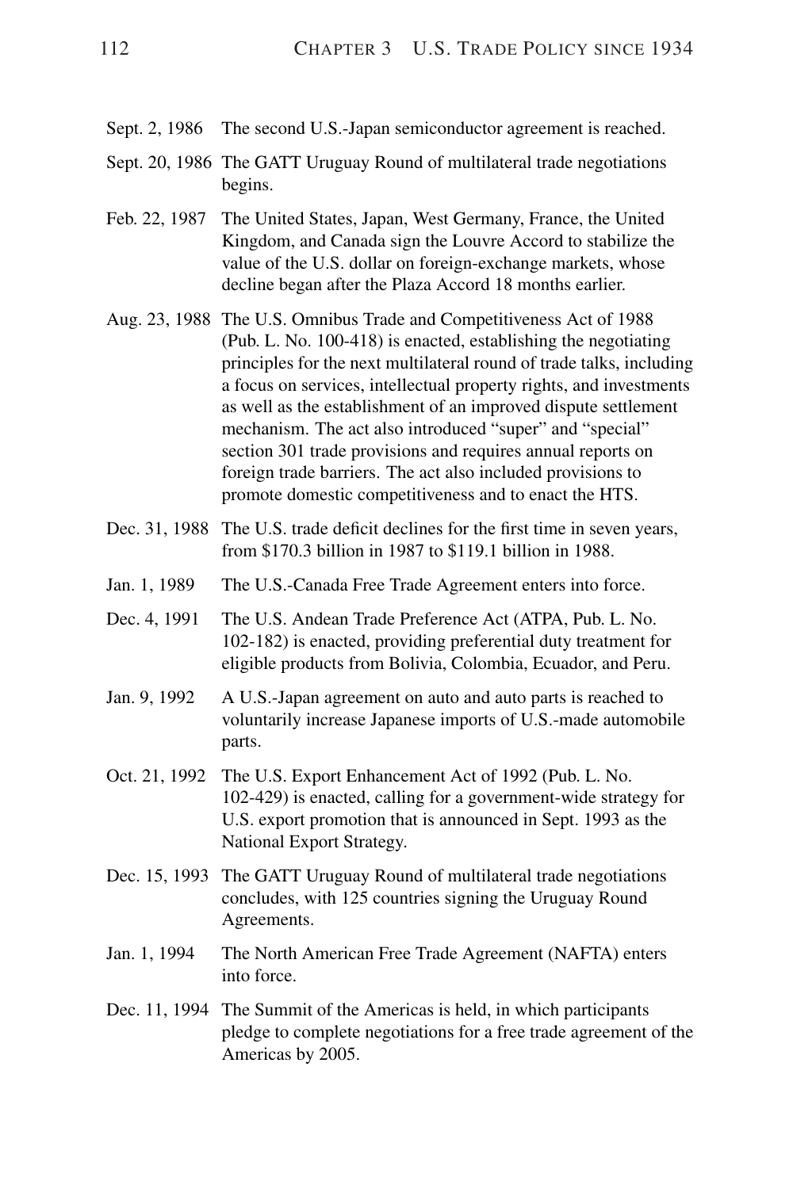| | |
|---|---|
| Sept. 2, 1986 | The second U.S.-Japan semiconductor agreement is reached. |
| Sept. 20, 1986 | The GATT Uruguay Round of multilateral trade negotiations begins. |
| Feb. 22, 1987 | The United States, Japan, West Germany, France, the United Kingdom, and Canada sign the Louvre Accord to stabilize the value of the U.S. dollar on foreign-exchange markets, whose decline began after the Plaza Accord 18 months earlier. |
| Aug. 23, 1988 | The U.S. Omnibus Trade and Competitiveness Act of 1988 (Pub. L. No. 100-418) is enacted, establishing the negotiating principles for the next multilateral round of trade talks, including a focus on services, intellectual property rights, and investments as well as the establishment of an improved dispute settlement mechanism. The act also introduced "super" and "special" section 301 trade provisions and requires annual reports on foreign trade barriers. The act also included provisions to promote domestic competitiveness and to enact the HTS. |
| Dec. 31, 1988 | The U.S. trade deficit declines for the first time in seven years, from $170.3 billion in 1987 to $119.1 billion in 1988. |
| Jan. 1, 1989 | The U.S.-Canada Free Trade Agreement enters into force. |
| Dec. 4, 1991 | The U.S. Andean Trade Preference Act (ATPA, Pub. L. No. 102-182) is enacted, providing preferential duty treatment for eligible products from Bolivia, Colombia, Ecuador, and Peru. |
| Jan. 9, 1992 | A U.S.-Japan agreement on auto and auto parts is reached to voluntarily increase Japanese imports of U.S.-made automobile parts. |
| Oct. 21, 1992 | The U.S. Export Enhancement Act of 1992 (Pub. L. No. 102-429) is enacted, calling for a government-wide strategy for U.S. export promotion that is announced in Sept. 1993 as the National Export Strategy. |
| Dec. 15, 1993 | The GATT Uruguay Round of multilateral trade negotiations concludes, with 125 countries signing the Uruguay Round Agreements. |
| Jan. 1, 1994 | The North American Free Trade Agreement (NAFTA) enters into force. |
| Dec. 11, 1994 | The Summit of the Americas is held, in which participants pledge to complete negotiations for a free trade agreement of the Americas by 2005. |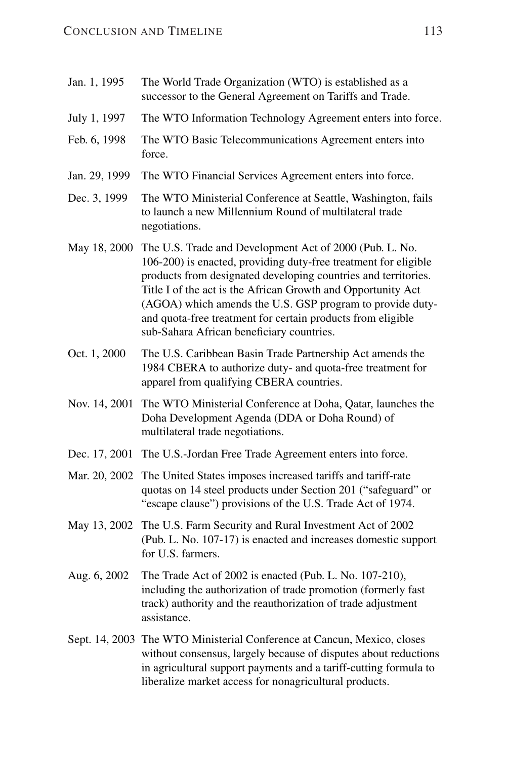| | |
|---|---|
| Jan. 1, 1995 | The World Trade Organization (WTO) is established as a successor to the General Agreement on Tariffs and Trade. |
| July 1, 1997 | The WTO Information Technology Agreement enters into force. |
| Feb. 6, 1998 | The WTO Basic Telecommunications Agreement enters into force. |
| Jan. 29, 1999 | The WTO Financial Services Agreement enters into force. |
| Dec. 3, 1999 | The WTO Ministerial Conference at Seattle, Washington, fails to launch a new Millennium Round of multilateral trade negotiations. |
| May 18, 2000 | The U.S. Trade and Development Act of 2000 (Pub. L. No. 106-200) is enacted, providing duty-free treatment for eligible products from designated developing countries and territories. Title I of the act is the African Growth and Opportunity Act (AGOA) which amends the U.S. GSP program to provide duty- and quota-free treatment for certain products from eligible sub-Sahara African beneficiary countries. |
| Oct. 1, 2000 | The U.S. Caribbean Basin Trade Partnership Act amends the 1984 CBERA to authorize duty- and quota-free treatment for apparel from qualifying CBERA countries. |
| Nov. 14, 2001 | The WTO Ministerial Conference at Doha, Qatar, launches the Doha Development Agenda (DDA or Doha Round) of multilateral trade negotiations. |
| Dec. 17, 2001 | The U.S.-Jordan Free Trade Agreement enters into force. |
| Mar. 20, 2002 | The United States imposes increased tariffs and tariff-rate quotas on 14 steel products under Section 201 ("safeguard" or "escape clause") provisions of the U.S. Trade Act of 1974. |
| May 13, 2002 | The U.S. Farm Security and Rural Investment Act of 2002 (Pub. L. No. 107-17) is enacted and increases domestic support for U.S. farmers. |
| Aug. 6, 2002 | The Trade Act of 2002 is enacted (Pub. L. No. 107-210), including the authorization of trade promotion (formerly fast track) authority and the reauthorization of trade adjustment assistance. |
| Sept. 14, 2003 | The WTO Ministerial Conference at Cancun, Mexico, closes without consensus, largely because of disputes about reductions in agricultural support payments and a tariff-cutting formula to liberalize market access for nonagricultural products. |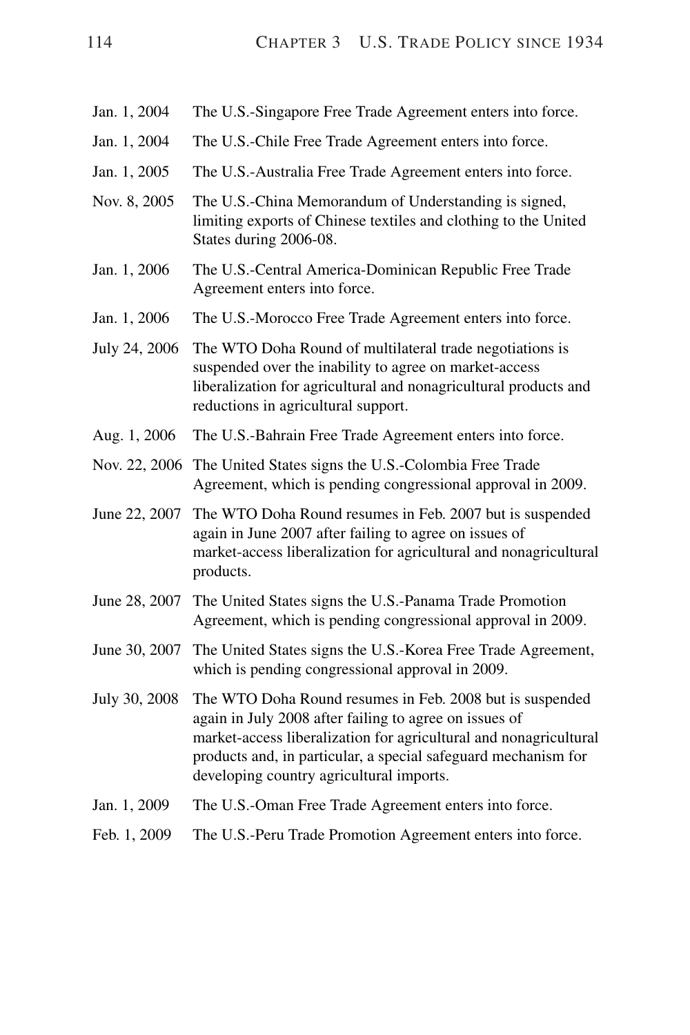| | |
|---|---|
| Jan. 1, 2004 | The U.S.-Singapore Free Trade Agreement enters into force. |
| Jan. 1, 2004 | The U.S.-Chile Free Trade Agreement enters into force. |
| Jan. 1, 2005 | The U.S.-Australia Free Trade Agreement enters into force. |
| Nov. 8, 2005 | The U.S.-China Memorandum of Understanding is signed, limiting exports of Chinese textiles and clothing to the United States during 2006-08. |
| Jan. 1, 2006 | The U.S.-Central America-Dominican Republic Free Trade Agreement enters into force. |
| Jan. 1, 2006 | The U.S.-Morocco Free Trade Agreement enters into force. |
| July 24, 2006 | The WTO Doha Round of multilateral trade negotiations is suspended over the inability to agree on market-access liberalization for agricultural and nonagricultural products and reductions in agricultural support. |
| Aug. 1, 2006 | The U.S.-Bahrain Free Trade Agreement enters into force. |
| Nov. 22, 2006 | The United States signs the U.S.-Colombia Free Trade Agreement, which is pending congressional approval in 2009. |
| June 22, 2007 | The WTO Doha Round resumes in Feb. 2007 but is suspended again in June 2007 after failing to agree on issues of market-access liberalization for agricultural and nonagricultural products. |
| June 28, 2007 | The United States signs the U.S.-Panama Trade Promotion Agreement, which is pending congressional approval in 2009. |
| June 30, 2007 | The United States signs the U.S.-Korea Free Trade Agreement, which is pending congressional approval in 2009. |
| July 30, 2008 | The WTO Doha Round resumes in Feb. 2008 but is suspended again in July 2008 after failing to agree on issues of market-access liberalization for agricultural and nonagricultural products and, in particular, a special safeguard mechanism for developing country agricultural imports. |
| Jan. 1, 2009 | The U.S.-Oman Free Trade Agreement enters into force. |
| Feb. 1, 2009 | The U.S.-Peru Trade Promotion Agreement enters into force. |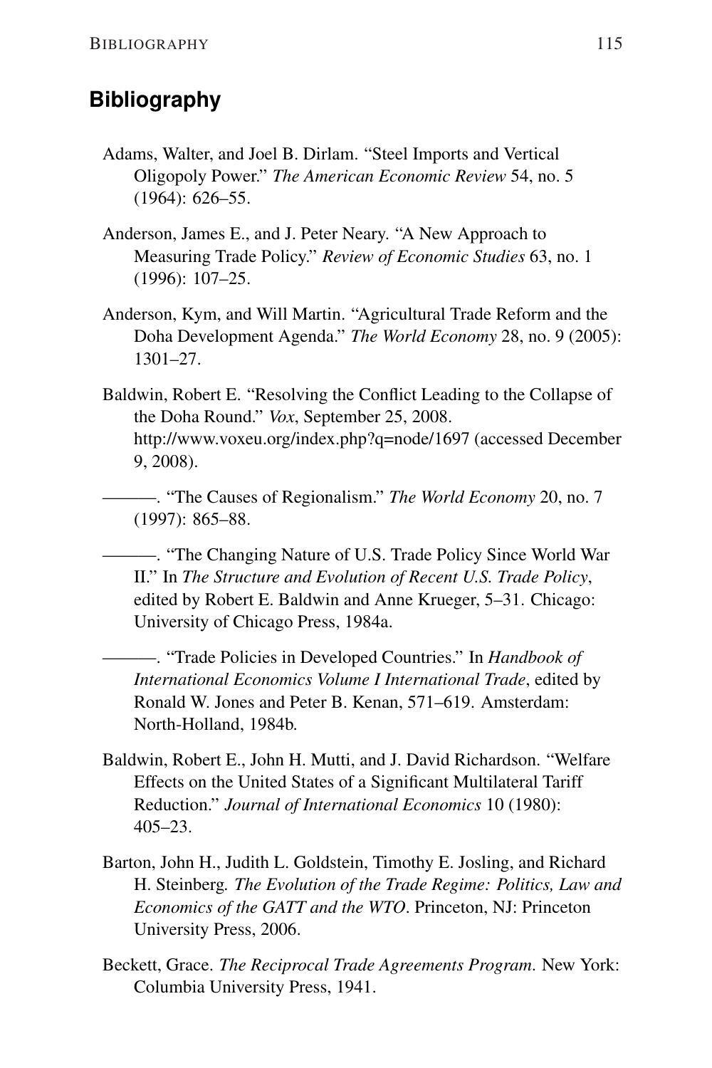## Bibliography

Adams, Walter, and Joel B. Dirlam. "Steel Imports and Vertical Oligopoly Power." *The American Economic Review* 54, no. 5 (1964): 626–55.

Anderson, James E., and J. Peter Neary. "A New Approach to Measuring Trade Policy." *Review of Economic Studies* 63, no. 1 (1996): 107–25.

Anderson, Kym, and Will Martin. "Agricultural Trade Reform and the Doha Development Agenda." *The World Economy* 28, no. 9 (2005): 1301–27.

Baldwin, Robert E. "Resolving the Conflict Leading to the Collapse of the Doha Round." *Vox*, September 25, 2008. http://www.voxeu.org/index.php?q=node/1697 (accessed December 9, 2008).

———. "The Causes of Regionalism." *The World Economy* 20, no. 7 (1997): 865–88.

———. "The Changing Nature of U.S. Trade Policy Since World War II." In *The Structure and Evolution of Recent U.S. Trade Policy*, edited by Robert E. Baldwin and Anne Krueger, 5–31. Chicago: University of Chicago Press, 1984a.

———. "Trade Policies in Developed Countries." In *Handbook of International Economics Volume I International Trade*, edited by Ronald W. Jones and Peter B. Kenan, 571–619. Amsterdam: North-Holland, 1984b.

Baldwin, Robert E., John H. Mutti, and J. David Richardson. "Welfare Effects on the United States of a Significant Multilateral Tariff Reduction." *Journal of International Economics* 10 (1980): 405–23.

Barton, John H., Judith L. Goldstein, Timothy E. Josling, and Richard H. Steinberg. *The Evolution of the Trade Regime: Politics, Law and Economics of the GATT and the WTO*. Princeton, NJ: Princeton University Press, 2006.

Beckett, Grace. *The Reciprocal Trade Agreements Program.* New York: Columbia University Press, 1941.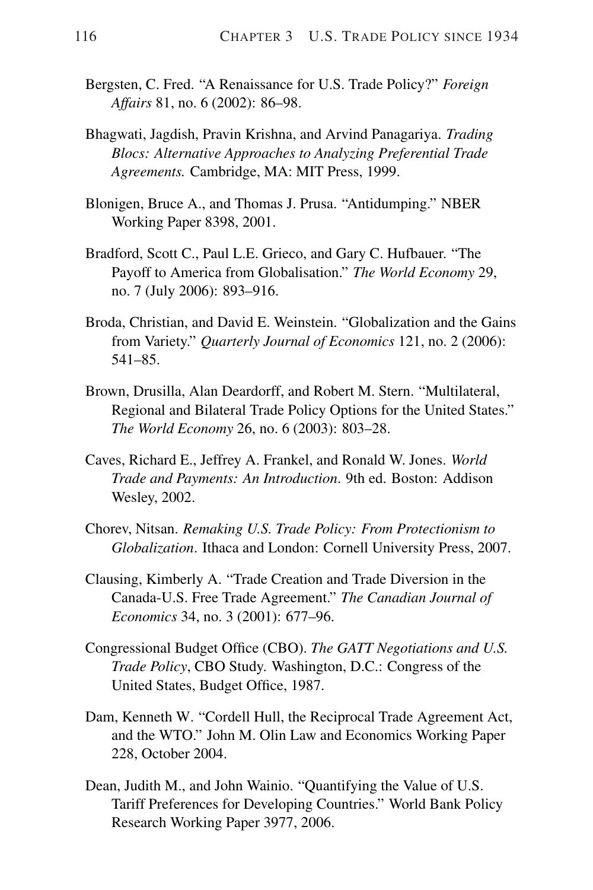Bergsten, C. Fred. "A Renaissance for U.S. Trade Policy?" *Foreign Affairs* 81, no. 6 (2002): 86–98.

Bhagwati, Jagdish, Pravin Krishna, and Arvind Panagariya. *Trading Blocs: Alternative Approaches to Analyzing Preferential Trade Agreements.* Cambridge, MA: MIT Press, 1999.

Blonigen, Bruce A., and Thomas J. Prusa. "Antidumping." NBER Working Paper 8398, 2001.

Bradford, Scott C., Paul L.E. Grieco, and Gary C. Hufbauer. "The Payoff to America from Globalisation." *The World Economy* 29, no. 7 (July 2006): 893–916.

Broda, Christian, and David E. Weinstein. "Globalization and the Gains from Variety." *Quarterly Journal of Economics* 121, no. 2 (2006): 541–85.

Brown, Drusilla, Alan Deardorff, and Robert M. Stern. "Multilateral, Regional and Bilateral Trade Policy Options for the United States." *The World Economy* 26, no. 6 (2003): 803–28.

Caves, Richard E., Jeffrey A. Frankel, and Ronald W. Jones. *World Trade and Payments: An Introduction*. 9th ed. Boston: Addison Wesley, 2002.

Chorev, Nitsan. *Remaking U.S. Trade Policy: From Protectionism to Globalization*. Ithaca and London: Cornell University Press, 2007.

Clausing, Kimberly A. "Trade Creation and Trade Diversion in the Canada-U.S. Free Trade Agreement." *The Canadian Journal of Economics* 34, no. 3 (2001): 677–96.

Congressional Budget Office (CBO). *The GATT Negotiations and U.S. Trade Policy*, CBO Study. Washington, D.C.: Congress of the United States, Budget Office, 1987.

Dam, Kenneth W. "Cordell Hull, the Reciprocal Trade Agreement Act, and the WTO." John M. Olin Law and Economics Working Paper 228, October 2004.

Dean, Judith M., and John Wainio. "Quantifying the Value of U.S. Tariff Preferences for Developing Countries." World Bank Policy Research Working Paper 3977, 2006.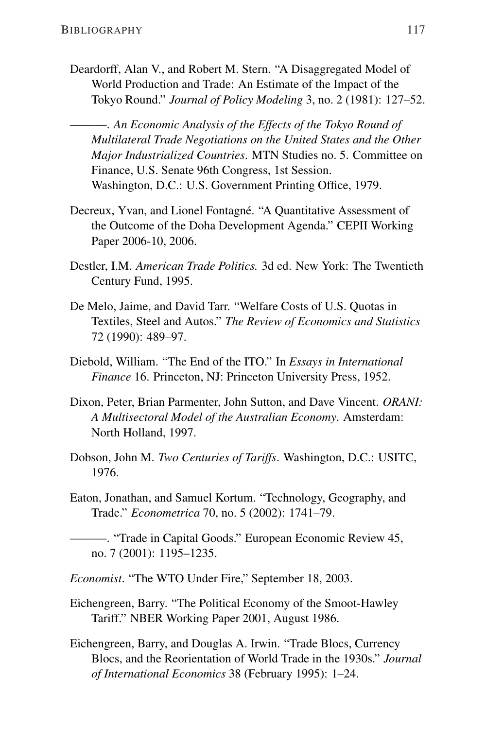Deardorff, Alan V., and Robert M. Stern. “A Disaggregated Model of World Production and Trade: An Estimate of the Impact of the Tokyo Round.” *Journal of Policy Modeling* 3, no. 2 (1981): 127–52.

———. *An Economic Analysis of the Effects of the Tokyo Round of Multilateral Trade Negotiations on the United States and the Other Major Industrialized Countries*. MTN Studies no. 5. Committee on Finance, U.S. Senate 96th Congress, 1st Session. Washington, D.C.: U.S. Government Printing Office, 1979.

Decreux, Yvan, and Lionel Fontagné. “A Quantitative Assessment of the Outcome of the Doha Development Agenda.” CEPII Working Paper 2006-10, 2006.

Destler, I.M. *American Trade Politics.* 3d ed. New York: The Twentieth Century Fund, 1995.

De Melo, Jaime, and David Tarr. “Welfare Costs of U.S. Quotas in Textiles, Steel and Autos.” *The Review of Economics and Statistics* 72 (1990): 489–97.

Diebold, William. “The End of the ITO.” In *Essays in International Finance* 16. Princeton, NJ: Princeton University Press, 1952.

Dixon, Peter, Brian Parmenter, John Sutton, and Dave Vincent. *ORANI: A Multisectoral Model of the Australian Economy*. Amsterdam: North Holland, 1997.

Dobson, John M. *Two Centuries of Tariffs*. Washington, D.C.: USITC, 1976.

Eaton, Jonathan, and Samuel Kortum. “Technology, Geography, and Trade.” *Econometrica* 70, no. 5 (2002): 1741–79.

———. “Trade in Capital Goods.” European Economic Review 45, no. 7 (2001): 1195–1235.

*Economist*. “The WTO Under Fire,” September 18, 2003.

Eichengreen, Barry. “The Political Economy of the Smoot-Hawley Tariff.” NBER Working Paper 2001, August 1986.

Eichengreen, Barry, and Douglas A. Irwin. “Trade Blocs, Currency Blocs, and the Reorientation of World Trade in the 1930s.” *Journal of International Economics* 38 (February 1995): 1–24.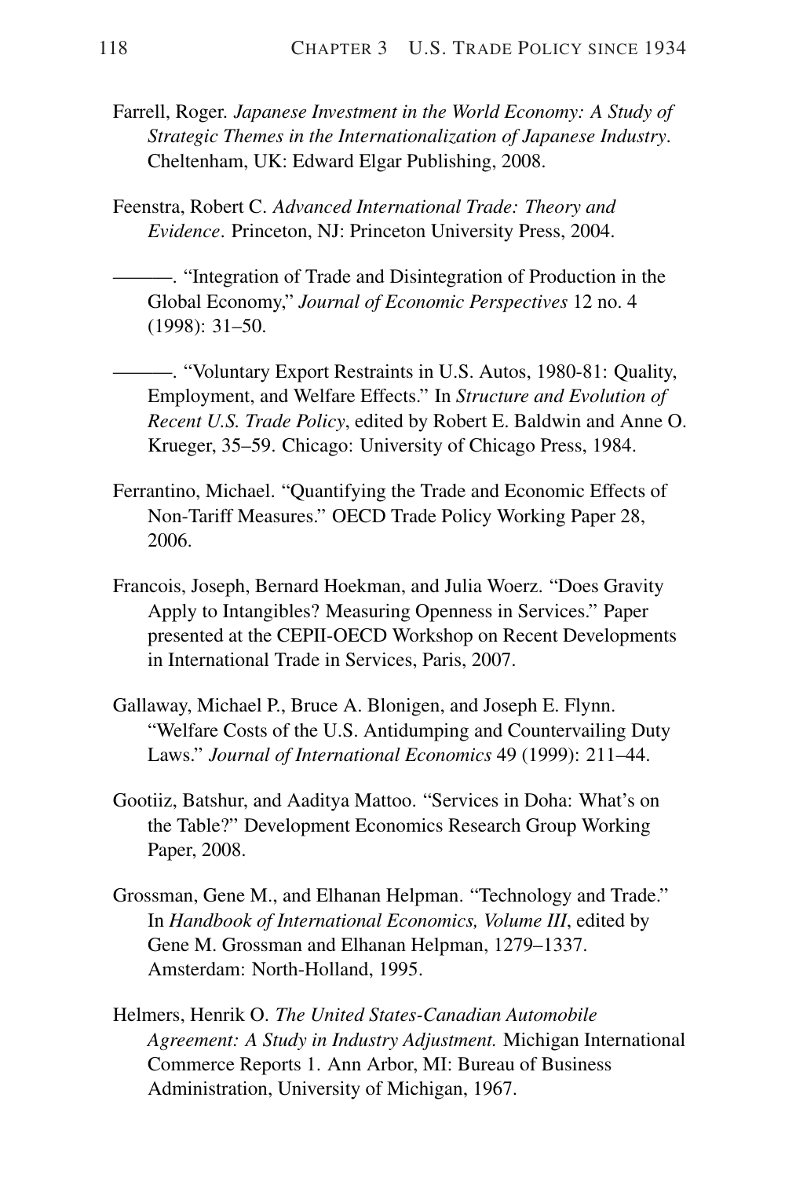Farrell, Roger. *Japanese Investment in the World Economy: A Study of Strategic Themes in the Internationalization of Japanese Industry*. Cheltenham, UK: Edward Elgar Publishing, 2008.

Feenstra, Robert C. *Advanced International Trade: Theory and Evidence*. Princeton, NJ: Princeton University Press, 2004.

———. "Integration of Trade and Disintegration of Production in the Global Economy," *Journal of Economic Perspectives* 12 no. 4 (1998): 31–50.

———. "Voluntary Export Restraints in U.S. Autos, 1980-81: Quality, Employment, and Welfare Effects." In *Structure and Evolution of Recent U.S. Trade Policy*, edited by Robert E. Baldwin and Anne O. Krueger, 35–59. Chicago: University of Chicago Press, 1984.

Ferrantino, Michael. "Quantifying the Trade and Economic Effects of Non-Tariff Measures." OECD Trade Policy Working Paper 28, 2006.

Francois, Joseph, Bernard Hoekman, and Julia Woerz. "Does Gravity Apply to Intangibles? Measuring Openness in Services." Paper presented at the CEPII-OECD Workshop on Recent Developments in International Trade in Services, Paris, 2007.

Gallaway, Michael P., Bruce A. Blonigen, and Joseph E. Flynn. "Welfare Costs of the U.S. Antidumping and Countervailing Duty Laws." *Journal of International Economics* 49 (1999): 211–44.

Gootiiz, Batshur, and Aaditya Mattoo. "Services in Doha: What's on the Table?" Development Economics Research Group Working Paper, 2008.

Grossman, Gene M., and Elhanan Helpman. "Technology and Trade." In *Handbook of International Economics, Volume III*, edited by Gene M. Grossman and Elhanan Helpman, 1279–1337. Amsterdam: North-Holland, 1995.

Helmers, Henrik O. *The United States-Canadian Automobile Agreement: A Study in Industry Adjustment.* Michigan International Commerce Reports 1. Ann Arbor, MI: Bureau of Business Administration, University of Michigan, 1967.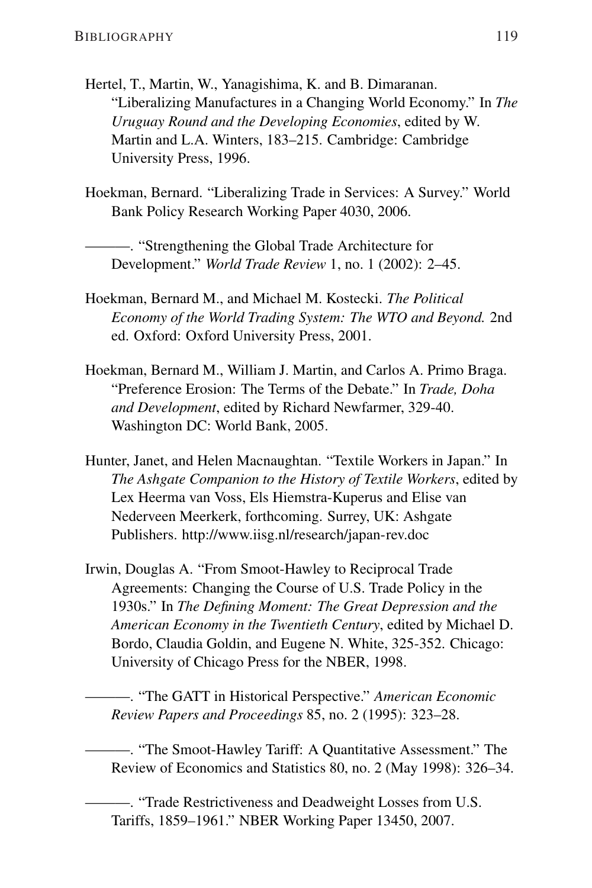Hertel, T., Martin, W., Yanagishima, K. and B. Dimaranan. "Liberalizing Manufactures in a Changing World Economy." In *The Uruguay Round and the Developing Economies*, edited by W. Martin and L.A. Winters, 183–215. Cambridge: Cambridge University Press, 1996.

Hoekman, Bernard. "Liberalizing Trade in Services: A Survey." World Bank Policy Research Working Paper 4030, 2006.

———. "Strengthening the Global Trade Architecture for Development." *World Trade Review* 1, no. 1 (2002): 2–45.

Hoekman, Bernard M., and Michael M. Kostecki. *The Political Economy of the World Trading System: The WTO and Beyond.* 2nd ed. Oxford: Oxford University Press, 2001.

Hoekman, Bernard M., William J. Martin, and Carlos A. Primo Braga. "Preference Erosion: The Terms of the Debate." In *Trade, Doha and Development*, edited by Richard Newfarmer, 329-40. Washington DC: World Bank, 2005.

Hunter, Janet, and Helen Macnaughtan. "Textile Workers in Japan." In *The Ashgate Companion to the History of Textile Workers*, edited by Lex Heerma van Voss, Els Hiemstra-Kuperus and Elise van Nederveen Meerkerk, forthcoming. Surrey, UK: Ashgate Publishers. http://www.iisg.nl/research/japan-rev.doc

Irwin, Douglas A. "From Smoot-Hawley to Reciprocal Trade Agreements: Changing the Course of U.S. Trade Policy in the 1930s." In *The Defining Moment: The Great Depression and the American Economy in the Twentieth Century*, edited by Michael D. Bordo, Claudia Goldin, and Eugene N. White, 325-352. Chicago: University of Chicago Press for the NBER, 1998.

———. "The GATT in Historical Perspective." *American Economic Review Papers and Proceedings* 85, no. 2 (1995): 323–28.

———. "The Smoot-Hawley Tariff: A Quantitative Assessment." The Review of Economics and Statistics 80, no. 2 (May 1998): 326–34.

———. "Trade Restrictiveness and Deadweight Losses from U.S. Tariffs, 1859–1961." NBER Working Paper 13450, 2007.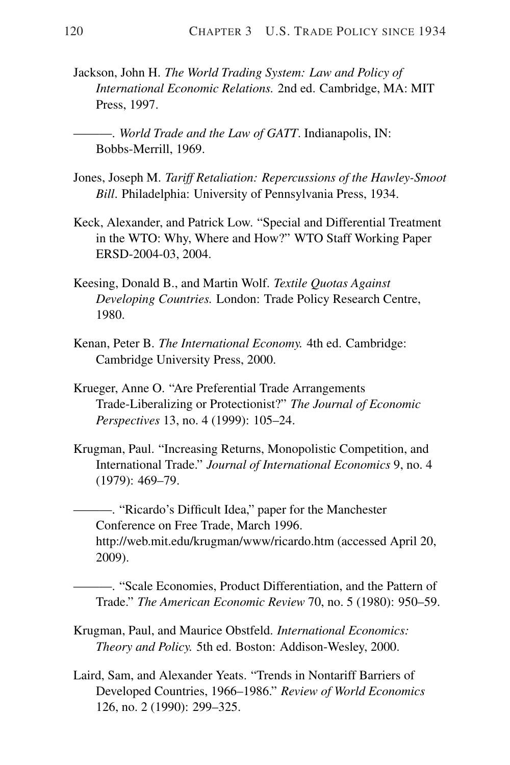Jackson, John H. *The World Trading System: Law and Policy of International Economic Relations.* 2nd ed. Cambridge, MA: MIT Press, 1997.

———. *World Trade and the Law of GATT*. Indianapolis, IN: Bobbs-Merrill, 1969.

Jones, Joseph M. *Tariff Retaliation: Repercussions of the Hawley-Smoot Bill*. Philadelphia: University of Pennsylvania Press, 1934.

Keck, Alexander, and Patrick Low. "Special and Differential Treatment in the WTO: Why, Where and How?" WTO Staff Working Paper ERSD-2004-03, 2004.

Keesing, Donald B., and Martin Wolf. *Textile Quotas Against Developing Countries.* London: Trade Policy Research Centre, 1980.

Kenan, Peter B. *The International Economy.* 4th ed. Cambridge: Cambridge University Press, 2000.

Krueger, Anne O. "Are Preferential Trade Arrangements Trade-Liberalizing or Protectionist?" *The Journal of Economic Perspectives* 13, no. 4 (1999): 105–24.

Krugman, Paul. "Increasing Returns, Monopolistic Competition, and International Trade." *Journal of International Economics* 9, no. 4 (1979): 469–79.

———. "Ricardo's Difficult Idea," paper for the Manchester Conference on Free Trade, March 1996. http://web.mit.edu/krugman/www/ricardo.htm (accessed April 20, 2009).

———. "Scale Economies, Product Differentiation, and the Pattern of Trade." *The American Economic Review* 70, no. 5 (1980): 950–59.

Krugman, Paul, and Maurice Obstfeld. *International Economics: Theory and Policy.* 5th ed. Boston: Addison-Wesley, 2000.

Laird, Sam, and Alexander Yeats. "Trends in Nontariff Barriers of Developed Countries, 1966–1986." *Review of World Economics* 126, no. 2 (1990): 299–325.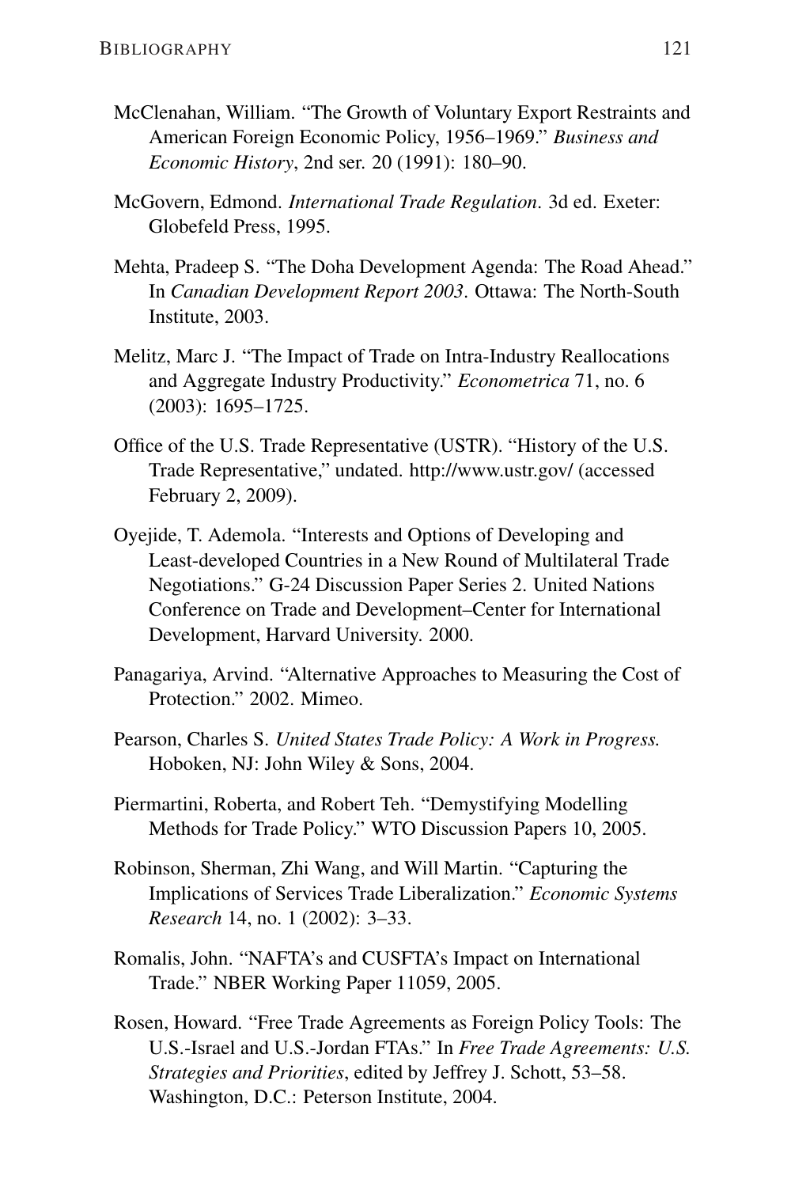McClenahan, William. "The Growth of Voluntary Export Restraints and American Foreign Economic Policy, 1956–1969." *Business and Economic History*, 2nd ser. 20 (1991): 180–90.

McGovern, Edmond. *International Trade Regulation*. 3d ed. Exeter: Globefeld Press, 1995.

Mehta, Pradeep S. "The Doha Development Agenda: The Road Ahead." In *Canadian Development Report 2003*. Ottawa: The North-South Institute, 2003.

Melitz, Marc J. "The Impact of Trade on Intra-Industry Reallocations and Aggregate Industry Productivity." *Econometrica* 71, no. 6 (2003): 1695–1725.

Office of the U.S. Trade Representative (USTR). "History of the U.S. Trade Representative," undated. http://www.ustr.gov/ (accessed February 2, 2009).

Oyejide, T. Ademola. "Interests and Options of Developing and Least-developed Countries in a New Round of Multilateral Trade Negotiations." G-24 Discussion Paper Series 2. United Nations Conference on Trade and Development–Center for International Development, Harvard University. 2000.

Panagariya, Arvind. "Alternative Approaches to Measuring the Cost of Protection." 2002. Mimeo.

Pearson, Charles S. *United States Trade Policy: A Work in Progress.* Hoboken, NJ: John Wiley & Sons, 2004.

Piermartini, Roberta, and Robert Teh. "Demystifying Modelling Methods for Trade Policy." WTO Discussion Papers 10, 2005.

Robinson, Sherman, Zhi Wang, and Will Martin. "Capturing the Implications of Services Trade Liberalization." *Economic Systems Research* 14, no. 1 (2002): 3–33.

Romalis, John. "NAFTA's and CUSFTA's Impact on International Trade." NBER Working Paper 11059, 2005.

Rosen, Howard. "Free Trade Agreements as Foreign Policy Tools: The U.S.-Israel and U.S.-Jordan FTAs." In *Free Trade Agreements: U.S. Strategies and Priorities*, edited by Jeffrey J. Schott, 53–58. Washington, D.C.: Peterson Institute, 2004.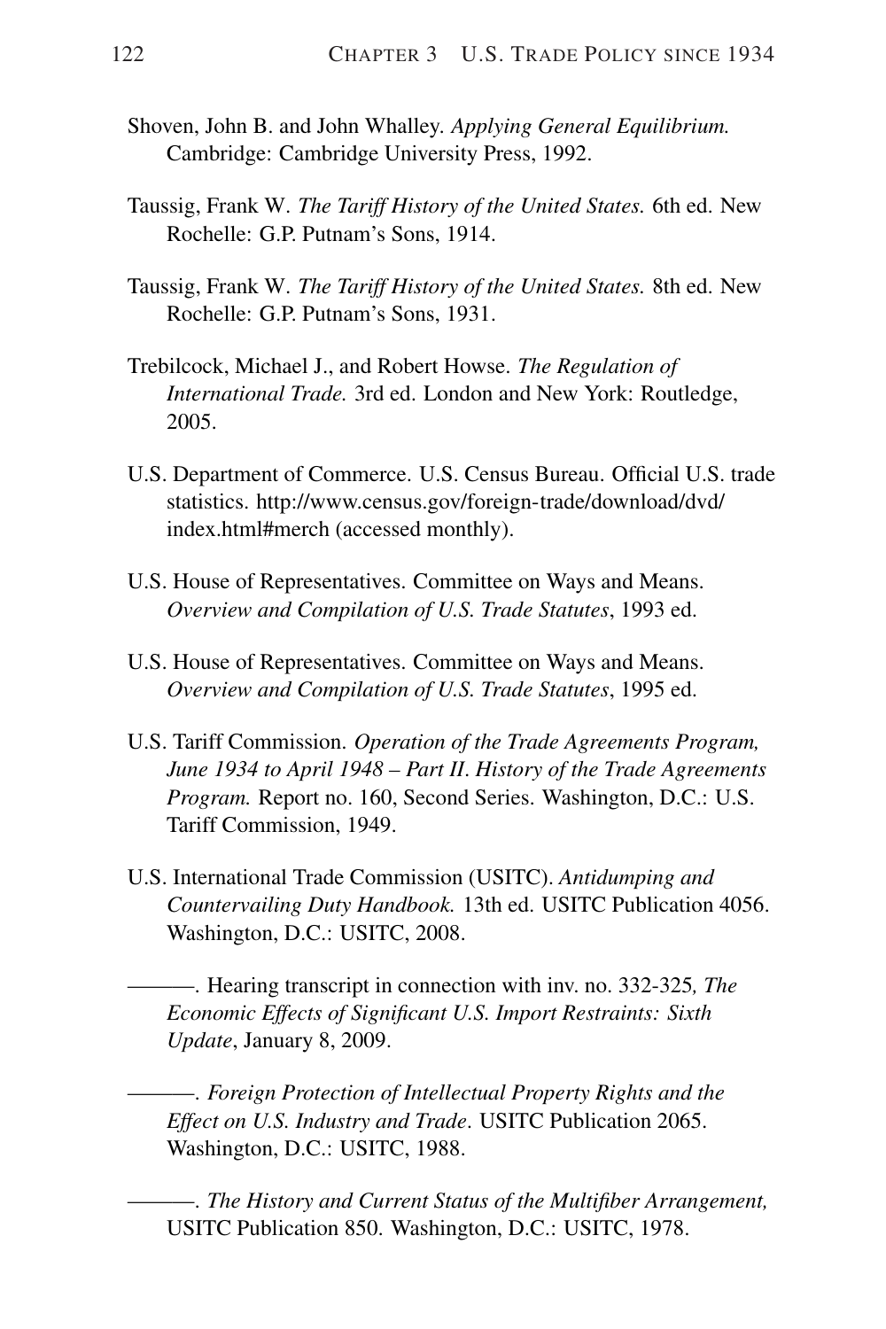Shoven, John B. and John Whalley. *Applying General Equilibrium.* Cambridge: Cambridge University Press, 1992.

Taussig, Frank W. *The Tariff History of the United States.* 6th ed. New Rochelle: G.P. Putnam's Sons, 1914.

Taussig, Frank W. *The Tariff History of the United States.* 8th ed. New Rochelle: G.P. Putnam's Sons, 1931.

Trebilcock, Michael J., and Robert Howse. *The Regulation of International Trade.* 3rd ed. London and New York: Routledge, 2005.

U.S. Department of Commerce. U.S. Census Bureau. Official U.S. trade statistics. http://www.census.gov/foreign-trade/download/dvd/index.html#merch (accessed monthly).

U.S. House of Representatives. Committee on Ways and Means. *Overview and Compilation of U.S. Trade Statutes*, 1993 ed.

U.S. House of Representatives. Committee on Ways and Means. *Overview and Compilation of U.S. Trade Statutes*, 1995 ed.

U.S. Tariff Commission. *Operation of the Trade Agreements Program, June 1934 to April 1948 – Part II. History of the Trade Agreements Program.* Report no. 160, Second Series. Washington, D.C.: U.S. Tariff Commission, 1949.

U.S. International Trade Commission (USITC). *Antidumping and Countervailing Duty Handbook.* 13th ed. USITC Publication 4056. Washington, D.C.: USITC, 2008.

———. Hearing transcript in connection with inv. no. 332-325*, The Economic Effects of Significant U.S. Import Restraints: Sixth Update*, January 8, 2009.

———. *Foreign Protection of Intellectual Property Rights and the Effect on U.S. Industry and Trade.* USITC Publication 2065. Washington, D.C.: USITC, 1988.

———. *The History and Current Status of the Multifiber Arrangement,* USITC Publication 850. Washington, D.C.: USITC, 1978.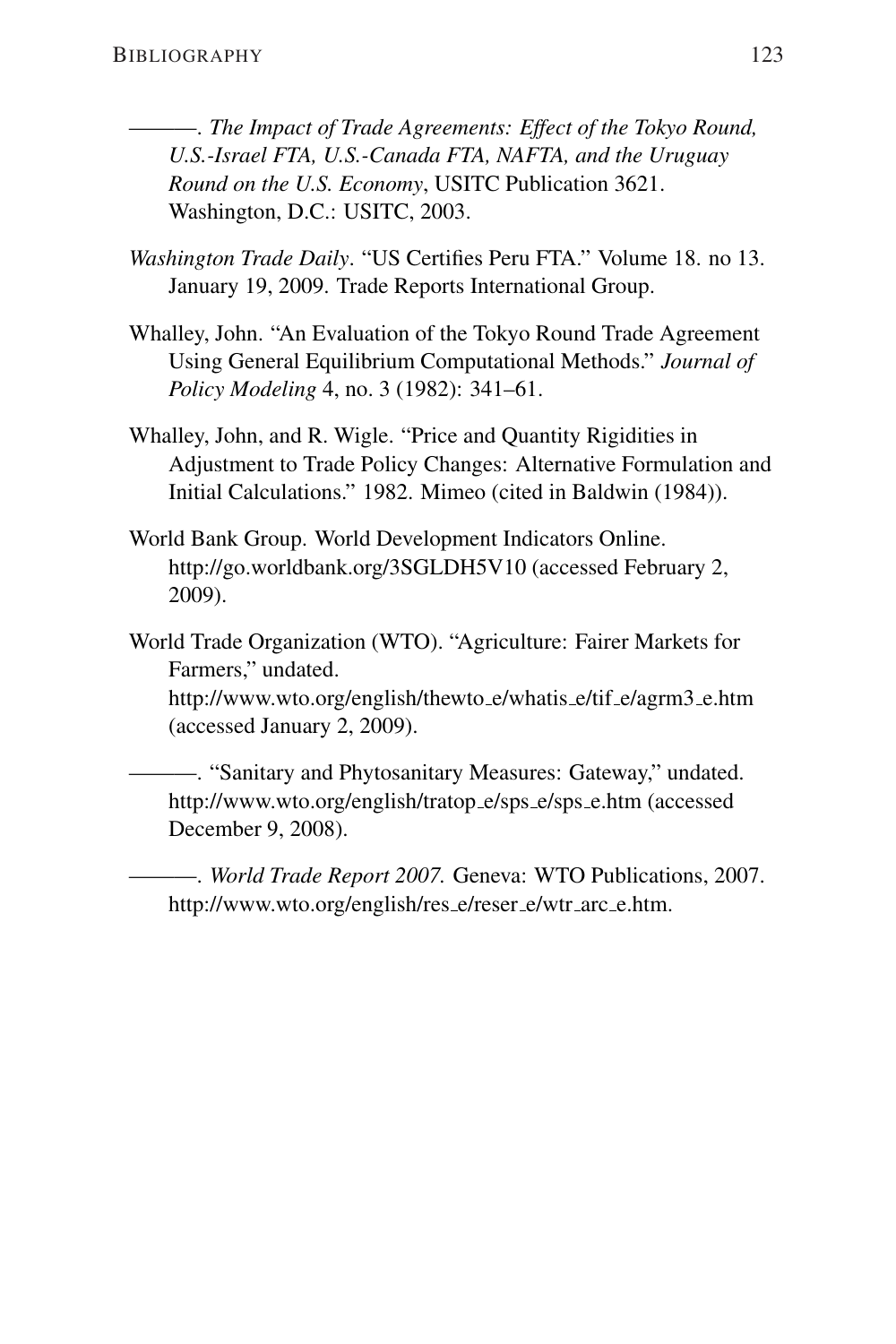———. *The Impact of Trade Agreements: Effect of the Tokyo Round, U.S.-Israel FTA, U.S.-Canada FTA, NAFTA, and the Uruguay Round on the U.S. Economy*, USITC Publication 3621. Washington, D.C.: USITC, 2003.

*Washington Trade Daily*. "US Certifies Peru FTA." Volume 18. no 13. January 19, 2009. Trade Reports International Group.

Whalley, John. "An Evaluation of the Tokyo Round Trade Agreement Using General Equilibrium Computational Methods." *Journal of Policy Modeling* 4, no. 3 (1982): 341–61.

Whalley, John, and R. Wigle. "Price and Quantity Rigidities in Adjustment to Trade Policy Changes: Alternative Formulation and Initial Calculations." 1982. Mimeo (cited in Baldwin (1984)).

World Bank Group. World Development Indicators Online. http://go.worldbank.org/3SGLDH5V10 (accessed February 2, 2009).

World Trade Organization (WTO). "Agriculture: Fairer Markets for Farmers," undated. http://www.wto.org/english/thewto_e/whatis_e/tif_e/agrm3_e.htm (accessed January 2, 2009).

———. "Sanitary and Phytosanitary Measures: Gateway," undated. http://www.wto.org/english/tratop_e/sps_e/sps_e.htm (accessed December 9, 2008).

———. *World Trade Report 2007.* Geneva: WTO Publications, 2007. http://www.wto.org/english/res_e/reser_e/wtr_arc_e.htm.